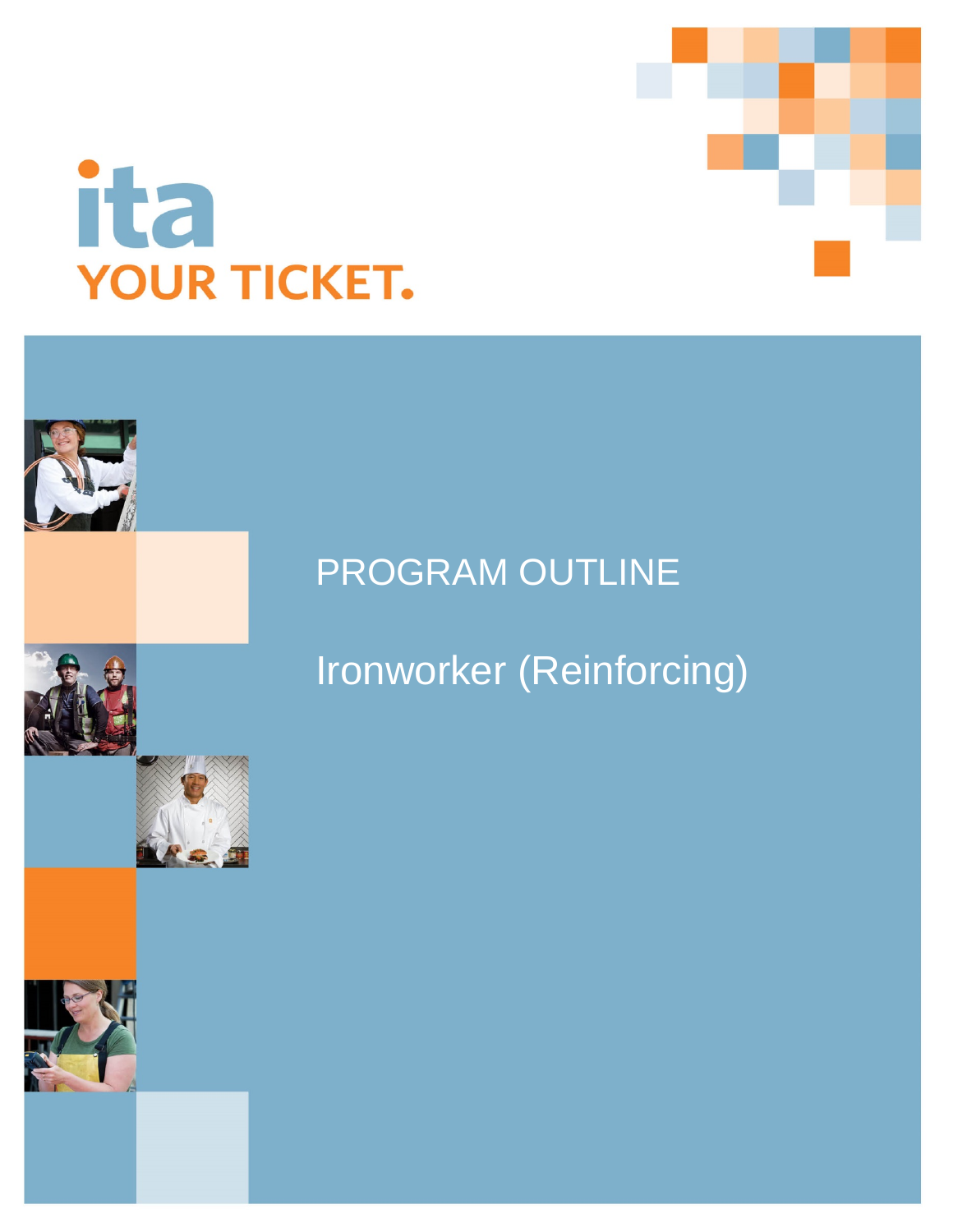ita

YOUR TICKET.

# PROGRAM OUTLINE

## Ironworker (Reinforcing)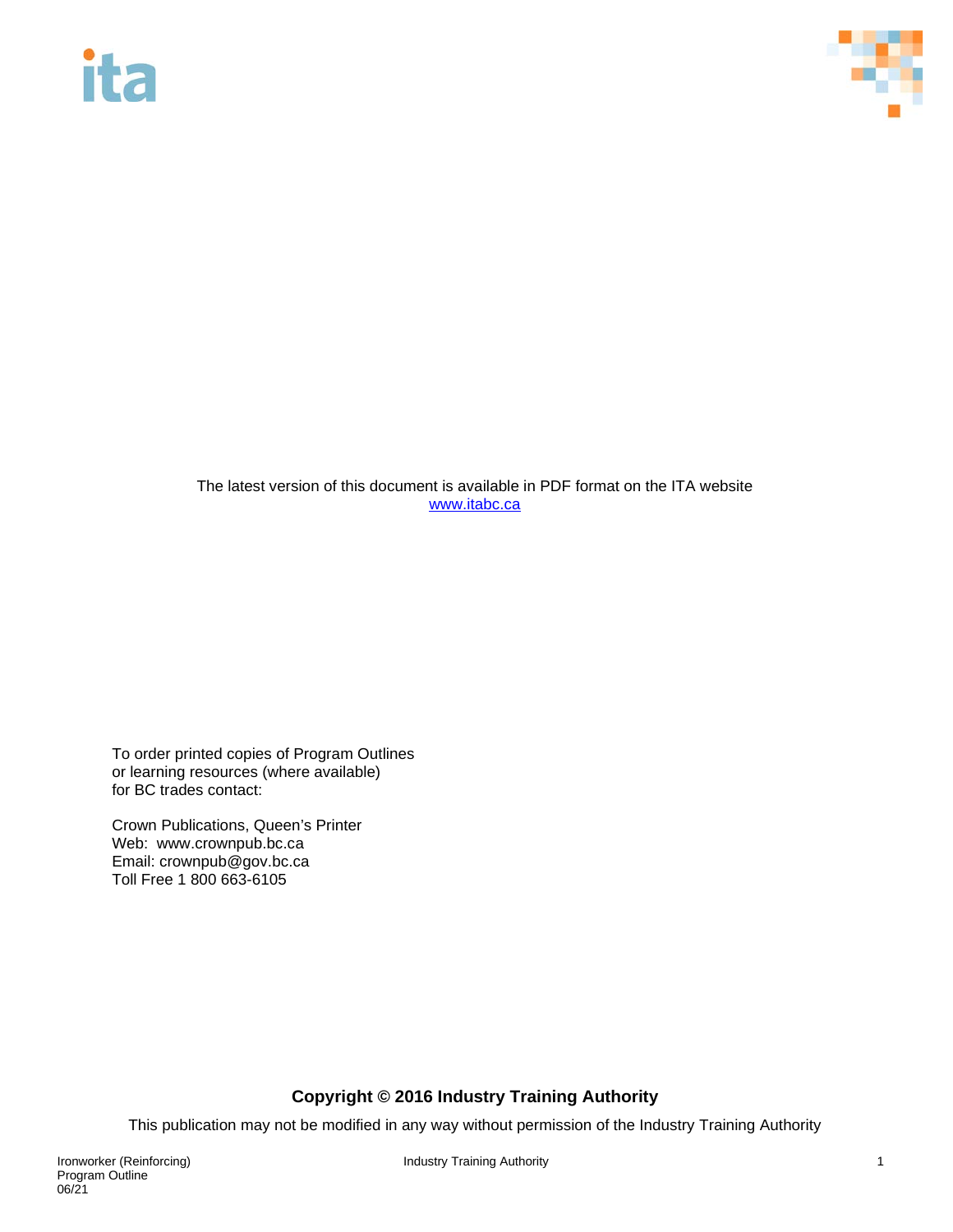The latest version of this document is available in PDF format on the ITA website
[www.itabc.ca](http://www.itabc.ca)

To order printed copies of Program Outlines
or learning resources (where available)
for BC trades contact:

Crown Publications, Queen's Printer
Web: www.crownpub.bc.ca
Email: crownpub@gov.bc.ca
Toll Free 1 800 663-6105

**Copyright © 2016 Industry Training Authority**

This publication may not be modified in any way without permission of the Industry Training Authority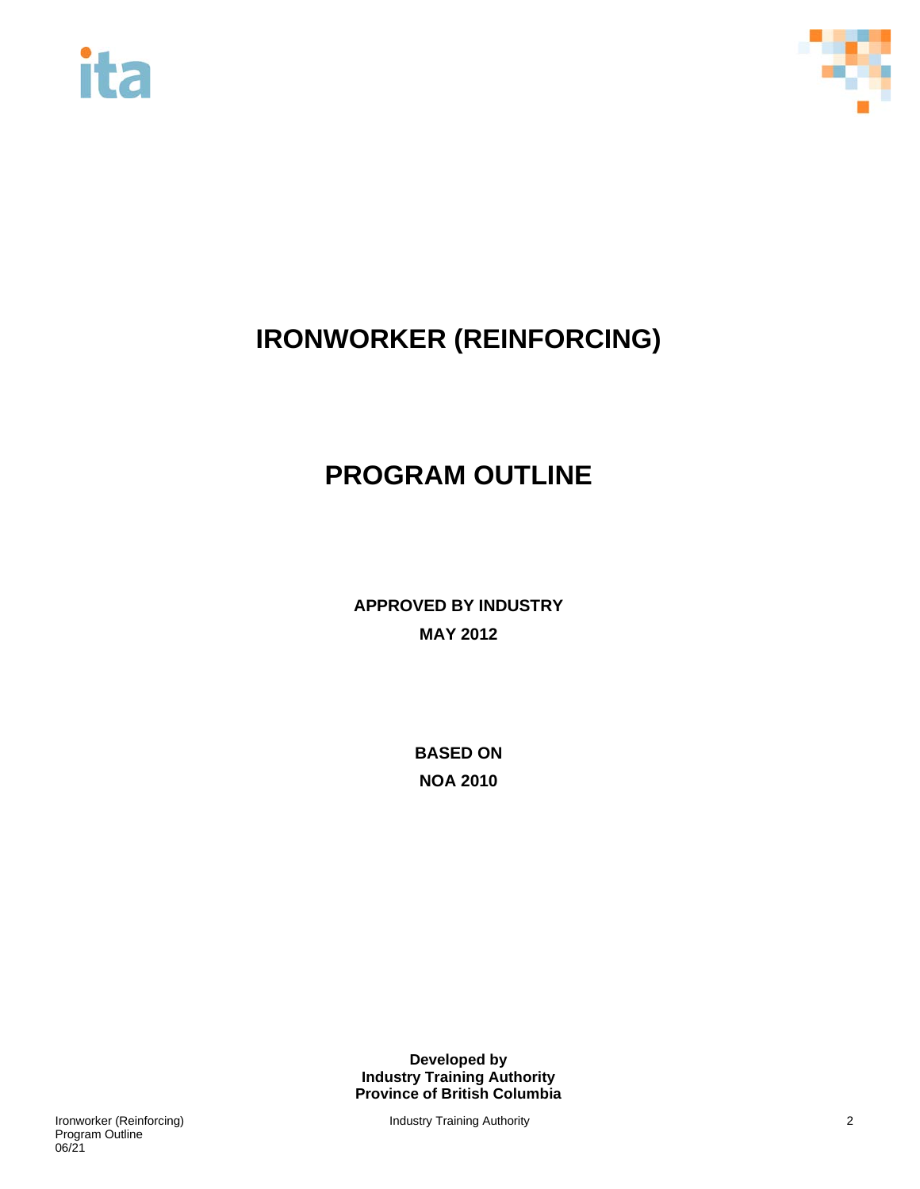# IRONWORKER (REINFORCING)

# PROGRAM OUTLINE

**APPROVED BY INDUSTRY**

**MAY 2012**

**BASED ON**

**NOA 2010**

**Developed by**
**Industry Training Authority**
**Province of British Columbia**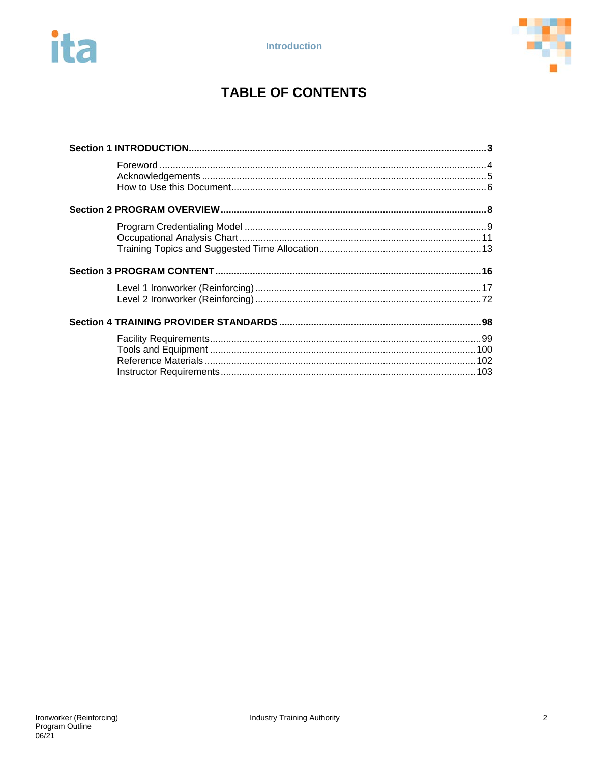# TABLE OF CONTENTS

**Section 1 INTRODUCTION** ..... **3**

- Foreword ..... 4
- Acknowledgements ..... 5
- How to Use this Document ..... 6

**Section 2 PROGRAM OVERVIEW** ..... **8**

- Program Credentialing Model ..... 9
- Occupational Analysis Chart ..... 11
- Training Topics and Suggested Time Allocation ..... 13

**Section 3 PROGRAM CONTENT** ..... **16**

- Level 1 Ironworker (Reinforcing) ..... 17
- Level 2 Ironworker (Reinforcing) ..... 72

**Section 4 TRAINING PROVIDER STANDARDS** ..... **98**

- Facility Requirements ..... 99
- Tools and Equipment ..... 100
- Reference Materials ..... 102
- Instructor Requirements ..... 103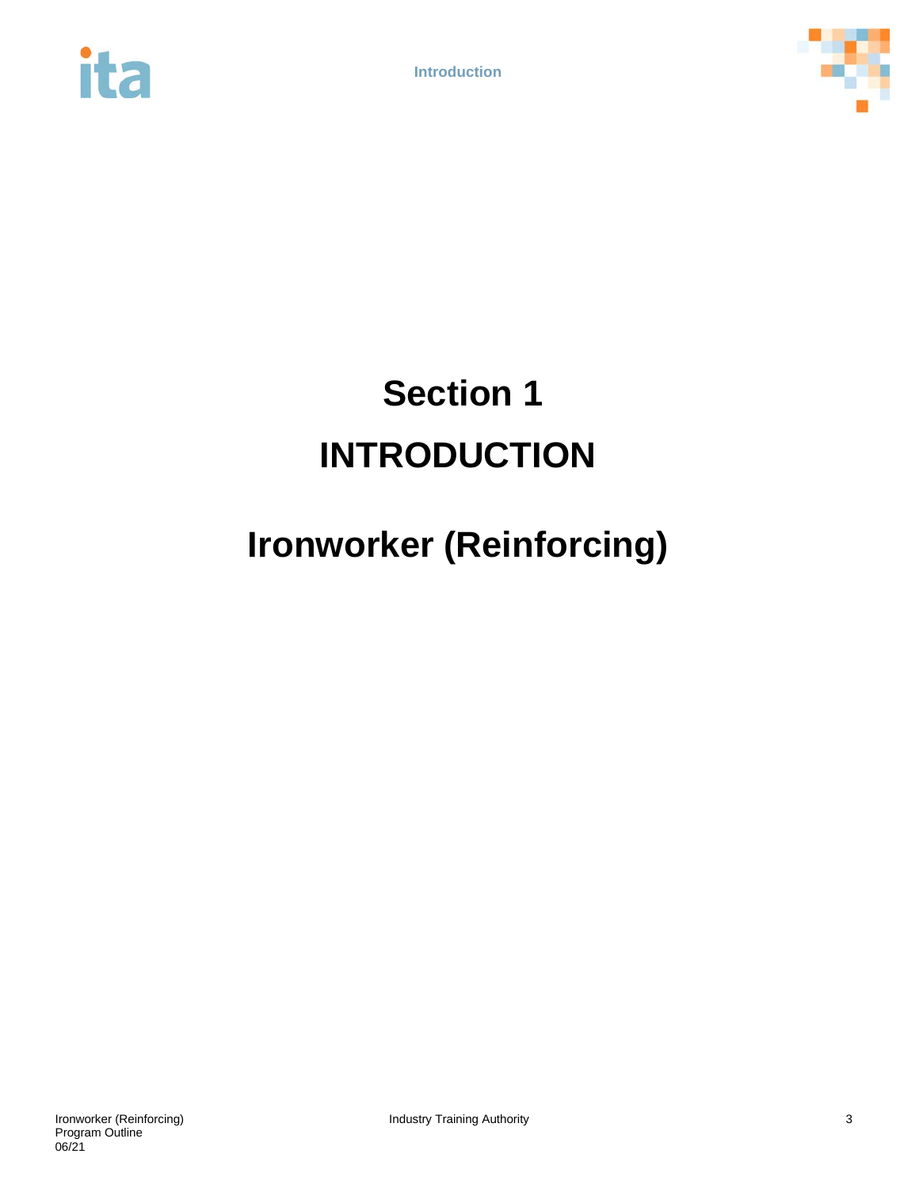# Section 1

# INTRODUCTION

# Ironworker (Reinforcing)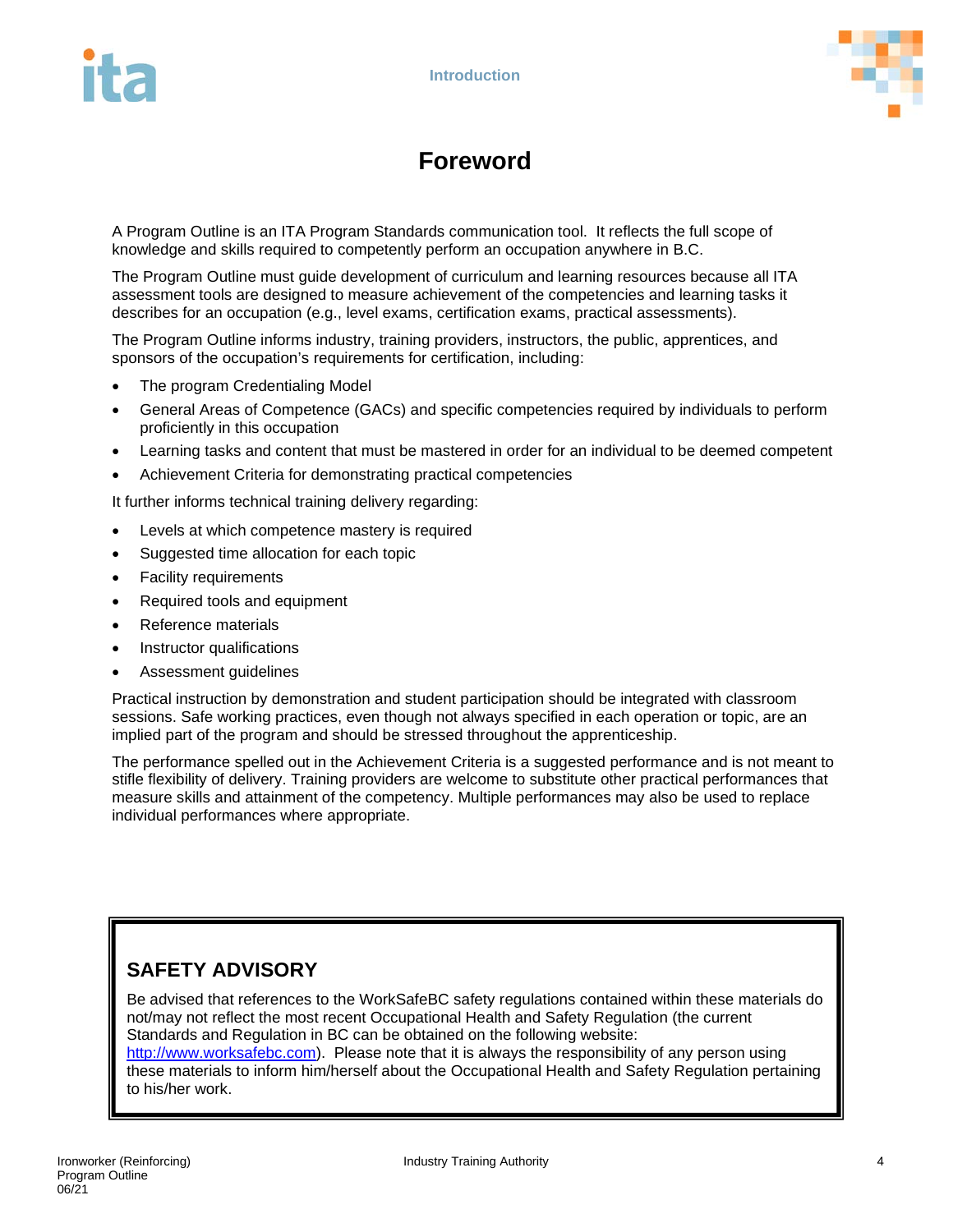# Foreword

A Program Outline is an ITA Program Standards communication tool. It reflects the full scope of knowledge and skills required to competently perform an occupation anywhere in B.C.

The Program Outline must guide development of curriculum and learning resources because all ITA assessment tools are designed to measure achievement of the competencies and learning tasks it describes for an occupation (e.g., level exams, certification exams, practical assessments).

The Program Outline informs industry, training providers, instructors, the public, apprentices, and sponsors of the occupation's requirements for certification, including:

- The program Credentialing Model
- General Areas of Competence (GACs) and specific competencies required by individuals to perform proficiently in this occupation
- Learning tasks and content that must be mastered in order for an individual to be deemed competent
- Achievement Criteria for demonstrating practical competencies

It further informs technical training delivery regarding:

- Levels at which competence mastery is required
- Suggested time allocation for each topic
- Facility requirements
- Required tools and equipment
- Reference materials
- Instructor qualifications
- Assessment guidelines

Practical instruction by demonstration and student participation should be integrated with classroom sessions. Safe working practices, even though not always specified in each operation or topic, are an implied part of the program and should be stressed throughout the apprenticeship.

The performance spelled out in the Achievement Criteria is a suggested performance and is not meant to stifle flexibility of delivery. Training providers are welcome to substitute other practical performances that measure skills and attainment of the competency. Multiple performances may also be used to replace individual performances where appropriate.

## SAFETY ADVISORY

Be advised that references to the WorkSafeBC safety regulations contained within these materials do not/may not reflect the most recent Occupational Health and Safety Regulation (the current Standards and Regulation in BC can be obtained on the following website: http://www.worksafebc.com). Please note that it is always the responsibility of any person using these materials to inform him/herself about the Occupational Health and Safety Regulation pertaining to his/her work.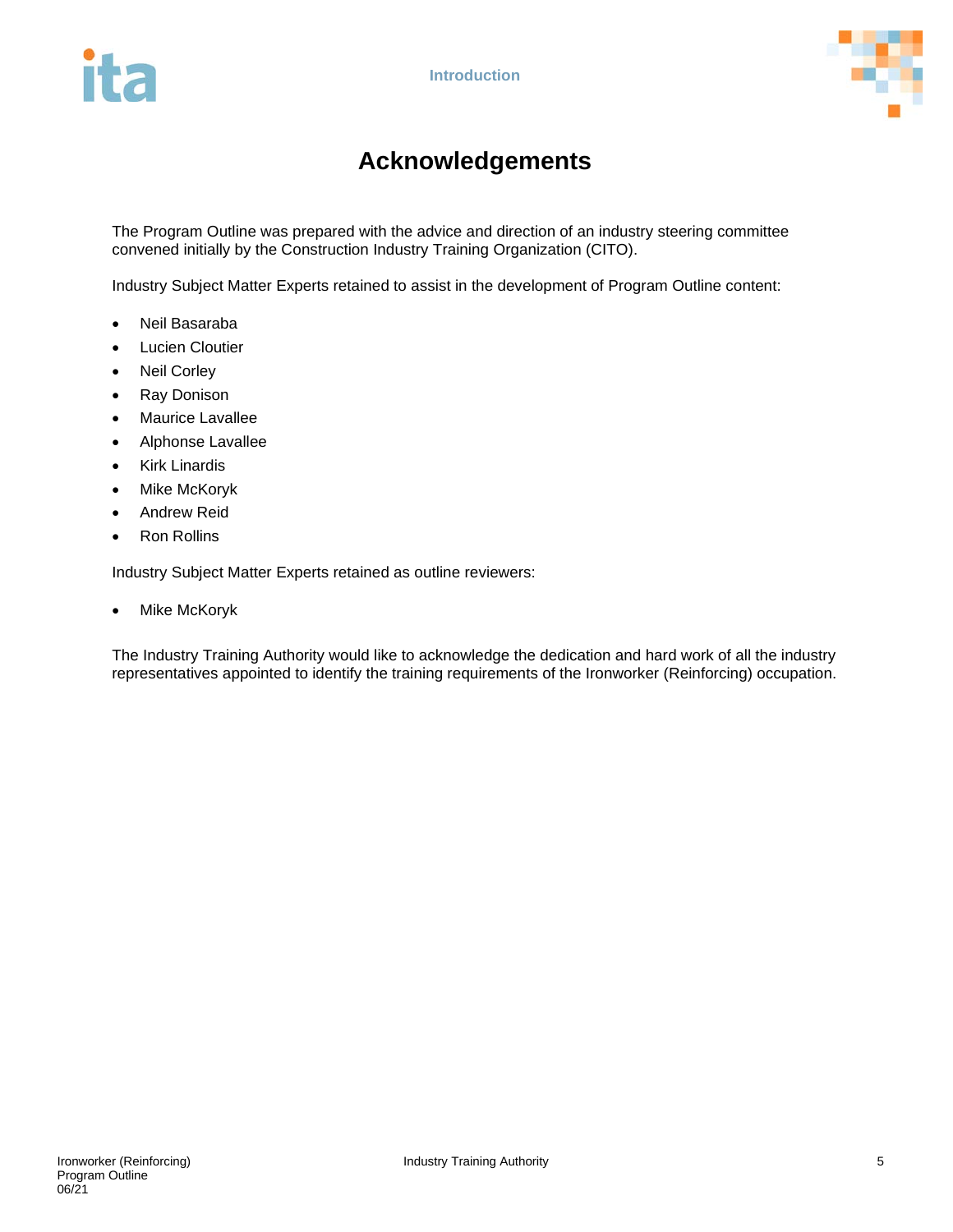# Acknowledgements

The Program Outline was prepared with the advice and direction of an industry steering committee convened initially by the Construction Industry Training Organization (CITO).

Industry Subject Matter Experts retained to assist in the development of Program Outline content:

- Neil Basaraba
- Lucien Cloutier
- Neil Corley
- Ray Donison
- Maurice Lavallee
- Alphonse Lavallee
- Kirk Linardis
- Mike McKoryk
- Andrew Reid
- Ron Rollins

Industry Subject Matter Experts retained as outline reviewers:

- Mike McKoryk

The Industry Training Authority would like to acknowledge the dedication and hard work of all the industry representatives appointed to identify the training requirements of the Ironworker (Reinforcing) occupation.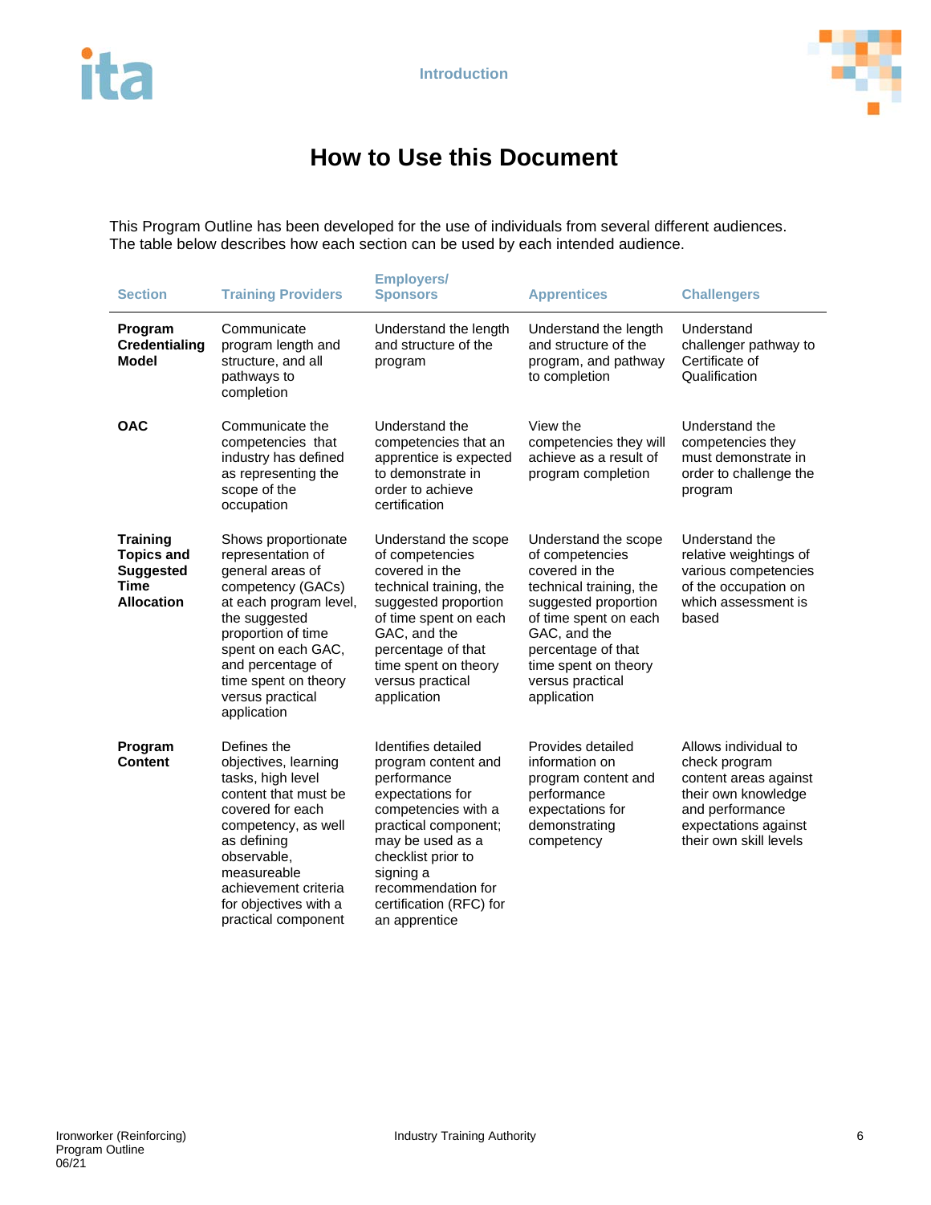# How to Use this Document

This Program Outline has been developed for the use of individuals from several different audiences. The table below describes how each section can be used by each intended audience.

| Section | Training Providers | Employers/ Sponsors | Apprentices | Challengers |
|---|---|---|---|---|
| **Program Credentialing Model** | Communicate program length and structure, and all pathways to completion | Understand the length and structure of the program | Understand the length and structure of the program, and pathway to completion | Understand challenger pathway to Certificate of Qualification |
| **OAC** | Communicate the competencies that industry has defined as representing the scope of the occupation | Understand the competencies that an apprentice is expected to demonstrate in order to achieve certification | View the competencies they will achieve as a result of program completion | Understand the competencies they must demonstrate in order to challenge the program |
| **Training Topics and Suggested Time Allocation** | Shows proportionate representation of general areas of competency (GACs) at each program level, the suggested proportion of time spent on each GAC, and percentage of time spent on theory versus practical application | Understand the scope of competencies covered in the technical training, the suggested proportion of time spent on each GAC, and the percentage of that time spent on theory versus practical application | Understand the scope of competencies covered in the technical training, the suggested proportion of time spent on each GAC, and the percentage of that time spent on theory versus practical application | Understand the relative weightings of various competencies of the occupation on which assessment is based |
| **Program Content** | Defines the objectives, learning tasks, high level content that must be covered for each competency, as well as defining observable, measureable achievement criteria for objectives with a practical component | Identifies detailed program content and performance expectations for competencies with a practical component; may be used as a checklist prior to signing a recommendation for certification (RFC) for an apprentice | Provides detailed information on program content and performance expectations for demonstrating competency | Allows individual to check program content areas against their own knowledge and performance expectations against their own skill levels |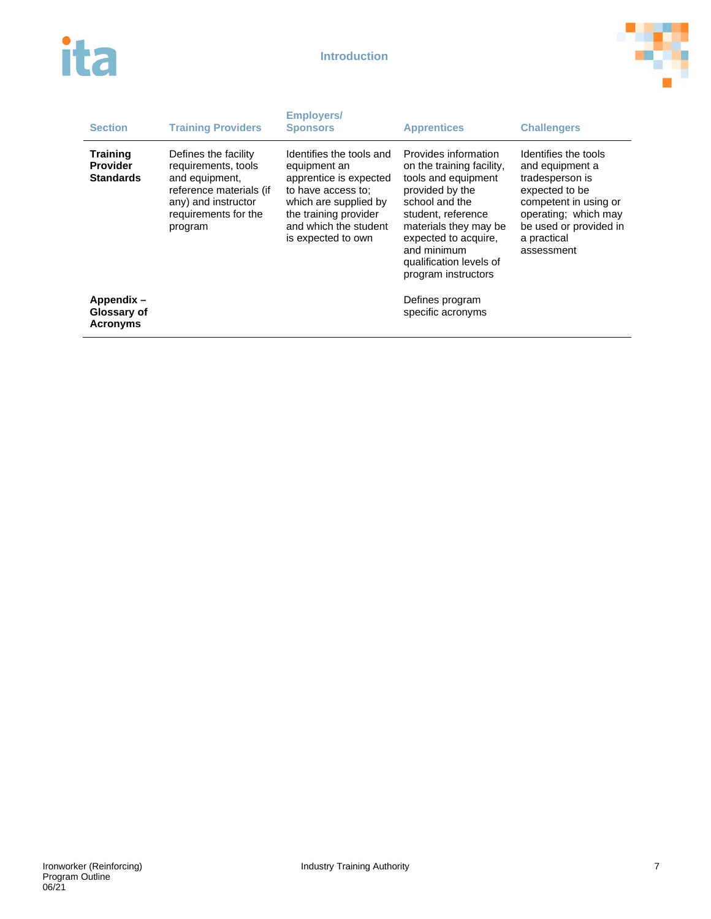| Section | Training Providers | Employers/ Sponsors | Apprentices | Challengers |
|---|---|---|---|---|
| **Training Provider Standards** | Defines the facility requirements, tools and equipment, reference materials (if any) and instructor requirements for the program | Identifies the tools and equipment an apprentice is expected to have access to; which are supplied by the training provider and which the student is expected to own | Provides information on the training facility, tools and equipment provided by the school and the student, reference materials they may be expected to acquire, and minimum qualification levels of program instructors | Identifies the tools and equipment a tradesperson is expected to be competent in using or operating; which may be used or provided in a practical assessment |
| **Appendix – Glossary of Acronyms** | | | Defines program specific acronyms | |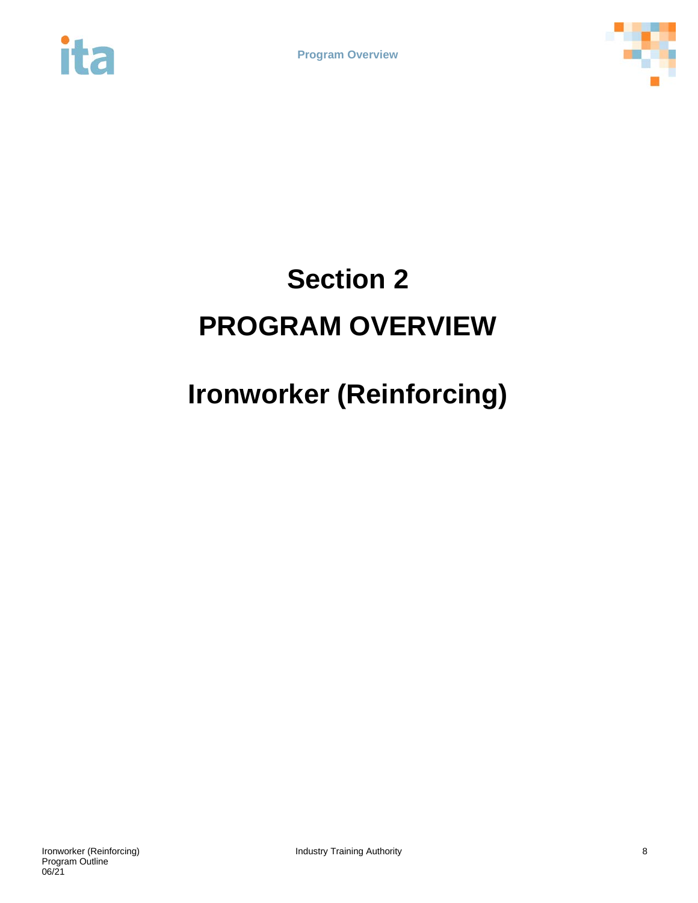# Section 2

# PROGRAM OVERVIEW

# Ironworker (Reinforcing)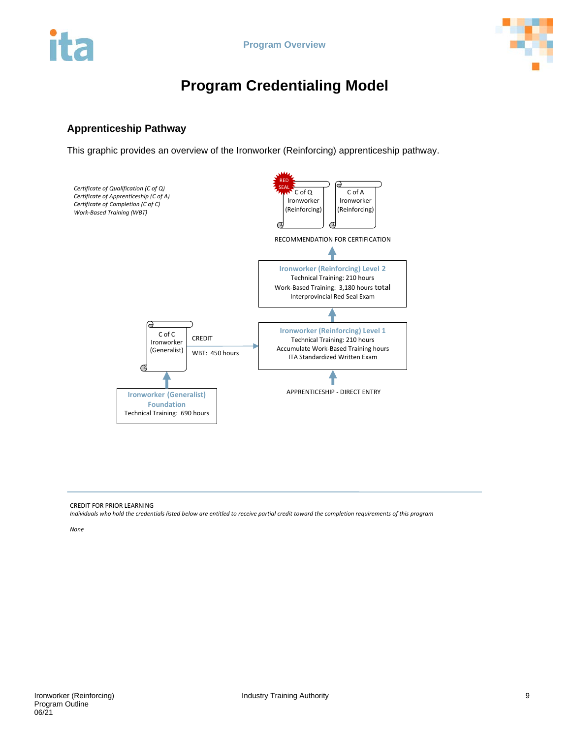# Program Credentialing Model

## Apprenticeship Pathway

This graphic provides an overview of the Ironworker (Reinforcing) apprenticeship pathway.

*Certificate of Qualification (C of Q)*
*Certificate of Apprenticeship (C of A)*
*Certificate of Completion (C of C)*
*Work-Based Training (WBT)*

RED SEAL — C of Q Ironworker (Reinforcing)

C of A Ironworker (Reinforcing)

RECOMMENDATION FOR CERTIFICATION

**Ironworker (Reinforcing) Level 2**
Technical Training: 210 hours
Work-Based Training: 3,180 hours total
Interprovincial Red Seal Exam

**Ironworker (Reinforcing) Level 1**
Technical Training: 210 hours
Accumulate Work-Based Training hours
ITA Standardized Written Exam

APPRENTICESHIP - DIRECT ENTRY

C of C Ironworker (Generalist)

CREDIT
WBT: 450 hours

**Ironworker (Generalist) Foundation**
Technical Training: 690 hours

---

CREDIT FOR PRIOR LEARNING

*Individuals who hold the credentials listed below are entitled to receive partial credit toward the completion requirements of this program*

*None*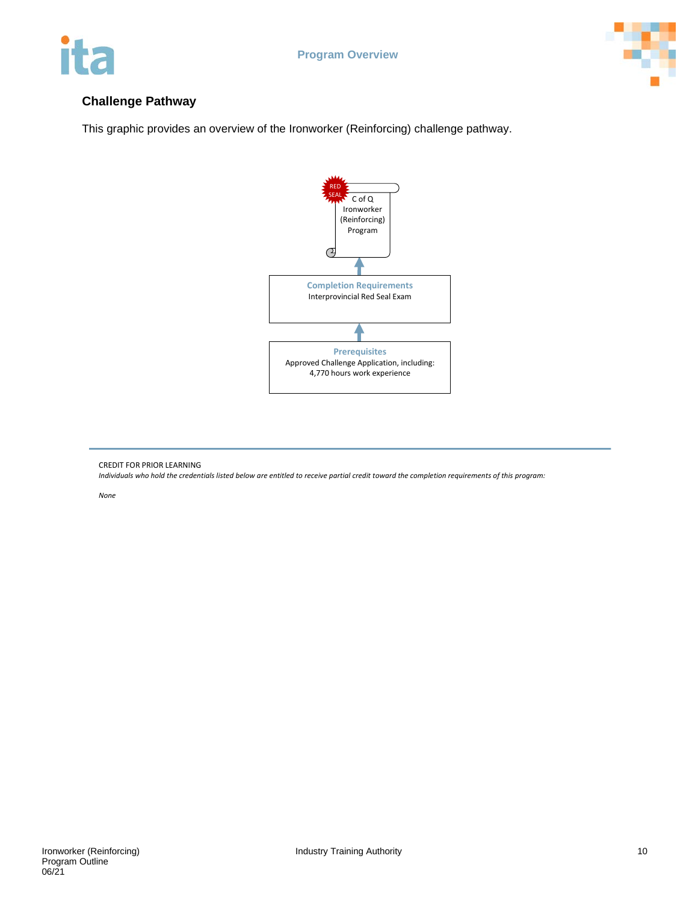## Challenge Pathway

This graphic provides an overview of the Ironworker (Reinforcing) challenge pathway.

RED SEAL

C of Q
Ironworker
(Reinforcing)
Program

↑

**Completion Requirements**
Interprovincial Red Seal Exam

↑

**Prerequisites**
Approved Challenge Application, including:
4,770 hours work experience

---

CREDIT FOR PRIOR LEARNING

*Individuals who hold the credentials listed below are entitled to receive partial credit toward the completion requirements of this program:*

*None*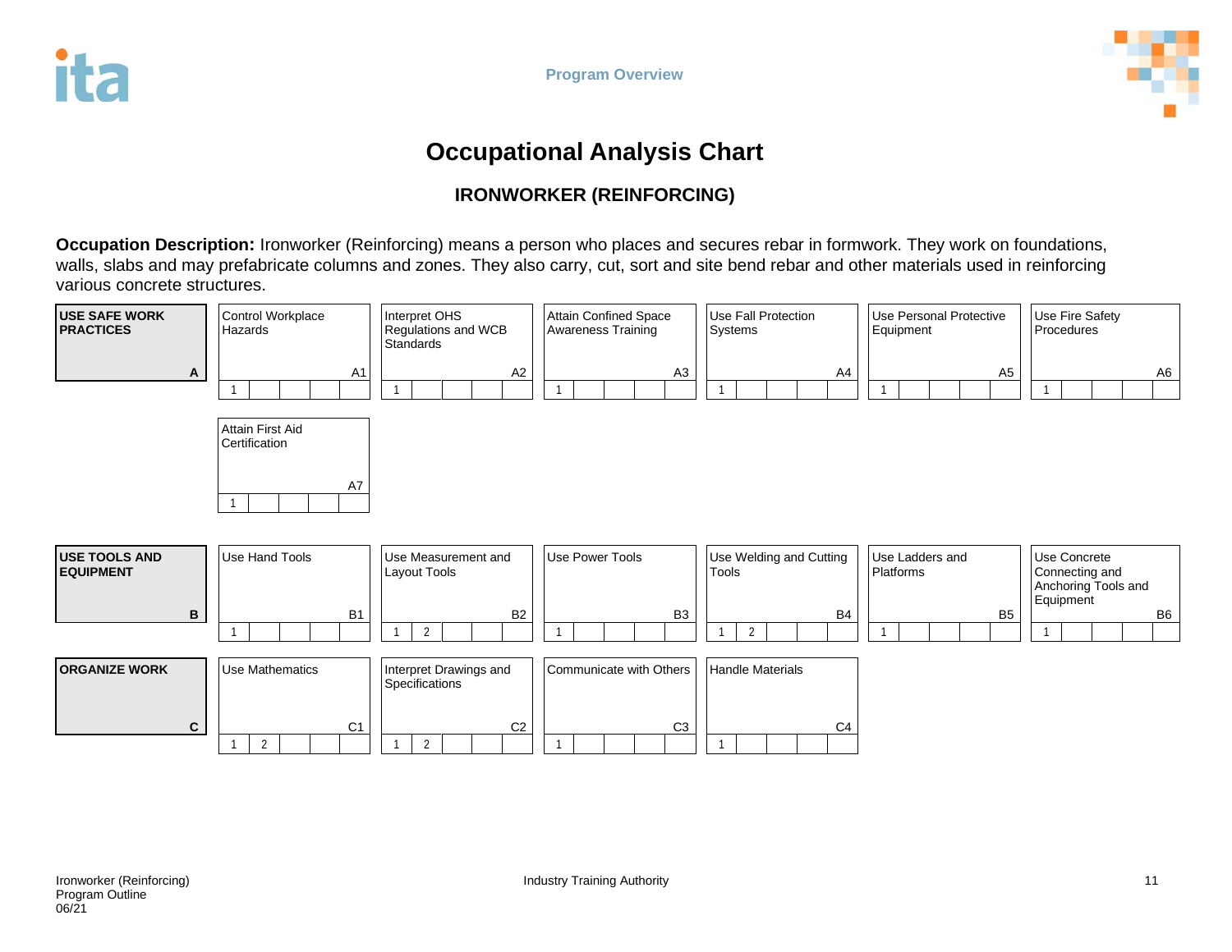# Occupational Analysis Chart

## IRONWORKER (REINFORCING)

**Occupation Description:** Ironworker (Reinforcing) means a person who places and secures rebar in formwork. They work on foundations, walls, slabs and may prefabricate columns and zones. They also carry, cut, sort and site bend rebar and other materials used in reinforcing various concrete structures.

| Line | Competencies | | | | | |
|---|---|---|---|---|---|---|
| **USE SAFE WORK PRACTICES** (A) | Control Workplace Hazards (A1) — 1 | Interpret OHS Regulations and WCB Standards (A2) — 1 | Attain Confined Space Awareness Training (A3) — 1 | Use Fall Protection Systems (A4) — 1 | Use Personal Protective Equipment (A5) — 1 | Use Fire Safety Procedures (A6) — 1 |
| | Attain First Aid Certification (A7) — 1 | | | | | |
| **USE TOOLS AND EQUIPMENT** (B) | Use Hand Tools (B1) — 1 | Use Measurement and Layout Tools (B2) — 1, 2 | Use Power Tools (B3) — 1 | Use Welding and Cutting Tools (B4) — 1, 2 | Use Ladders and Platforms (B5) — 1 | Use Concrete Connecting and Anchoring Tools and Equipment (B6) — 1 |
| **ORGANIZE WORK** (C) | Use Mathematics (C1) — 1, 2 | Interpret Drawings and Specifications (C2) — 1, 2 | Communicate with Others (C3) — 1 | Handle Materials (C4) — 1 | | |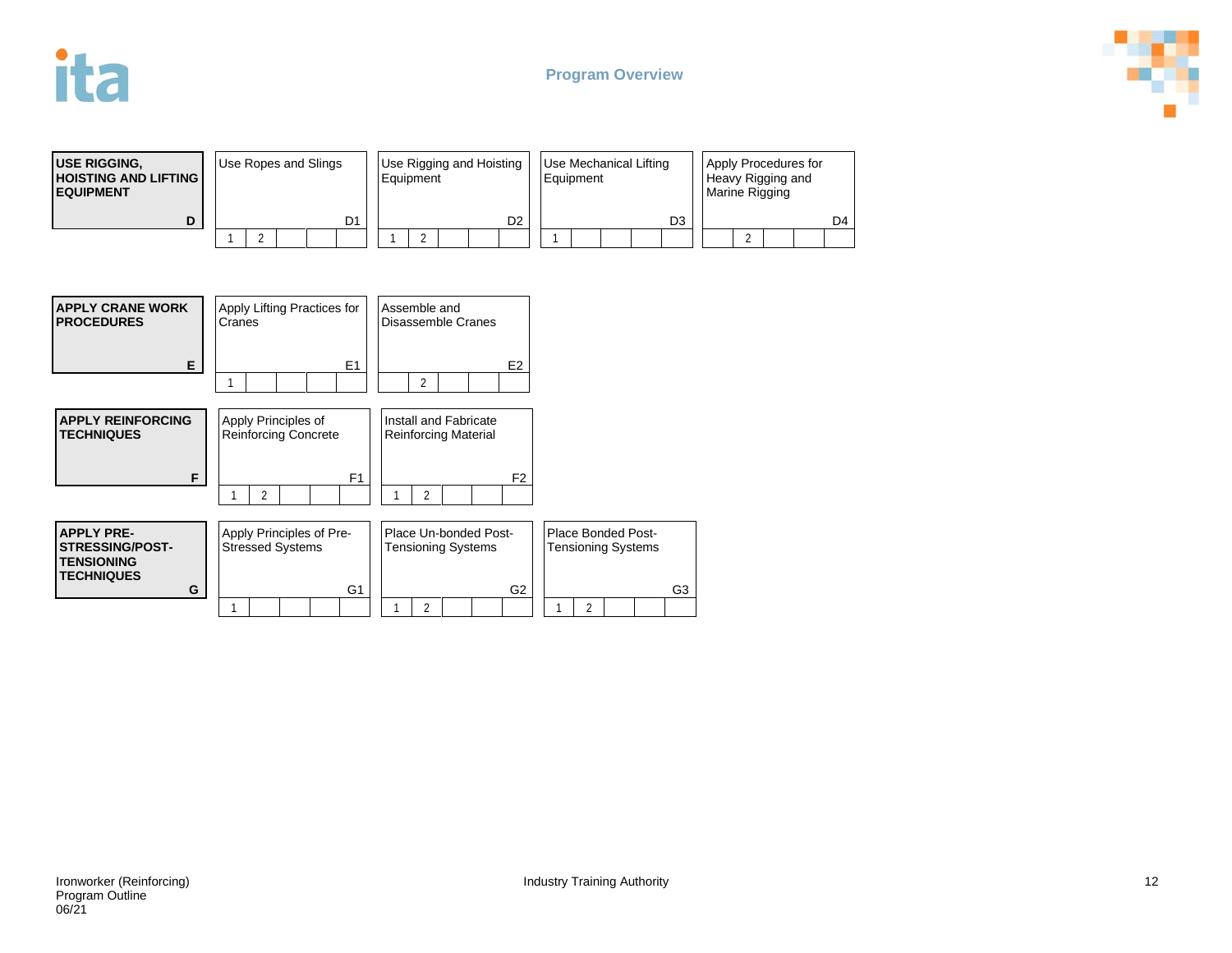## Program Overview

| USE RIGGING, HOISTING AND LIFTING EQUIPMENT (D) | Use Ropes and Slings (D1) | Use Rigging and Hoisting Equipment (D2) | Use Mechanical Lifting Equipment (D3) | Apply Procedures for Heavy Rigging and Marine Rigging (D4) |
|---|---|---|---|---|
| Levels | 1, 2 | 1, 2 | 1 | 2 |

| APPLY CRANE WORK PROCEDURES (E) | Apply Lifting Practices for Cranes (E1) | Assemble and Disassemble Cranes (E2) |
|---|---|---|
| Levels | 1 | 2 |

| APPLY REINFORCING TECHNIQUES (F) | Apply Principles of Reinforcing Concrete (F1) | Install and Fabricate Reinforcing Material (F2) |
|---|---|---|
| Levels | 1, 2 | 1, 2 |

| APPLY PRE-STRESSING/POST-TENSIONING TECHNIQUES (G) | Apply Principles of Pre-Stressed Systems (G1) | Place Un-bonded Post-Tensioning Systems (G2) | Place Bonded Post-Tensioning Systems (G3) |
|---|---|---|---|
| Levels | 1 | 1, 2 | 1, 2 |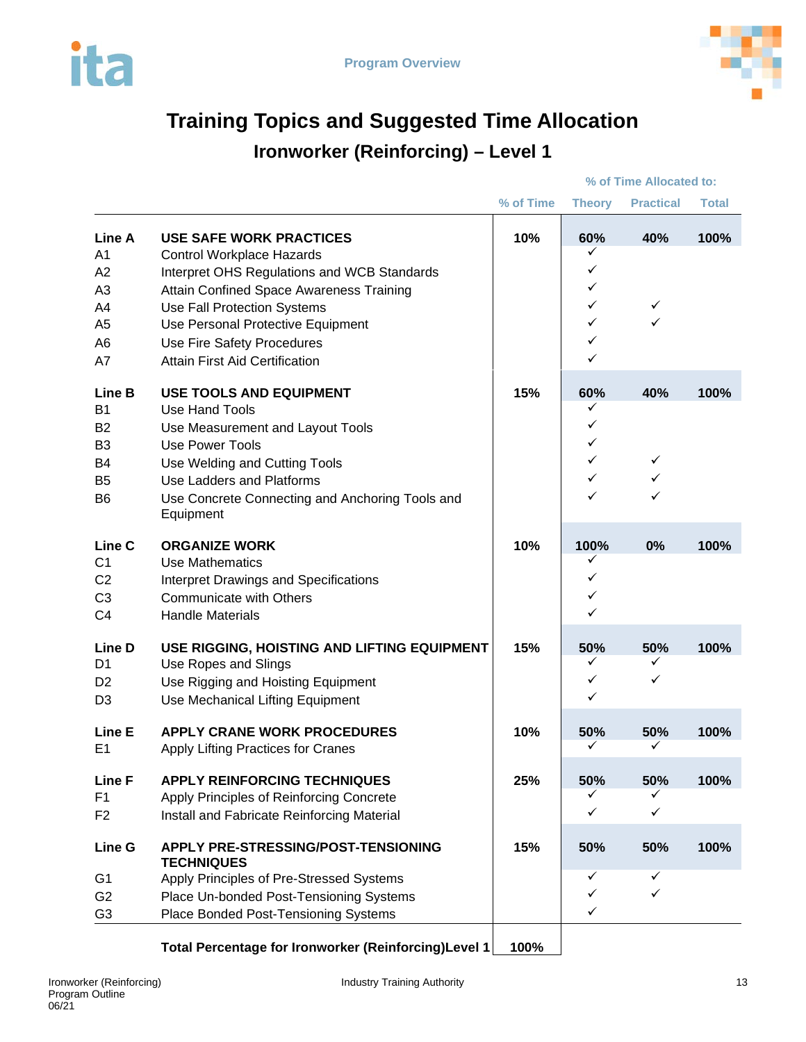# Training Topics and Suggested Time Allocation

## Ironworker (Reinforcing) – Level 1

| | | % of Time | % of Time Allocated to: Theory | Practical | Total |
|---|---|---|---|---|---|
| **Line A** | **USE SAFE WORK PRACTICES** | **10%** | **60%** | **40%** | **100%** |
| A1 | Control Workplace Hazards | | ✓ | | |
| A2 | Interpret OHS Regulations and WCB Standards | | ✓ | | |
| A3 | Attain Confined Space Awareness Training | | ✓ | | |
| A4 | Use Fall Protection Systems | | ✓ | ✓ | |
| A5 | Use Personal Protective Equipment | | ✓ | ✓ | |
| A6 | Use Fire Safety Procedures | | ✓ | | |
| A7 | Attain First Aid Certification | | ✓ | | |
| **Line B** | **USE TOOLS AND EQUIPMENT** | **15%** | **60%** | **40%** | **100%** |
| B1 | Use Hand Tools | | ✓ | | |
| B2 | Use Measurement and Layout Tools | | ✓ | | |
| B3 | Use Power Tools | | ✓ | | |
| B4 | Use Welding and Cutting Tools | | ✓ | ✓ | |
| B5 | Use Ladders and Platforms | | ✓ | ✓ | |
| B6 | Use Concrete Connecting and Anchoring Tools and Equipment | | ✓ | ✓ | |
| **Line C** | **ORGANIZE WORK** | **10%** | **100%** | **0%** | **100%** |
| C1 | Use Mathematics | | ✓ | | |
| C2 | Interpret Drawings and Specifications | | ✓ | | |
| C3 | Communicate with Others | | ✓ | | |
| C4 | Handle Materials | | ✓ | | |
| **Line D** | **USE RIGGING, HOISTING AND LIFTING EQUIPMENT** | **15%** | **50%** | **50%** | **100%** |
| D1 | Use Ropes and Slings | | ✓ | ✓ | |
| D2 | Use Rigging and Hoisting Equipment | | ✓ | ✓ | |
| D3 | Use Mechanical Lifting Equipment | | ✓ | | |
| **Line E** | **APPLY CRANE WORK PROCEDURES** | **10%** | **50%** | **50%** | **100%** |
| E1 | Apply Lifting Practices for Cranes | | ✓ | ✓ | |
| **Line F** | **APPLY REINFORCING TECHNIQUES** | **25%** | **50%** | **50%** | **100%** |
| F1 | Apply Principles of Reinforcing Concrete | | ✓ | ✓ | |
| F2 | Install and Fabricate Reinforcing Material | | ✓ | ✓ | |
| **Line G** | **APPLY PRE-STRESSING/POST-TENSIONING TECHNIQUES** | **15%** | **50%** | **50%** | **100%** |
| G1 | Apply Principles of Pre-Stressed Systems | | ✓ | ✓ | |
| G2 | Place Un-bonded Post-Tensioning Systems | | ✓ | ✓ | |
| G3 | Place Bonded Post-Tensioning Systems | | ✓ | | |
| | **Total Percentage for Ironworker (Reinforcing)Level 1** | **100%** | | | |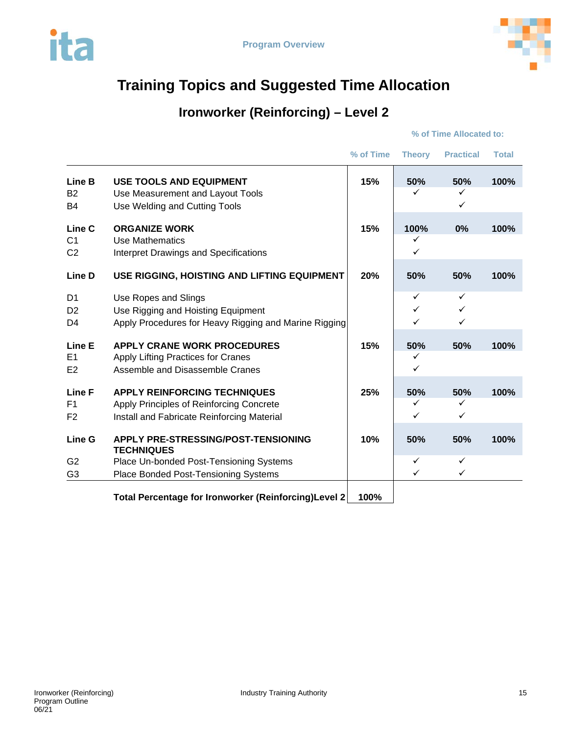# Training Topics and Suggested Time Allocation

## Ironworker (Reinforcing) – Level 2

| | | % of Time | % of Time Allocated to: Theory | Practical | Total |
|---|---|---|---|---|---|
| **Line B** | **USE TOOLS AND EQUIPMENT** | **15%** | **50%** | **50%** | **100%** |
| B2 | Use Measurement and Layout Tools | | ✓ | ✓ | |
| B4 | Use Welding and Cutting Tools | | | ✓ | |
| **Line C** | **ORGANIZE WORK** | **15%** | **100%** | **0%** | **100%** |
| C1 | Use Mathematics | | ✓ | | |
| C2 | Interpret Drawings and Specifications | | ✓ | | |
| **Line D** | **USE RIGGING, HOISTING AND LIFTING EQUIPMENT** | **20%** | **50%** | **50%** | **100%** |
| D1 | Use Ropes and Slings | | ✓ | ✓ | |
| D2 | Use Rigging and Hoisting Equipment | | ✓ | ✓ | |
| D4 | Apply Procedures for Heavy Rigging and Marine Rigging | | ✓ | ✓ | |
| **Line E** | **APPLY CRANE WORK PROCEDURES** | **15%** | **50%** | **50%** | **100%** |
| E1 | Apply Lifting Practices for Cranes | | ✓ | | |
| E2 | Assemble and Disassemble Cranes | | ✓ | | |
| **Line F** | **APPLY REINFORCING TECHNIQUES** | **25%** | **50%** | **50%** | **100%** |
| F1 | Apply Principles of Reinforcing Concrete | | ✓ | ✓ | |
| F2 | Install and Fabricate Reinforcing Material | | ✓ | ✓ | |
| **Line G** | **APPLY PRE-STRESSING/POST-TENSIONING TECHNIQUES** | **10%** | **50%** | **50%** | **100%** |
| G2 | Place Un-bonded Post-Tensioning Systems | | ✓ | ✓ | |
| G3 | Place Bonded Post-Tensioning Systems | | ✓ | ✓ | |
| | **Total Percentage for Ironworker (Reinforcing)Level 2** | **100%** | | | |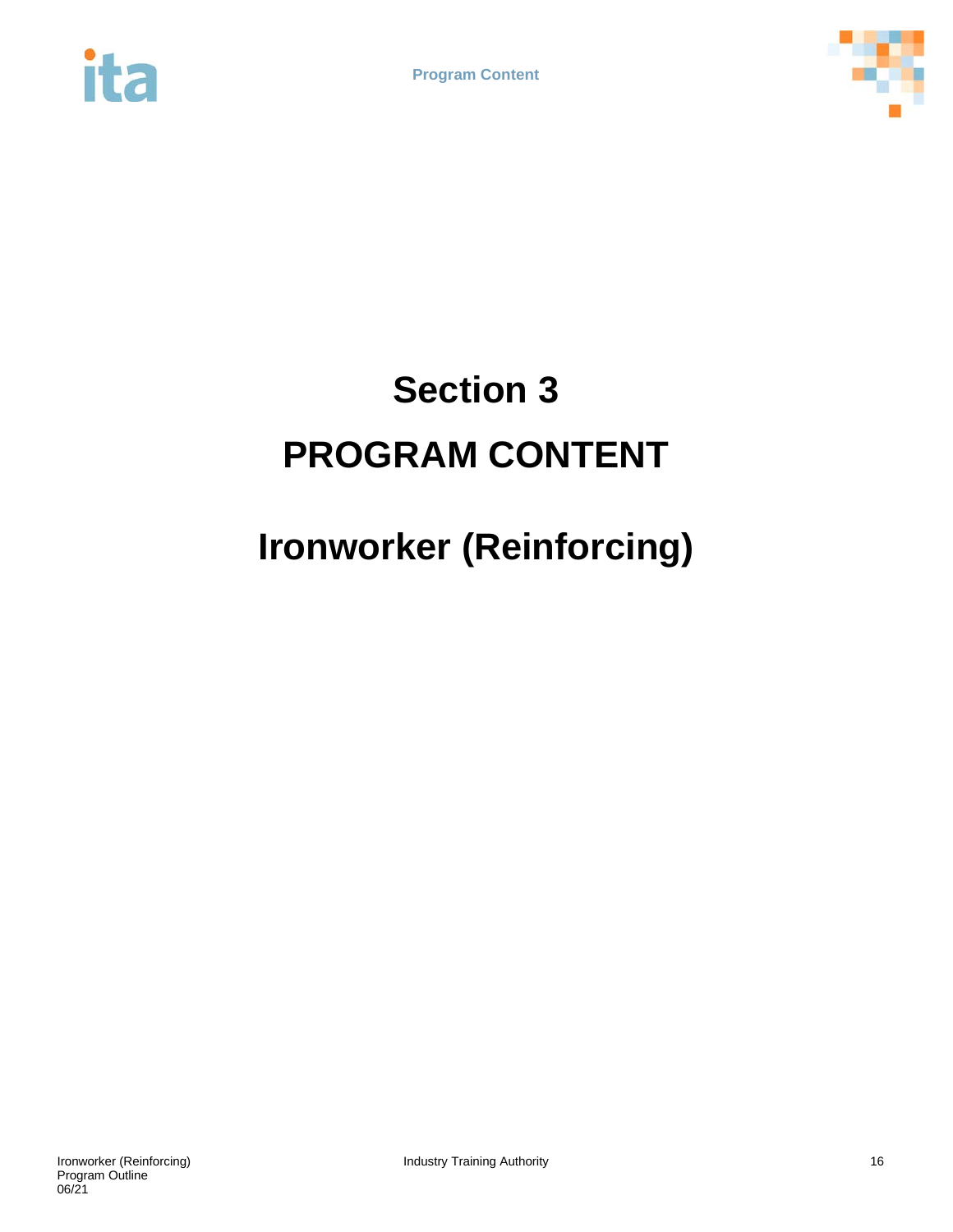# Section 3

# PROGRAM CONTENT

# Ironworker (Reinforcing)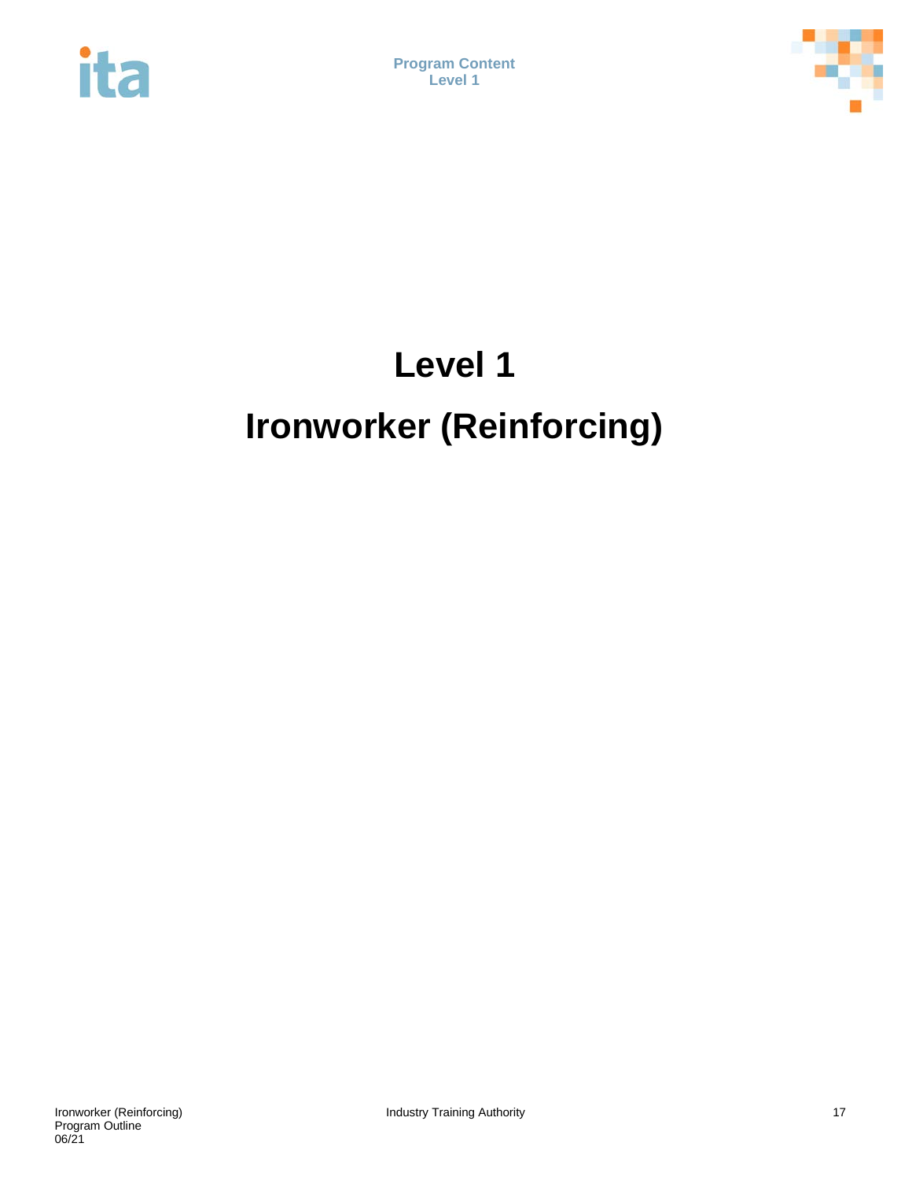# Level 1

# Ironworker (Reinforcing)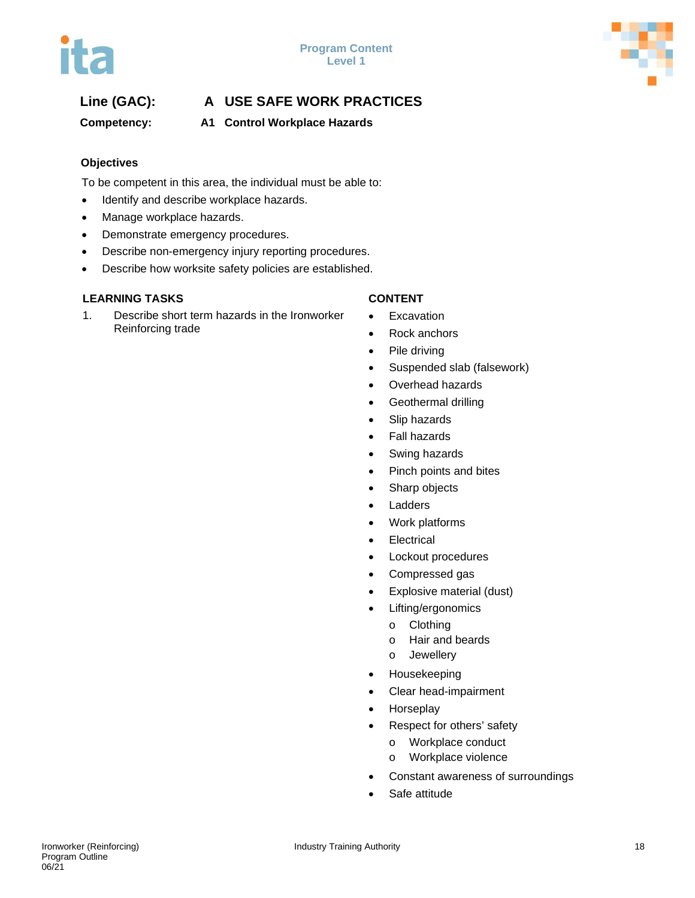**Line (GAC):** **A USE SAFE WORK PRACTICES**

**Competency:** **A1 Control Workplace Hazards**

### Objectives

To be competent in this area, the individual must be able to:

- Identify and describe workplace hazards.
- Manage workplace hazards.
- Demonstrate emergency procedures.
- Describe non-emergency injury reporting procedures.
- Describe how worksite safety policies are established.

| LEARNING TASKS | CONTENT |
|---|---|
| 1. Describe short term hazards in the Ironworker Reinforcing trade | • Excavation<br>• Rock anchors<br>• Pile driving<br>• Suspended slab (falsework)<br>• Overhead hazards<br>• Geothermal drilling<br>• Slip hazards<br>• Fall hazards<br>• Swing hazards<br>• Pinch points and bites<br>• Sharp objects<br>• Ladders<br>• Work platforms<br>• Electrical<br>• Lockout procedures<br>• Compressed gas<br>• Explosive material (dust)<br>• Lifting/ergonomics<br>&nbsp;&nbsp;&nbsp;o Clothing<br>&nbsp;&nbsp;&nbsp;o Hair and beards<br>&nbsp;&nbsp;&nbsp;o Jewellery<br>• Housekeeping<br>• Clear head-impairment<br>• Horseplay<br>• Respect for others' safety<br>&nbsp;&nbsp;&nbsp;o Workplace conduct<br>&nbsp;&nbsp;&nbsp;o Workplace violence<br>• Constant awareness of surroundings<br>• Safe attitude |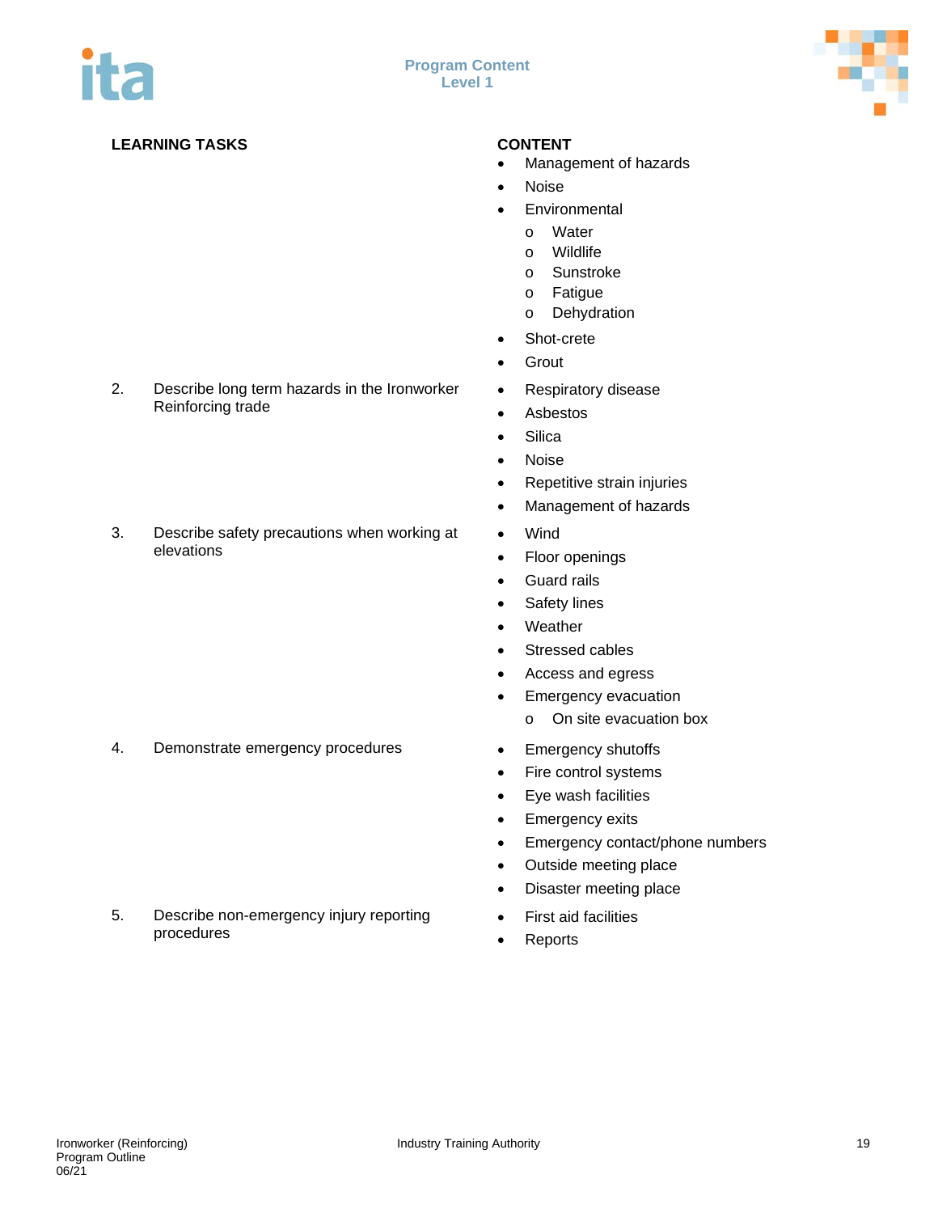| LEARNING TASKS | CONTENT |
|---|---|
| | • Management of hazards<br>• Noise<br>• Environmental<br>o Water<br>o Wildlife<br>o Sunstroke<br>o Fatigue<br>o Dehydration<br>• Shot-crete<br>• Grout |
| 2. Describe long term hazards in the Ironworker Reinforcing trade | • Respiratory disease<br>• Asbestos<br>• Silica<br>• Noise<br>• Repetitive strain injuries<br>• Management of hazards |
| 3. Describe safety precautions when working at elevations | • Wind<br>• Floor openings<br>• Guard rails<br>• Safety lines<br>• Weather<br>• Stressed cables<br>• Access and egress<br>• Emergency evacuation<br>o On site evacuation box |
| 4. Demonstrate emergency procedures | • Emergency shutoffs<br>• Fire control systems<br>• Eye wash facilities<br>• Emergency exits<br>• Emergency contact/phone numbers<br>• Outside meeting place<br>• Disaster meeting place |
| 5. Describe non-emergency injury reporting procedures | • First aid facilities<br>• Reports |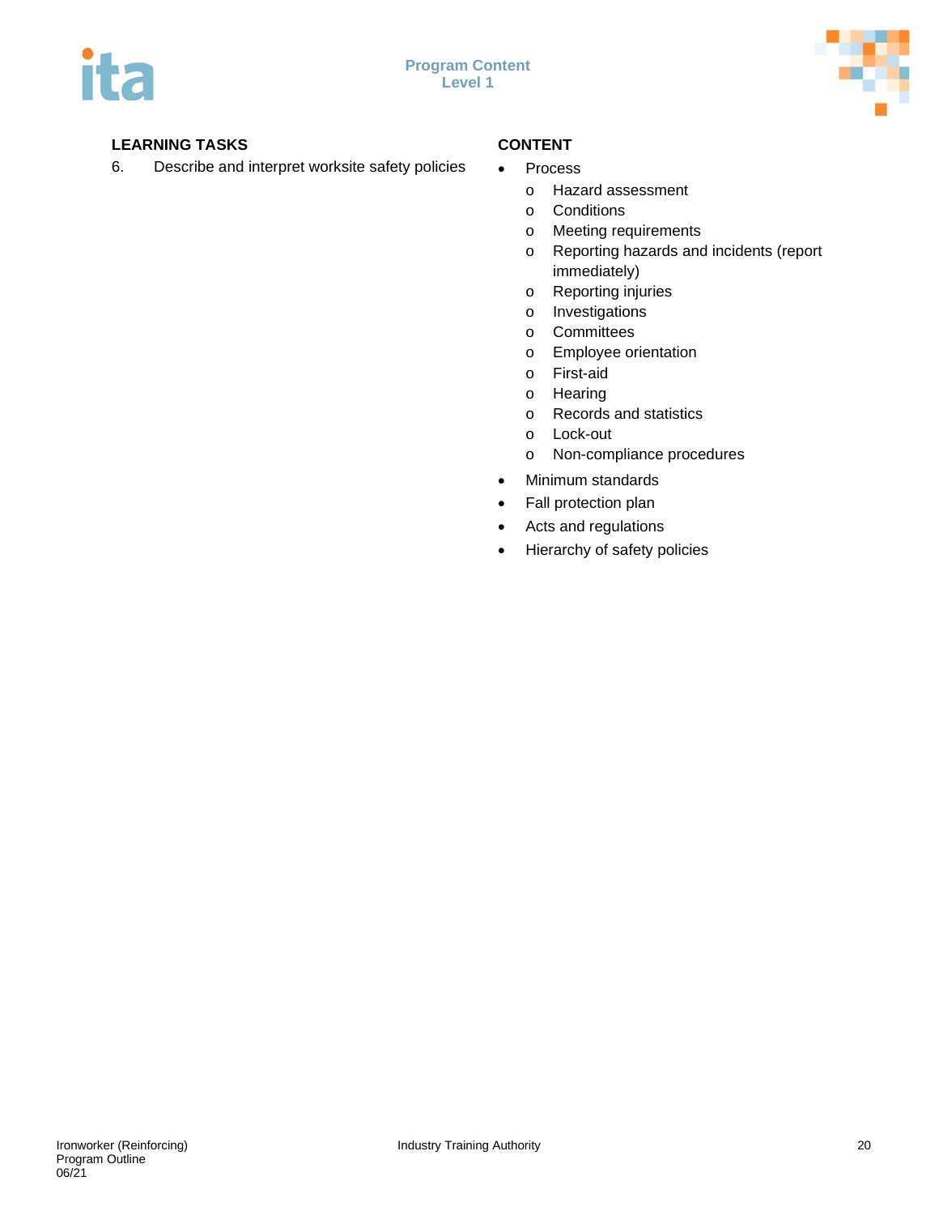| LEARNING TASKS | CONTENT |
|---|---|
| 6. Describe and interpret worksite safety policies | • Process<br>o Hazard assessment<br>o Conditions<br>o Meeting requirements<br>o Reporting hazards and incidents (report immediately)<br>o Reporting injuries<br>o Investigations<br>o Committees<br>o Employee orientation<br>o First-aid<br>o Hearing<br>o Records and statistics<br>o Lock-out<br>o Non-compliance procedures<br>• Minimum standards<br>• Fall protection plan<br>• Acts and regulations<br>• Hierarchy of safety policies |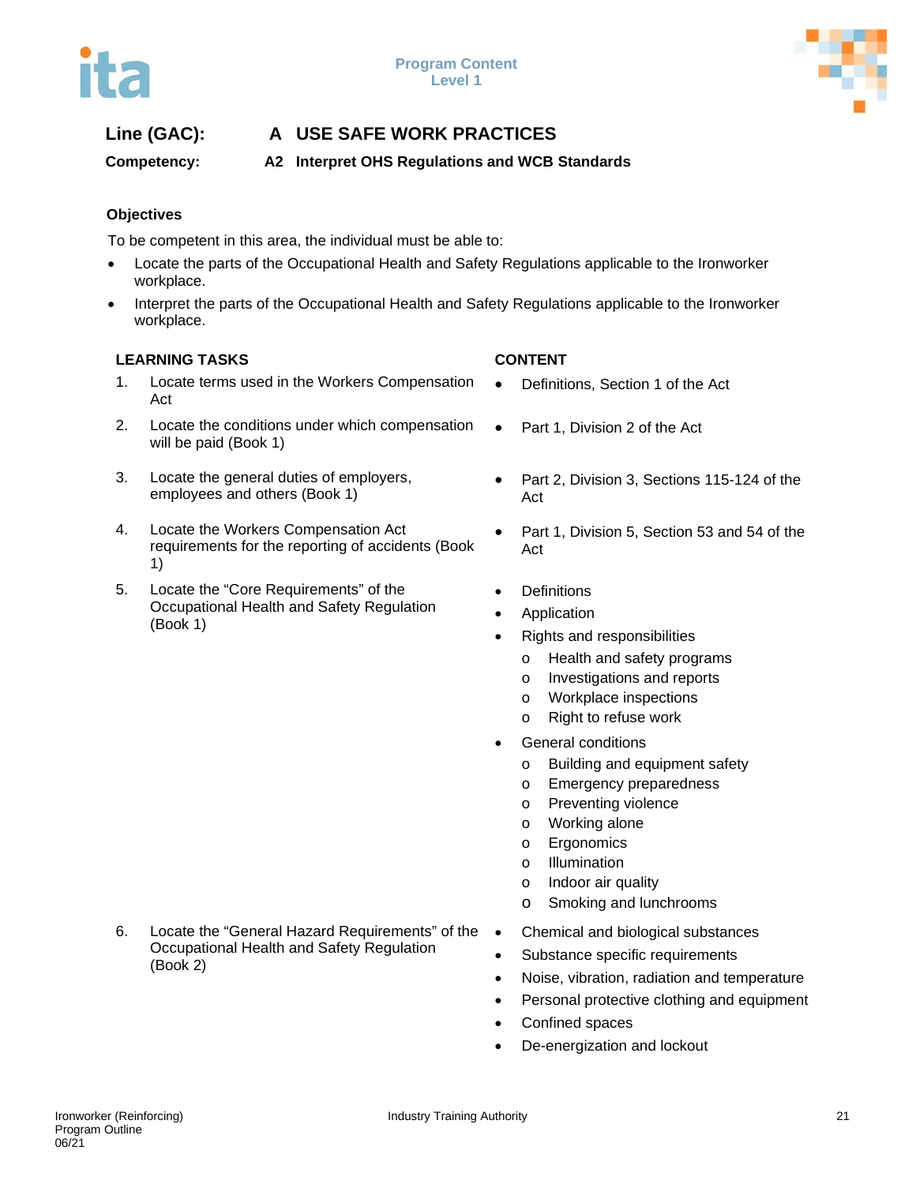**Line (GAC):** A USE SAFE WORK PRACTICES

**Competency:** A2 Interpret OHS Regulations and WCB Standards

### Objectives

To be competent in this area, the individual must be able to:

- Locate the parts of the Occupational Health and Safety Regulations applicable to the Ironworker workplace.
- Interpret the parts of the Occupational Health and Safety Regulations applicable to the Ironworker workplace.

| LEARNING TASKS | CONTENT |
|---|---|
| 1. Locate terms used in the Workers Compensation Act | • Definitions, Section 1 of the Act |
| 2. Locate the conditions under which compensation will be paid (Book 1) | • Part 1, Division 2 of the Act |
| 3. Locate the general duties of employers, employees and others (Book 1) | • Part 2, Division 3, Sections 115-124 of the Act |
| 4. Locate the Workers Compensation Act requirements for the reporting of accidents (Book 1) | • Part 1, Division 5, Section 53 and 54 of the Act |
| 5. Locate the “Core Requirements” of the Occupational Health and Safety Regulation (Book 1) | • Definitions<br>• Application<br>• Rights and responsibilities<br>o Health and safety programs<br>o Investigations and reports<br>o Workplace inspections<br>o Right to refuse work<br>• General conditions<br>o Building and equipment safety<br>o Emergency preparedness<br>o Preventing violence<br>o Working alone<br>o Ergonomics<br>o Illumination<br>o Indoor air quality<br>o Smoking and lunchrooms |
| 6. Locate the “General Hazard Requirements” of the Occupational Health and Safety Regulation (Book 2) | • Chemical and biological substances<br>• Substance specific requirements<br>• Noise, vibration, radiation and temperature<br>• Personal protective clothing and equipment<br>• Confined spaces<br>• De-energization and lockout |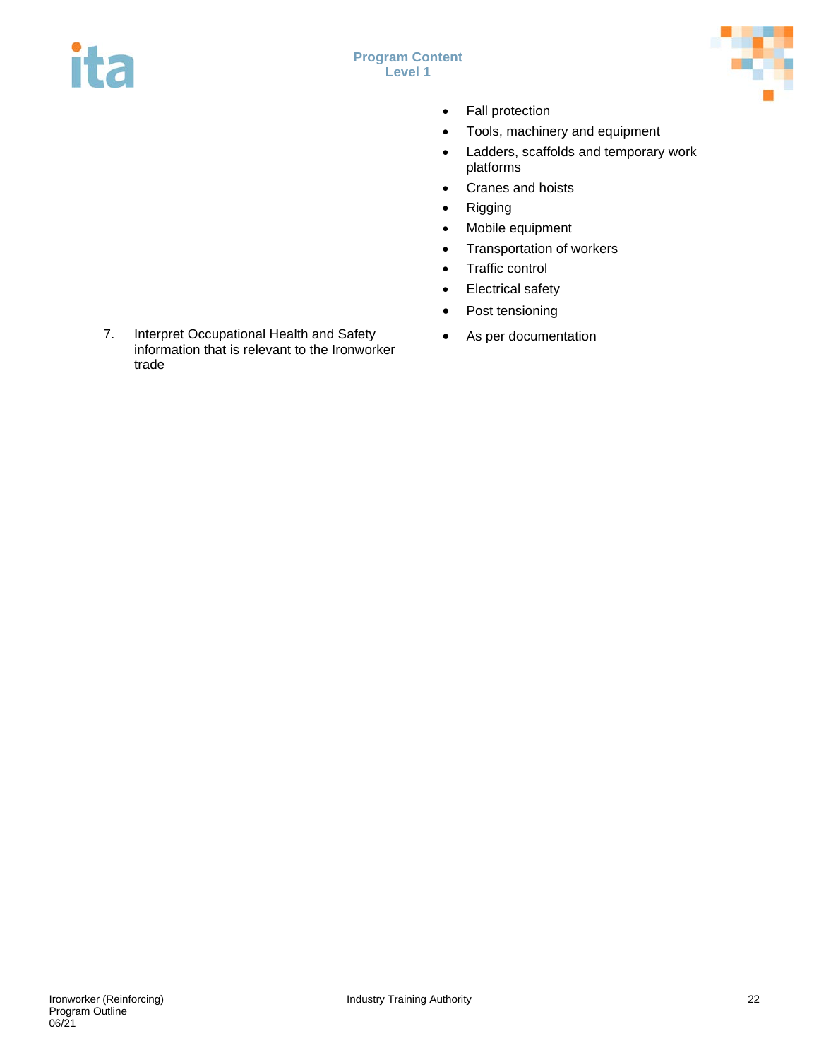| | |
|---|---|
| | • Fall protection<br>• Tools, machinery and equipment<br>• Ladders, scaffolds and temporary work platforms<br>• Cranes and hoists<br>• Rigging<br>• Mobile equipment<br>• Transportation of workers<br>• Traffic control<br>• Electrical safety<br>• Post tensioning |
| 7. Interpret Occupational Health and Safety information that is relevant to the Ironworker trade | • As per documentation |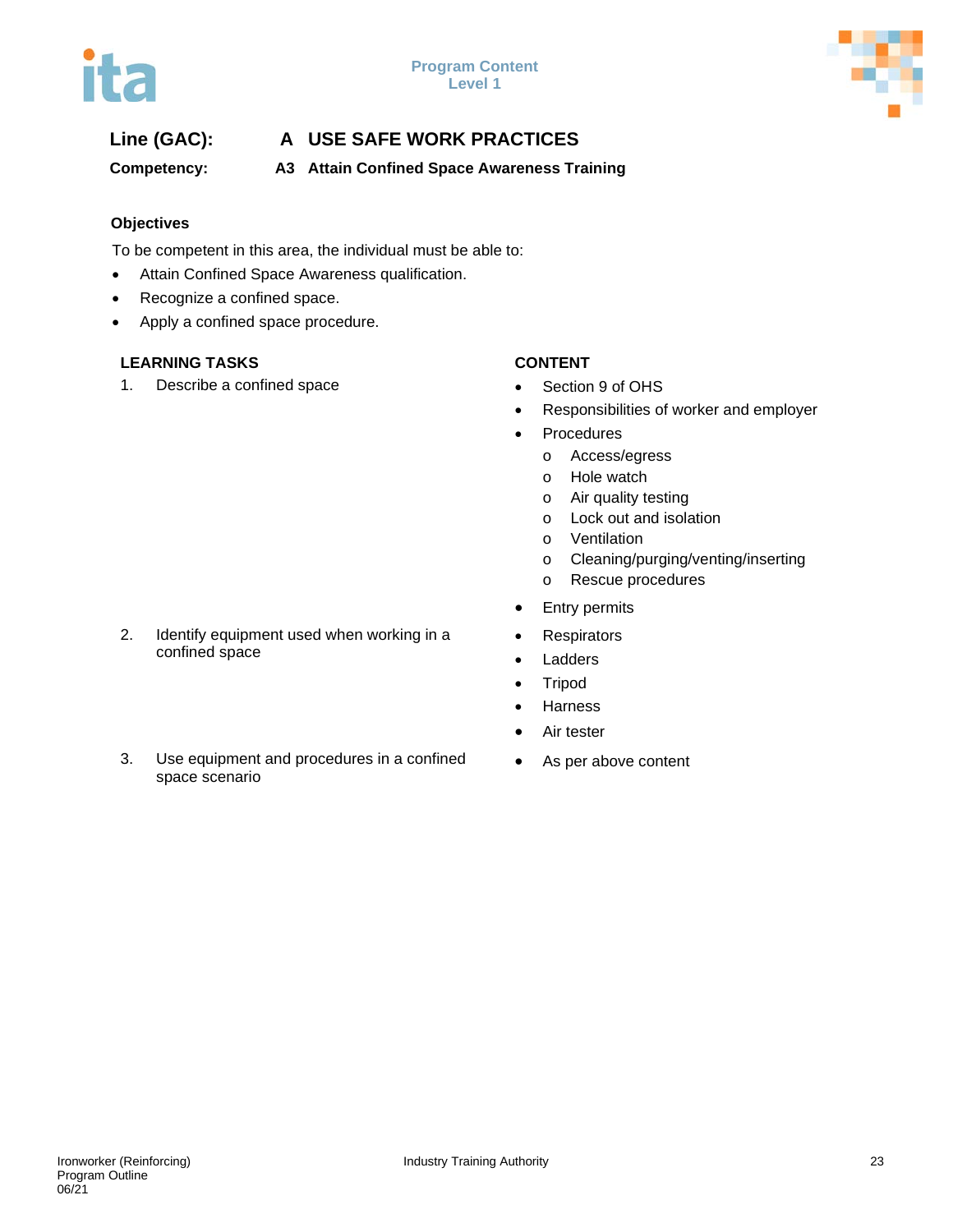**Line (GAC):** **A USE SAFE WORK PRACTICES**

**Competency:** **A3 Attain Confined Space Awareness Training**

**Objectives**

To be competent in this area, the individual must be able to:

- Attain Confined Space Awareness qualification.
- Recognize a confined space.
- Apply a confined space procedure.

| LEARNING TASKS | CONTENT |
|---|---|
| 1. Describe a confined space | • Section 9 of OHS<br>• Responsibilities of worker and employer<br>• Procedures<br>  o Access/egress<br>  o Hole watch<br>  o Air quality testing<br>  o Lock out and isolation<br>  o Ventilation<br>  o Cleaning/purging/venting/inserting<br>  o Rescue procedures<br>• Entry permits |
| 2. Identify equipment used when working in a confined space | • Respirators<br>• Ladders<br>• Tripod<br>• Harness<br>• Air tester |
| 3. Use equipment and procedures in a confined space scenario | • As per above content |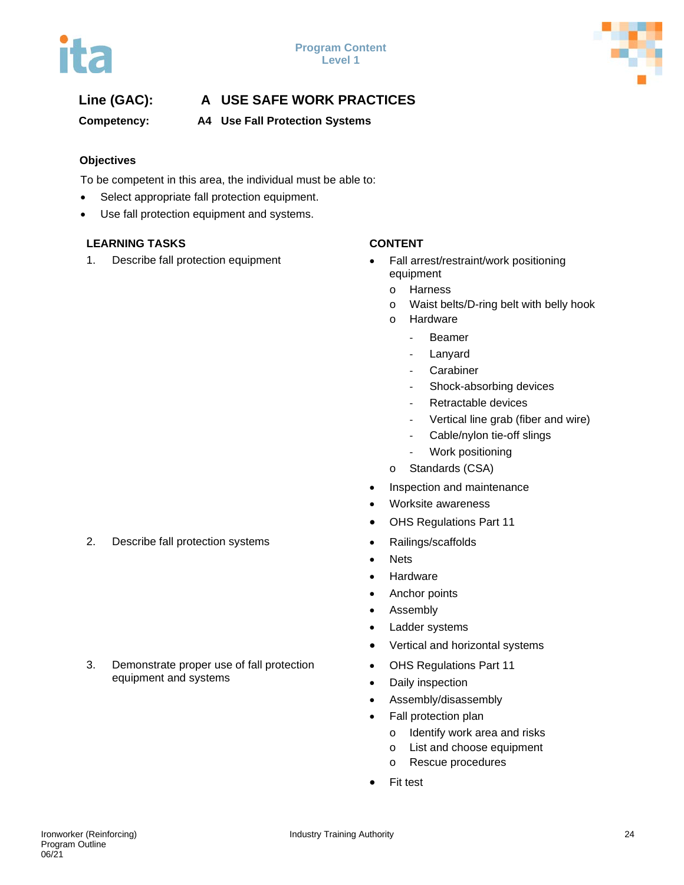**Line (GAC):** **A USE SAFE WORK PRACTICES**

**Competency:** **A4 Use Fall Protection Systems**

**Objectives**

To be competent in this area, the individual must be able to:

- Select appropriate fall protection equipment.
- Use fall protection equipment and systems.

| LEARNING TASKS | CONTENT |
|---|---|
| 1. Describe fall protection equipment | • Fall arrest/restraint/work positioning equipment<br>  o Harness<br>  o Waist belts/D-ring belt with belly hook<br>  o Hardware<br>    - Beamer<br>    - Lanyard<br>    - Carabiner<br>    - Shock-absorbing devices<br>    - Retractable devices<br>    - Vertical line grab (fiber and wire)<br>    - Cable/nylon tie-off slings<br>    - Work positioning<br>  o Standards (CSA)<br>• Inspection and maintenance<br>• Worksite awareness<br>• OHS Regulations Part 11 |
| 2. Describe fall protection systems | • Railings/scaffolds<br>• Nets<br>• Hardware<br>• Anchor points<br>• Assembly<br>• Ladder systems<br>• Vertical and horizontal systems |
| 3. Demonstrate proper use of fall protection equipment and systems | • OHS Regulations Part 11<br>• Daily inspection<br>• Assembly/disassembly<br>• Fall protection plan<br>  o Identify work area and risks<br>  o List and choose equipment<br>  o Rescue procedures<br>• Fit test |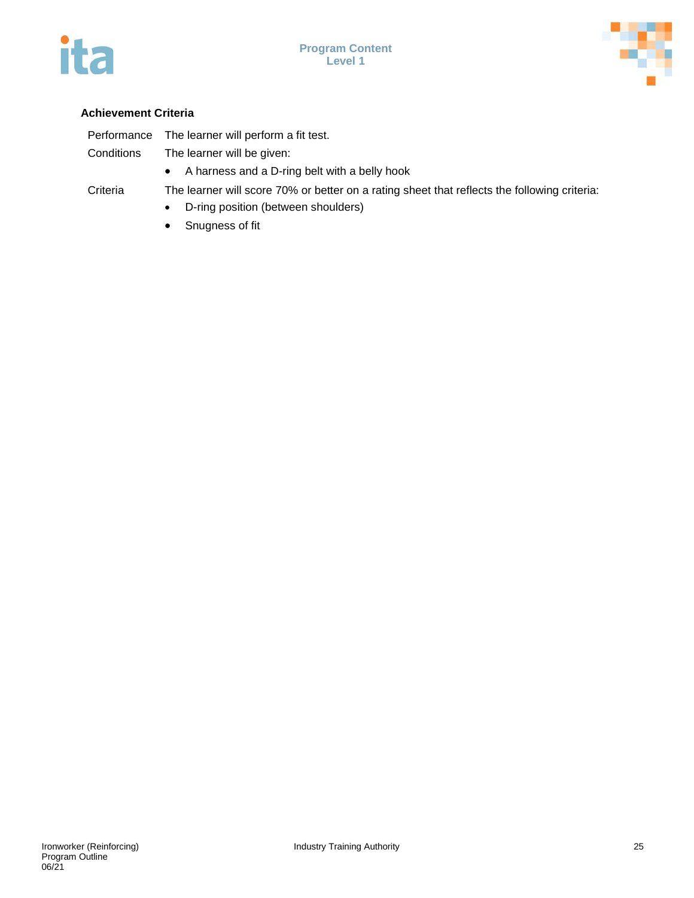**Achievement Criteria**

| | |
|---|---|
| Performance | The learner will perform a fit test. |
| Conditions | The learner will be given:<br>• A harness and a D-ring belt with a belly hook |
| Criteria | The learner will score 70% or better on a rating sheet that reflects the following criteria:<br>• D-ring position (between shoulders)<br>• Snugness of fit |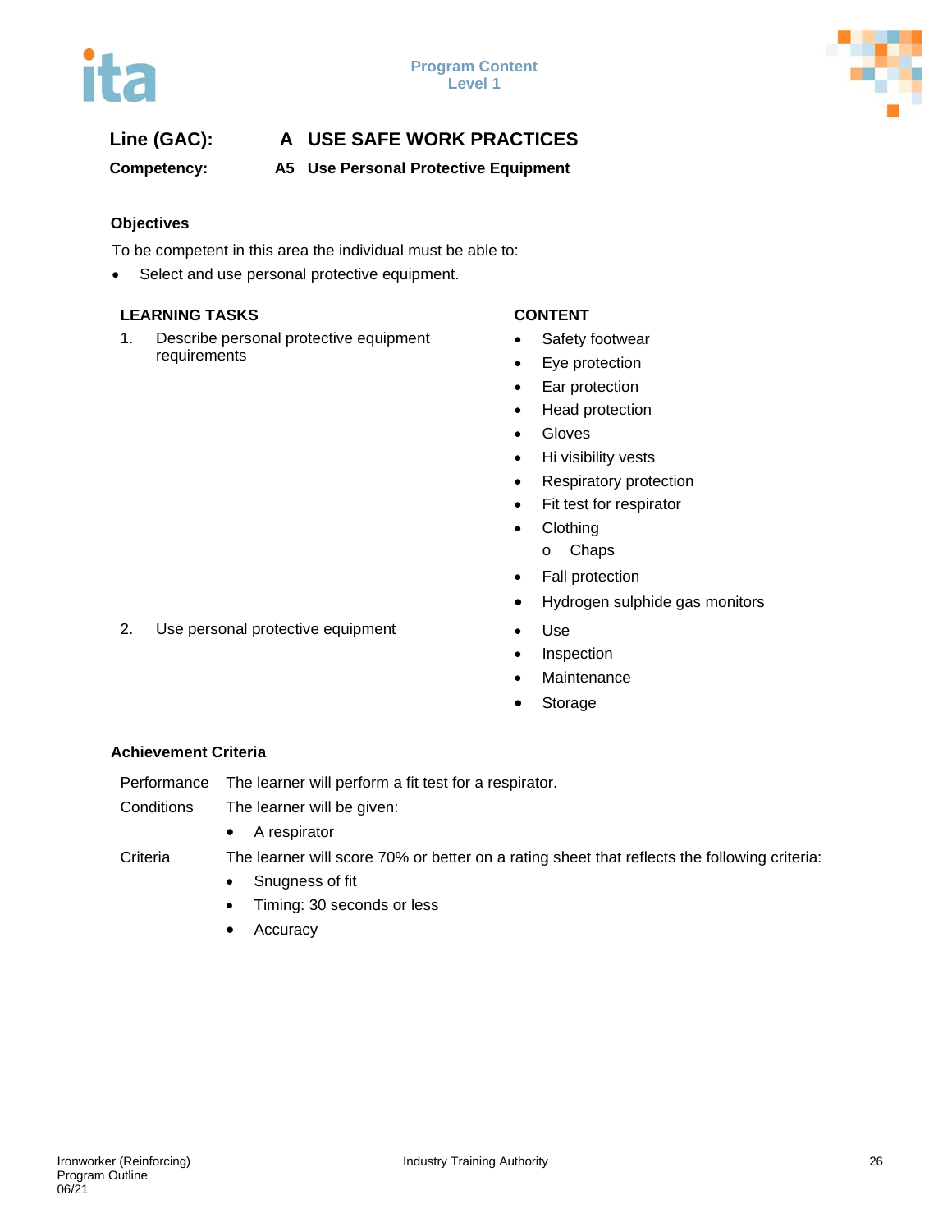**Line (GAC):** A USE SAFE WORK PRACTICES

**Competency:** A5 Use Personal Protective Equipment

### Objectives

To be competent in this area the individual must be able to:

- Select and use personal protective equipment.

| LEARNING TASKS | CONTENT |
|---|---|
| 1. Describe personal protective equipment requirements | • Safety footwear<br>• Eye protection<br>• Ear protection<br>• Head protection<br>• Gloves<br>• Hi visibility vests<br>• Respiratory protection<br>• Fit test for respirator<br>• Clothing<br>&nbsp;&nbsp;&nbsp;o Chaps<br>• Fall protection<br>• Hydrogen sulphide gas monitors |
| 2. Use personal protective equipment | • Use<br>• Inspection<br>• Maintenance<br>• Storage |

### Achievement Criteria

**Performance** The learner will perform a fit test for a respirator.

**Conditions** The learner will be given:

- A respirator

**Criteria** The learner will score 70% or better on a rating sheet that reflects the following criteria:

- Snugness of fit
- Timing: 30 seconds or less
- Accuracy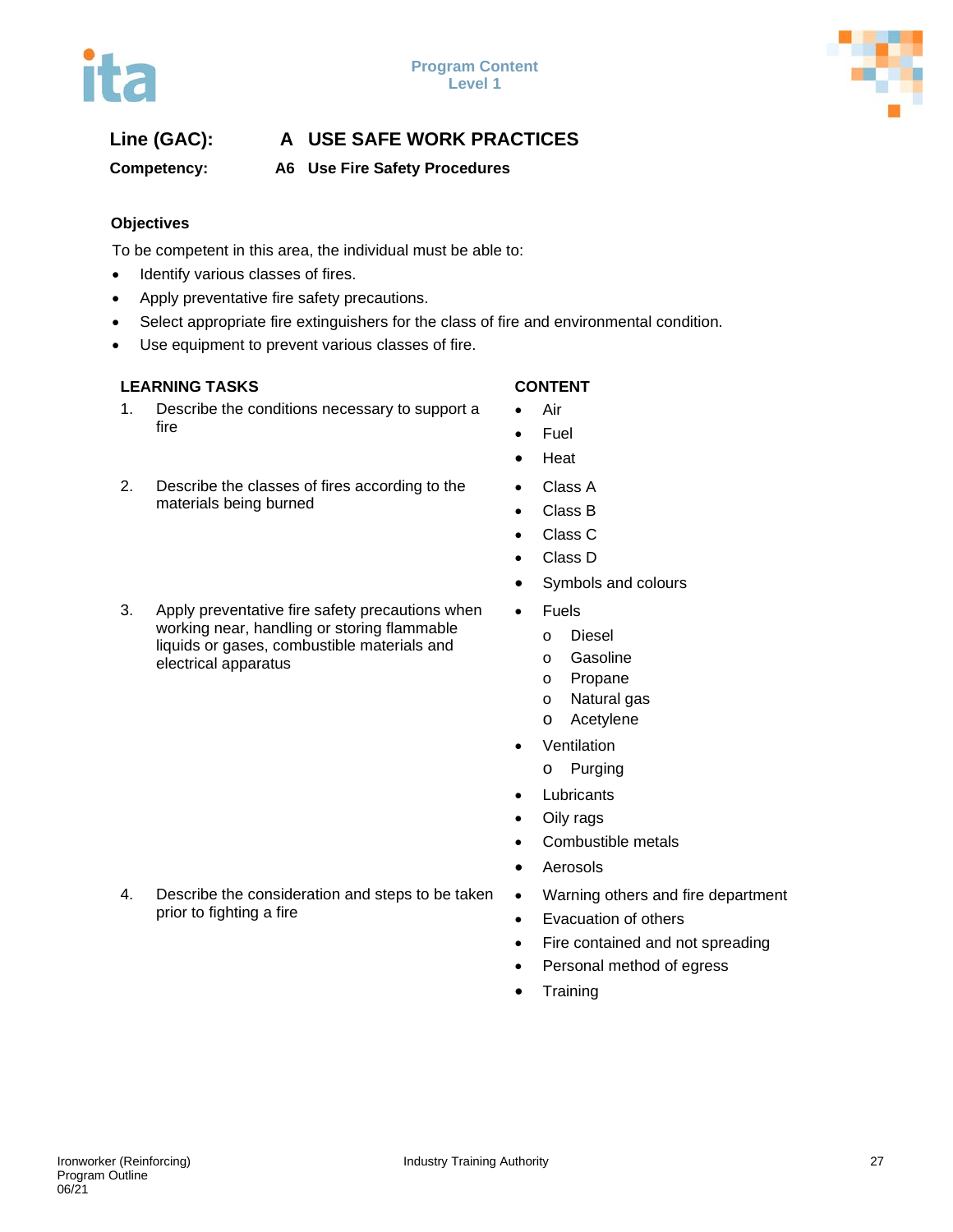**Line (GAC):** **A USE SAFE WORK PRACTICES**

**Competency:** **A6 Use Fire Safety Procedures**

**Objectives**

To be competent in this area, the individual must be able to:

- Identify various classes of fires.
- Apply preventative fire safety precautions.
- Select appropriate fire extinguishers for the class of fire and environmental condition.
- Use equipment to prevent various classes of fire.

| LEARNING TASKS | CONTENT |
|---|---|
| 1. Describe the conditions necessary to support a fire | • Air<br>• Fuel<br>• Heat |
| 2. Describe the classes of fires according to the materials being burned | • Class A<br>• Class B<br>• Class C<br>• Class D<br>• Symbols and colours |
| 3. Apply preventative fire safety precautions when working near, handling or storing flammable liquids or gases, combustible materials and electrical apparatus | • Fuels<br>o Diesel<br>o Gasoline<br>o Propane<br>o Natural gas<br>o Acetylene<br>• Ventilation<br>o Purging<br>• Lubricants<br>• Oily rags<br>• Combustible metals<br>• Aerosols |
| 4. Describe the consideration and steps to be taken prior to fighting a fire | • Warning others and fire department<br>• Evacuation of others<br>• Fire contained and not spreading<br>• Personal method of egress<br>• Training |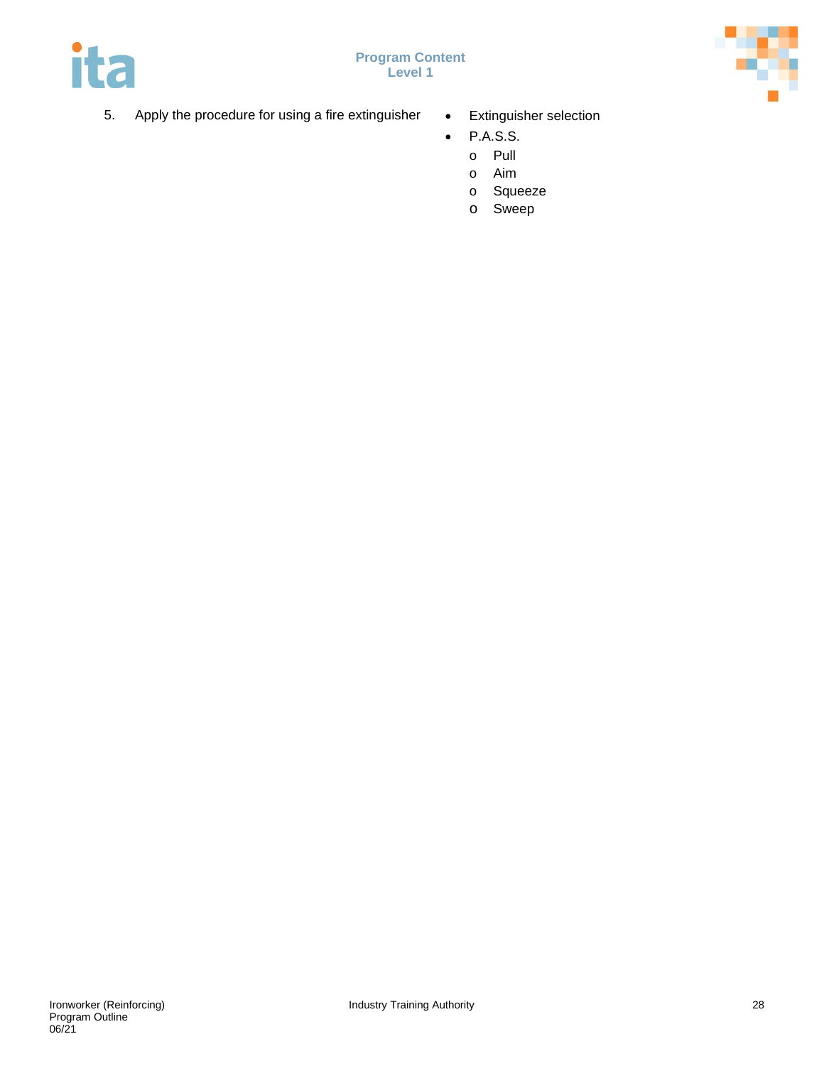| | |
|---|---|
| 5. Apply the procedure for using a fire extinguisher | • Extinguisher selection<br>• P.A.S.S.<br>  o Pull<br>  o Aim<br>  o Squeeze<br>  o Sweep |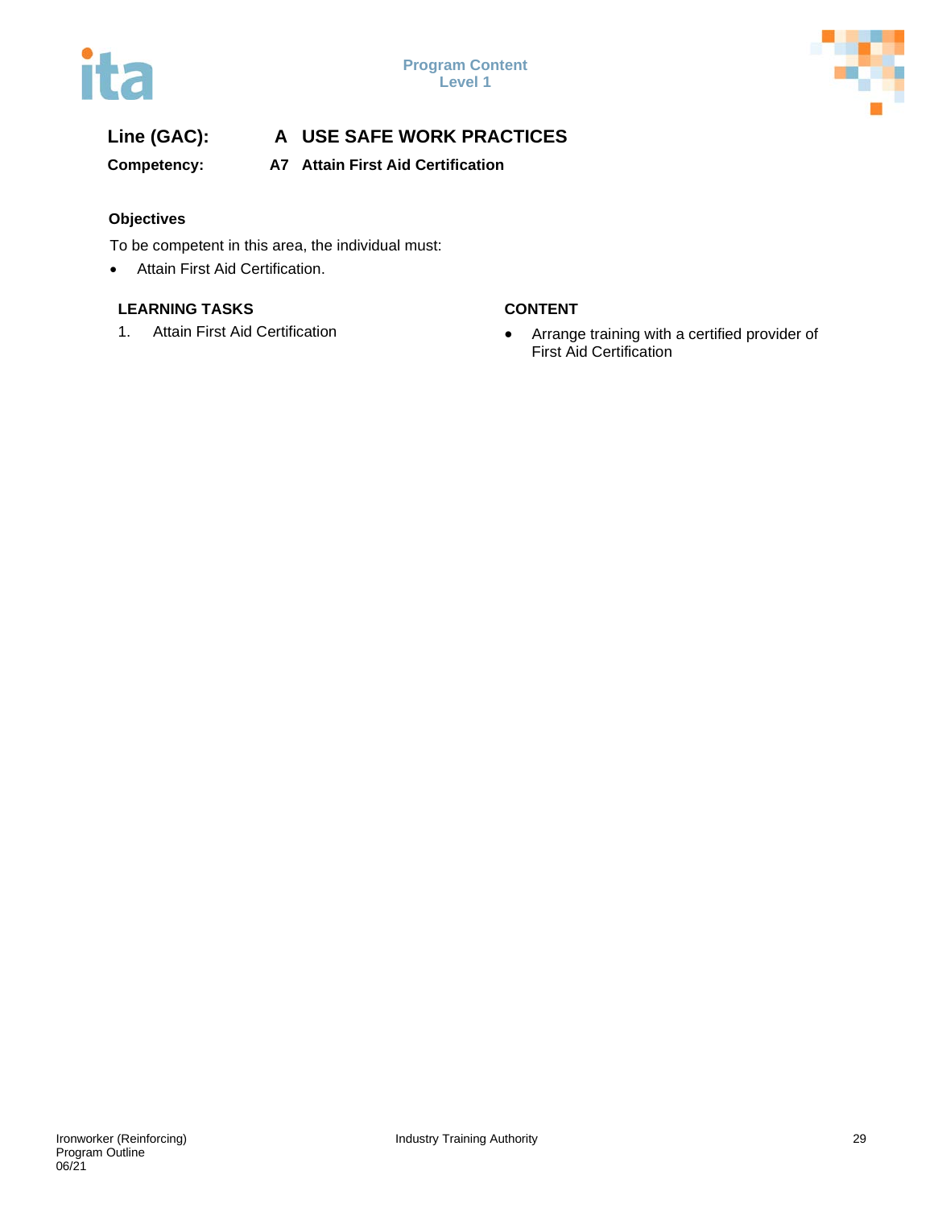**Line (GAC):** **A USE SAFE WORK PRACTICES**

**Competency:** **A7 Attain First Aid Certification**

### Objectives

To be competent in this area, the individual must:

- Attain First Aid Certification.

| LEARNING TASKS | CONTENT |
| --- | --- |
| 1. Attain First Aid Certification | • Arrange training with a certified provider of First Aid Certification |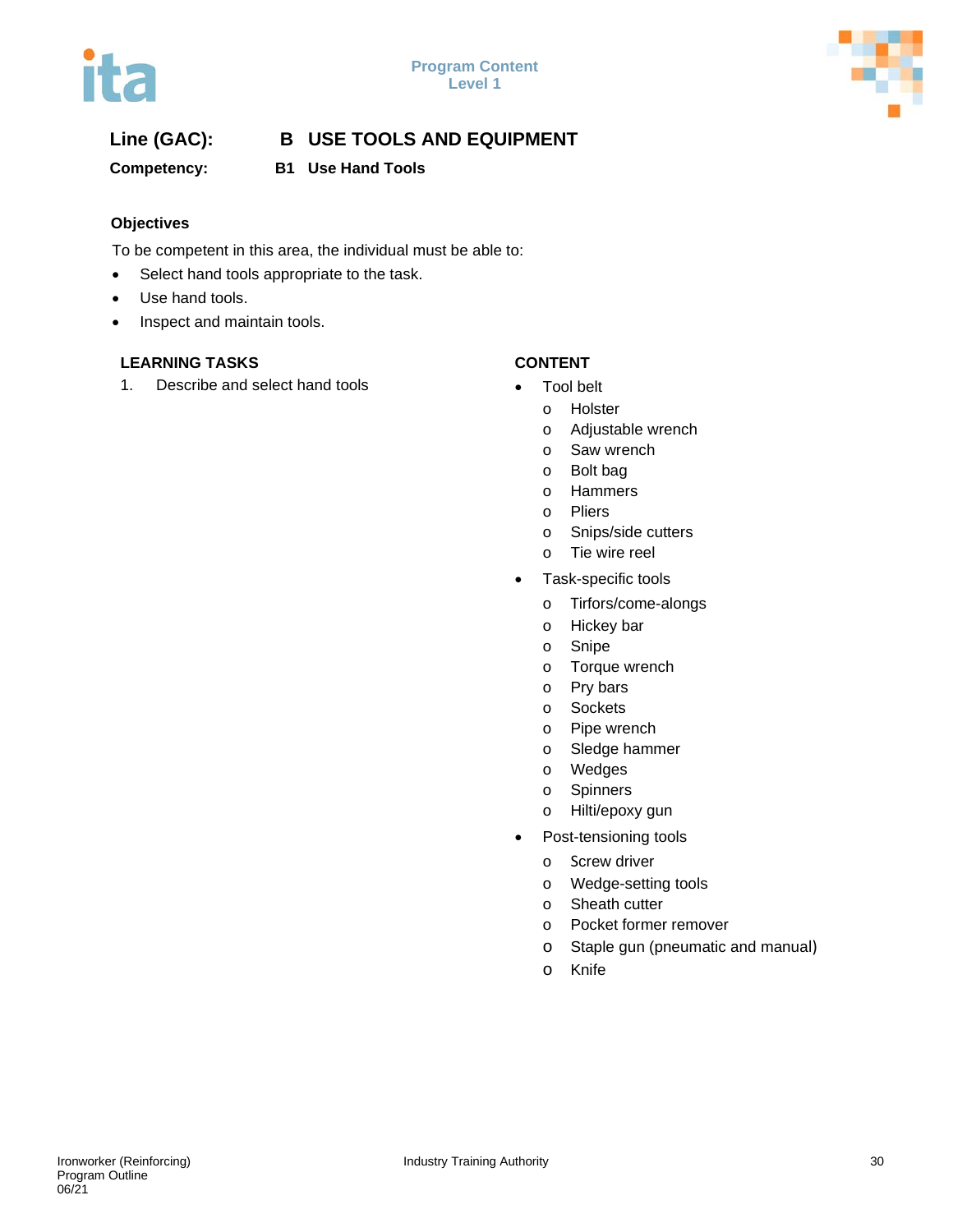**Line (GAC):** **B USE TOOLS AND EQUIPMENT**

**Competency:** **B1 Use Hand Tools**

**Objectives**

To be competent in this area, the individual must be able to:

- Select hand tools appropriate to the task.
- Use hand tools.
- Inspect and maintain tools.

| LEARNING TASKS | CONTENT |
|---|---|
| 1. Describe and select hand tools | • Tool belt<br>o Holster<br>o Adjustable wrench<br>o Saw wrench<br>o Bolt bag<br>o Hammers<br>o Pliers<br>o Snips/side cutters<br>o Tie wire reel<br>• Task-specific tools<br>o Tirfors/come-alongs<br>o Hickey bar<br>o Snipe<br>o Torque wrench<br>o Pry bars<br>o Sockets<br>o Pipe wrench<br>o Sledge hammer<br>o Wedges<br>o Spinners<br>o Hilti/epoxy gun<br>• Post-tensioning tools<br>o Screw driver<br>o Wedge-setting tools<br>o Sheath cutter<br>o Pocket former remover<br>o Staple gun (pneumatic and manual)<br>o Knife |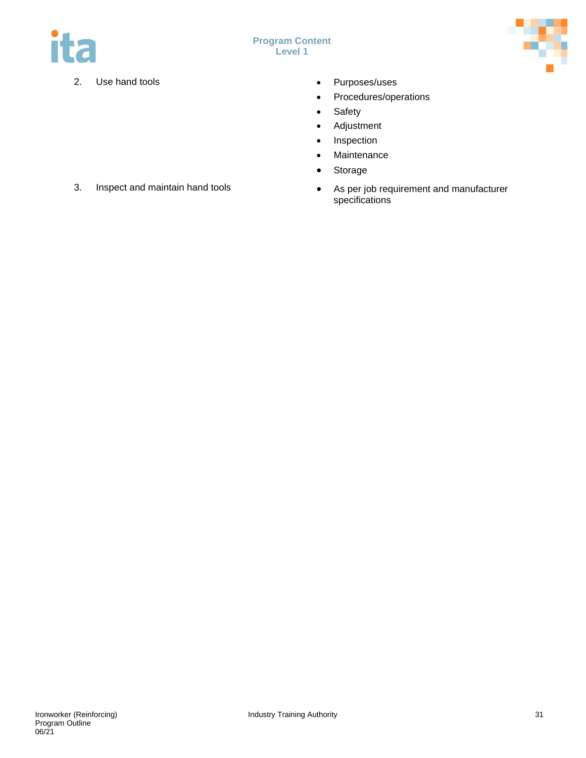| | |
|---|---|
| 2. Use hand tools | • Purposes/uses<br>• Procedures/operations<br>• Safety<br>• Adjustment<br>• Inspection<br>• Maintenance<br>• Storage |
| 3. Inspect and maintain hand tools | • As per job requirement and manufacturer specifications |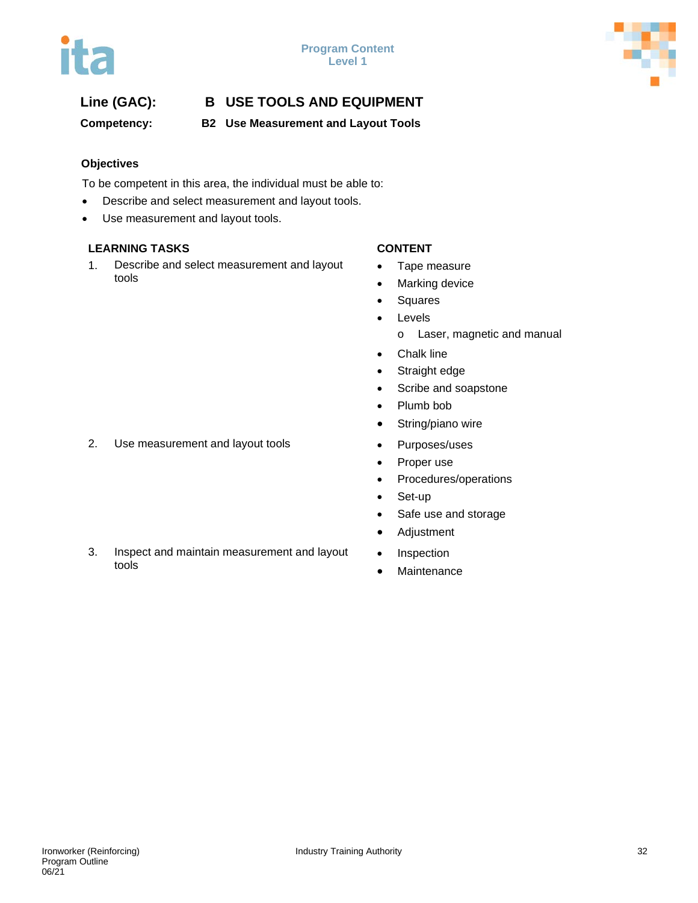**Line (GAC):** **B USE TOOLS AND EQUIPMENT**

**Competency:** **B2 Use Measurement and Layout Tools**

### Objectives

To be competent in this area, the individual must be able to:

- Describe and select measurement and layout tools.
- Use measurement and layout tools.

| LEARNING TASKS | CONTENT |
|---|---|
| 1. Describe and select measurement and layout tools | • Tape measure<br>• Marking device<br>• Squares<br>• Levels<br>  o Laser, magnetic and manual<br>• Chalk line<br>• Straight edge<br>• Scribe and soapstone<br>• Plumb bob<br>• String/piano wire |
| 2. Use measurement and layout tools | • Purposes/uses<br>• Proper use<br>• Procedures/operations<br>• Set-up<br>• Safe use and storage<br>• Adjustment |
| 3. Inspect and maintain measurement and layout tools | • Inspection<br>• Maintenance |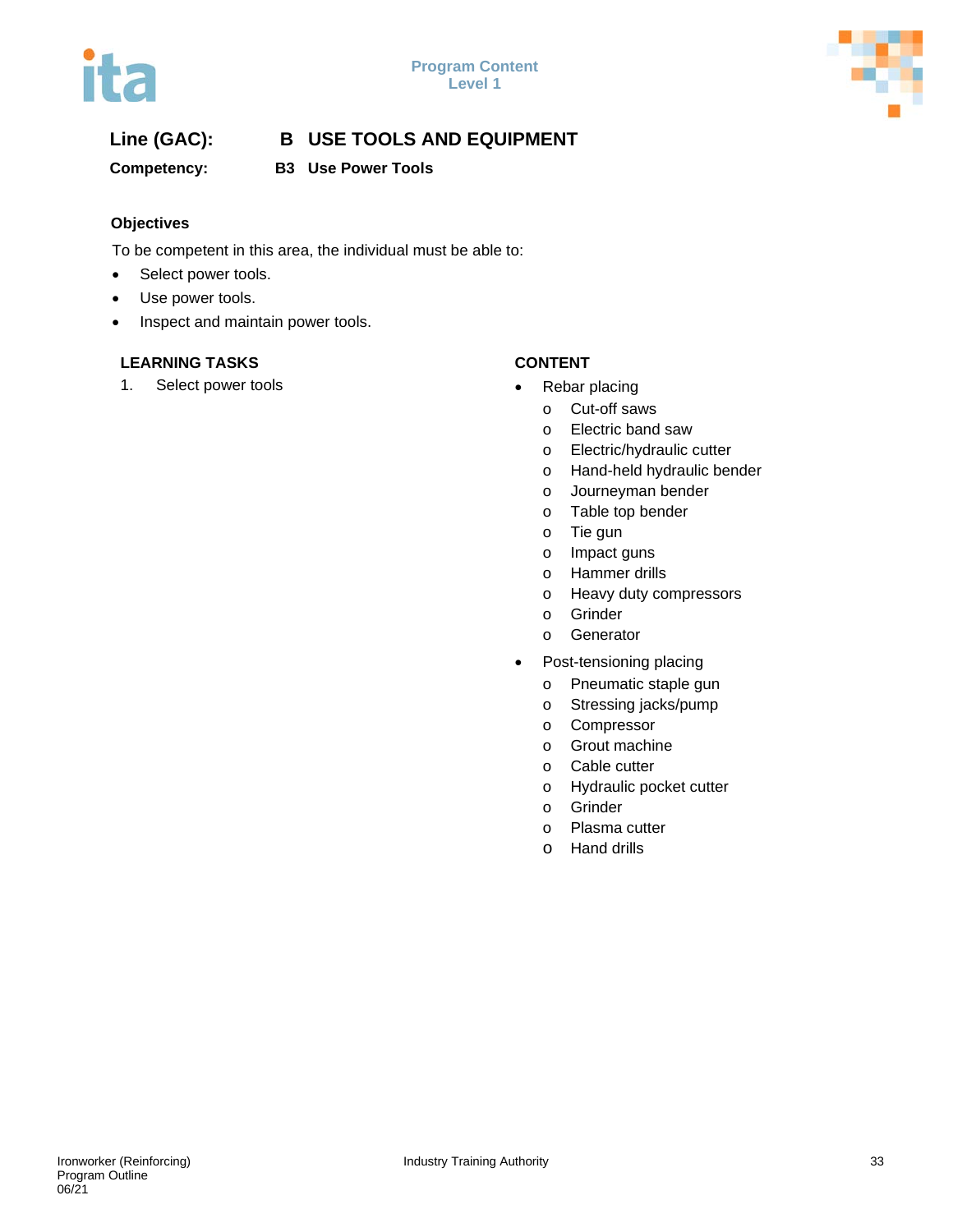**Line (GAC):** **B USE TOOLS AND EQUIPMENT**

**Competency:** **B3 Use Power Tools**

### Objectives

To be competent in this area, the individual must be able to:

- Select power tools.
- Use power tools.
- Inspect and maintain power tools.

| LEARNING TASKS | CONTENT |
|---|---|
| 1. Select power tools | • Rebar placing<br>o Cut-off saws<br>o Electric band saw<br>o Electric/hydraulic cutter<br>o Hand-held hydraulic bender<br>o Journeyman bender<br>o Table top bender<br>o Tie gun<br>o Impact guns<br>o Hammer drills<br>o Heavy duty compressors<br>o Grinder<br>o Generator<br>• Post-tensioning placing<br>o Pneumatic staple gun<br>o Stressing jacks/pump<br>o Compressor<br>o Grout machine<br>o Cable cutter<br>o Hydraulic pocket cutter<br>o Grinder<br>o Plasma cutter<br>o Hand drills |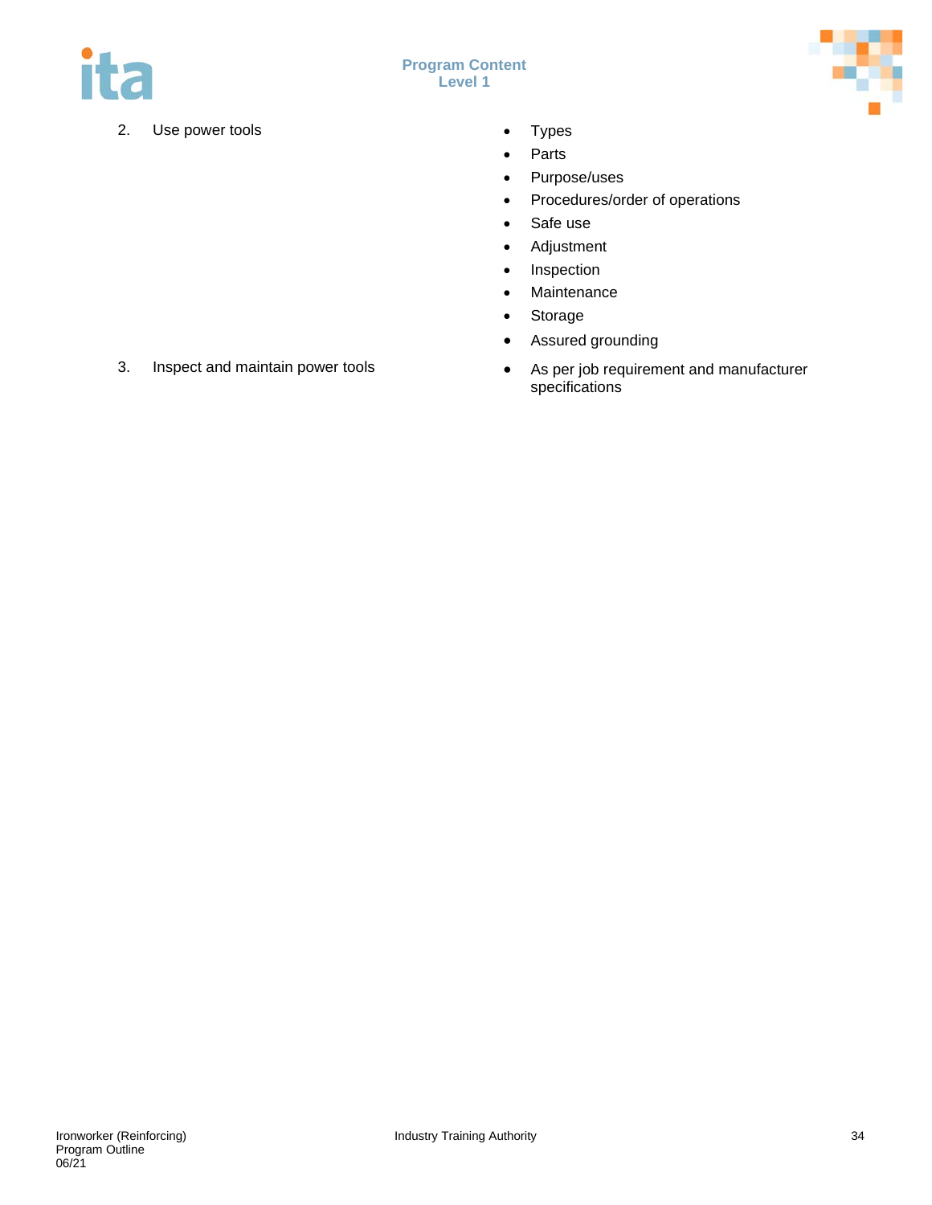| | |
|---|---|
| 2. Use power tools | • Types<br>• Parts<br>• Purpose/uses<br>• Procedures/order of operations<br>• Safe use<br>• Adjustment<br>• Inspection<br>• Maintenance<br>• Storage<br>• Assured grounding |
| 3. Inspect and maintain power tools | • As per job requirement and manufacturer specifications |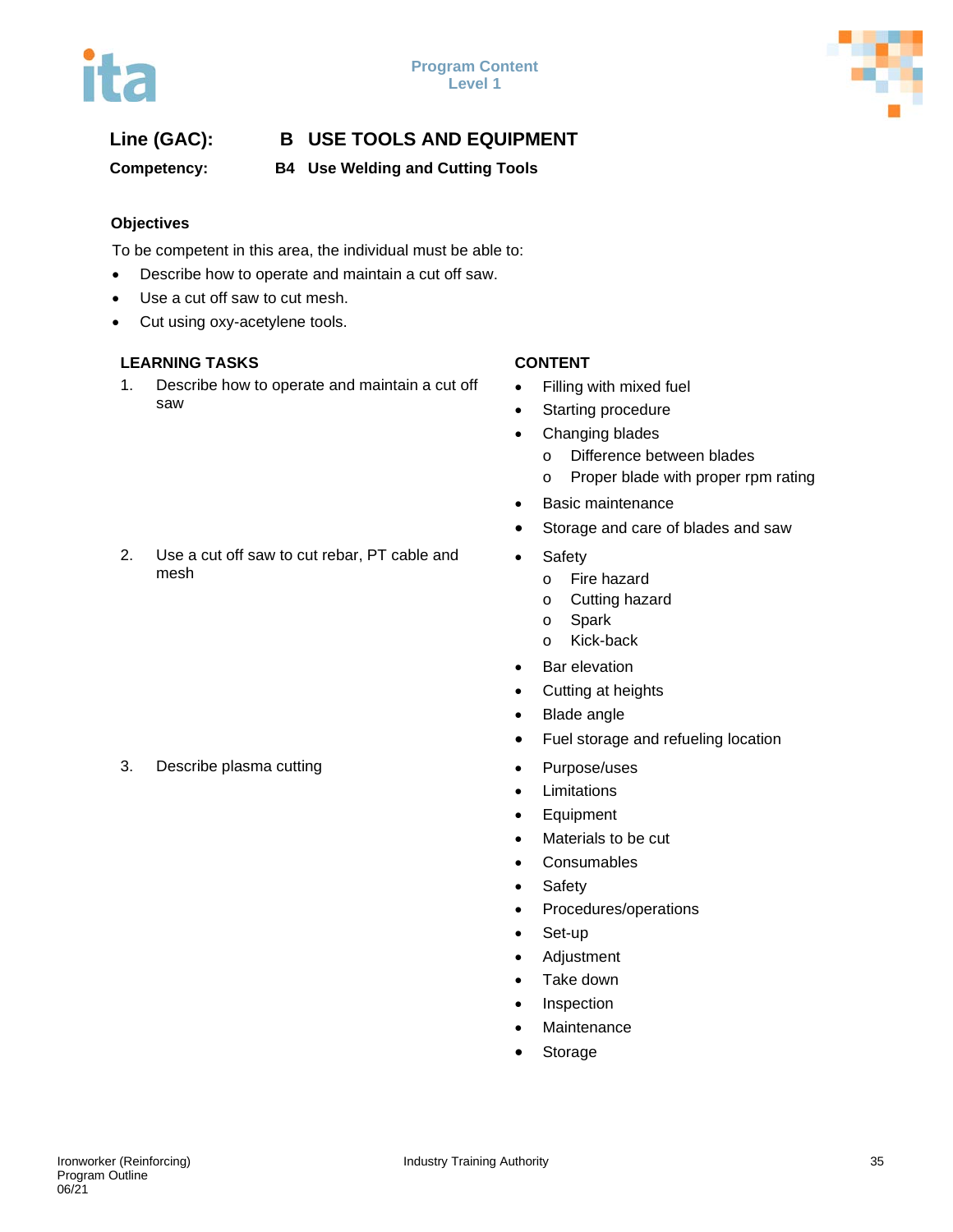**Line (GAC):** **B USE TOOLS AND EQUIPMENT**

**Competency:** **B4 Use Welding and Cutting Tools**

**Objectives**

To be competent in this area, the individual must be able to:

- Describe how to operate and maintain a cut off saw.
- Use a cut off saw to cut mesh.
- Cut using oxy-acetylene tools.

| LEARNING TASKS | CONTENT |
|---|---|
| 1. Describe how to operate and maintain a cut off saw | • Filling with mixed fuel<br>• Starting procedure<br>• Changing blades<br>  o Difference between blades<br>  o Proper blade with proper rpm rating<br>• Basic maintenance<br>• Storage and care of blades and saw |
| 2. Use a cut off saw to cut rebar, PT cable and mesh | • Safety<br>  o Fire hazard<br>  o Cutting hazard<br>  o Spark<br>  o Kick-back<br>• Bar elevation<br>• Cutting at heights<br>• Blade angle<br>• Fuel storage and refueling location |
| 3. Describe plasma cutting | • Purpose/uses<br>• Limitations<br>• Equipment<br>• Materials to be cut<br>• Consumables<br>• Safety<br>• Procedures/operations<br>• Set-up<br>• Adjustment<br>• Take down<br>• Inspection<br>• Maintenance<br>• Storage |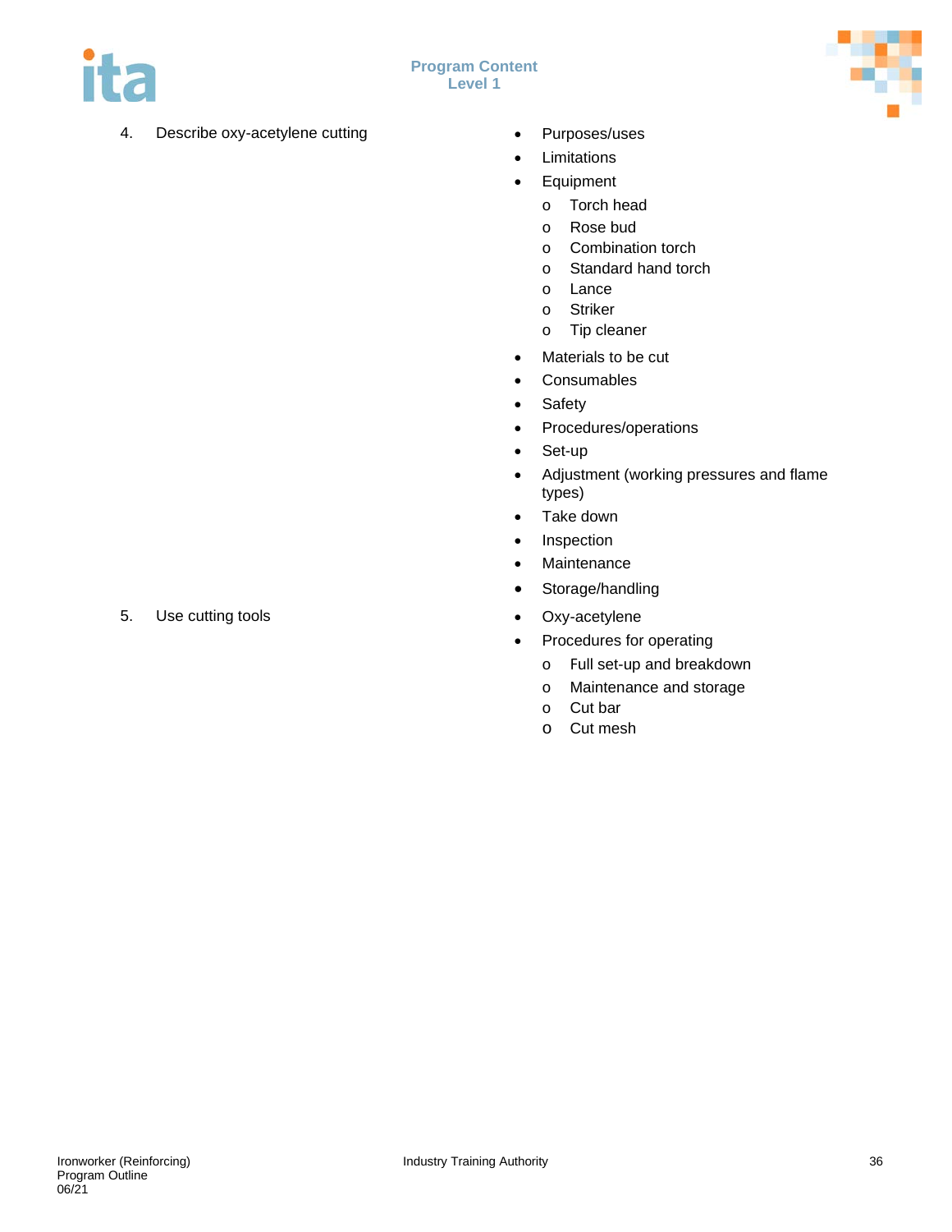| | |
|---|---|
| 4. Describe oxy-acetylene cutting | • Purposes/uses<br>• Limitations<br>• Equipment<br>&nbsp;&nbsp;&nbsp;o Torch head<br>&nbsp;&nbsp;&nbsp;o Rose bud<br>&nbsp;&nbsp;&nbsp;o Combination torch<br>&nbsp;&nbsp;&nbsp;o Standard hand torch<br>&nbsp;&nbsp;&nbsp;o Lance<br>&nbsp;&nbsp;&nbsp;o Striker<br>&nbsp;&nbsp;&nbsp;o Tip cleaner<br>• Materials to be cut<br>• Consumables<br>• Safety<br>• Procedures/operations<br>• Set-up<br>• Adjustment (working pressures and flame types)<br>• Take down<br>• Inspection<br>• Maintenance<br>• Storage/handling |
| 5. Use cutting tools | • Oxy-acetylene<br>• Procedures for operating<br>&nbsp;&nbsp;&nbsp;o Full set-up and breakdown<br>&nbsp;&nbsp;&nbsp;o Maintenance and storage<br>&nbsp;&nbsp;&nbsp;o Cut bar<br>&nbsp;&nbsp;&nbsp;o Cut mesh |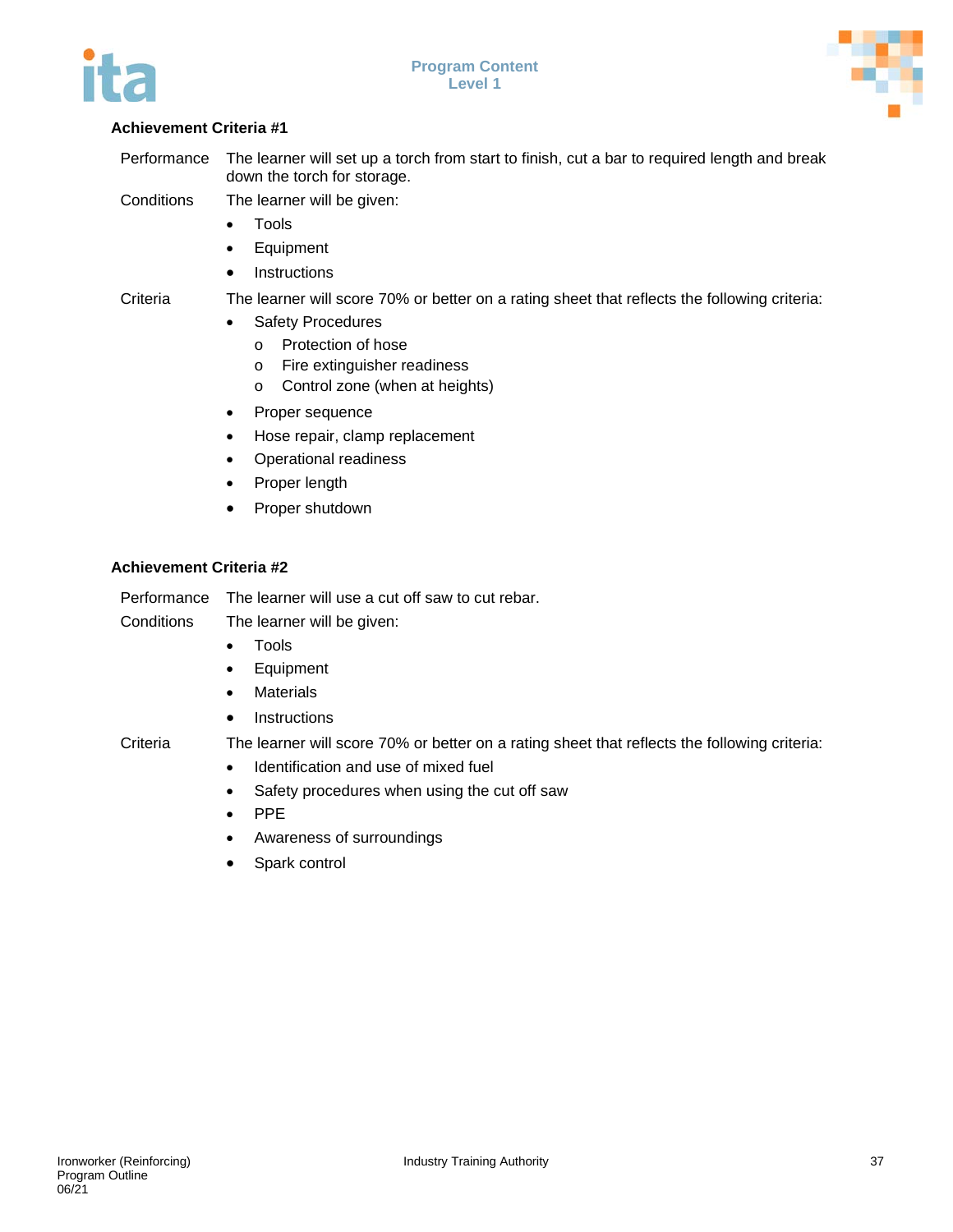### Achievement Criteria #1

Performance: The learner will set up a torch from start to finish, cut a bar to required length and break down the torch for storage.

Conditions: The learner will be given:

- Tools
- Equipment
- Instructions

Criteria: The learner will score 70% or better on a rating sheet that reflects the following criteria:

- Safety Procedures
    - Protection of hose
    - Fire extinguisher readiness
    - Control zone (when at heights)
- Proper sequence
- Hose repair, clamp replacement
- Operational readiness
- Proper length
- Proper shutdown

### Achievement Criteria #2

Performance: The learner will use a cut off saw to cut rebar.

Conditions: The learner will be given:

- Tools
- Equipment
- Materials
- Instructions

Criteria: The learner will score 70% or better on a rating sheet that reflects the following criteria:

- Identification and use of mixed fuel
- Safety procedures when using the cut off saw
- PPE
- Awareness of surroundings
- Spark control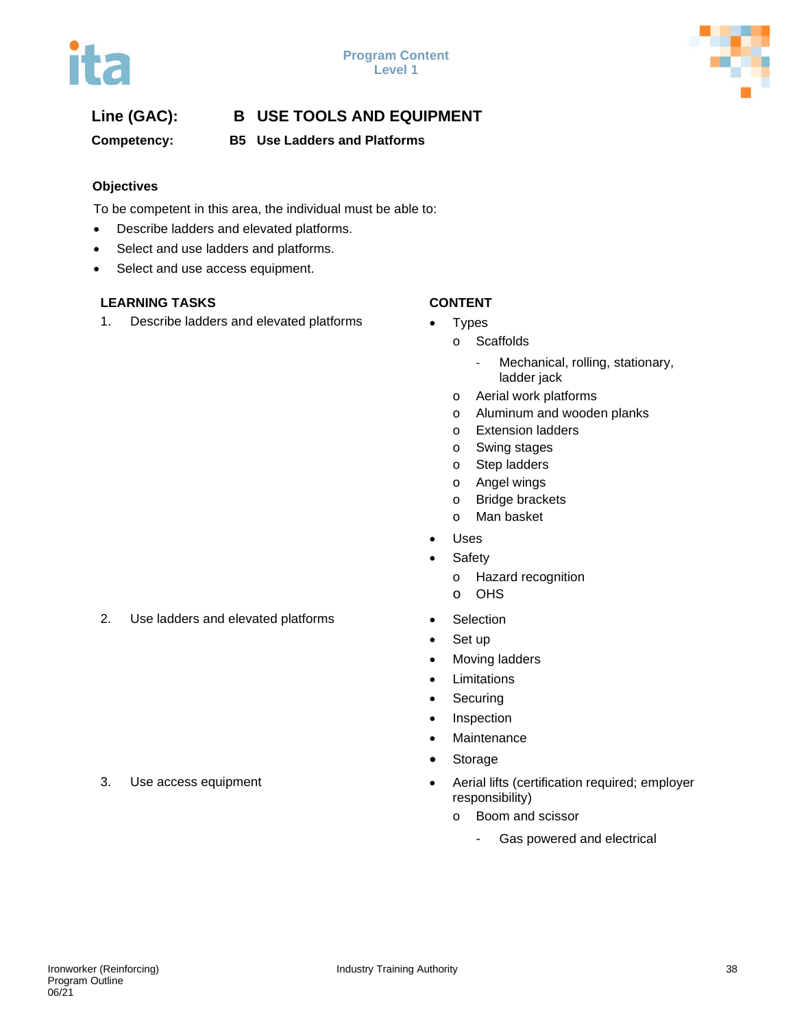**Line (GAC): B USE TOOLS AND EQUIPMENT**

**Competency: B5 Use Ladders and Platforms**

### Objectives

To be competent in this area, the individual must be able to:

- Describe ladders and elevated platforms.
- Select and use ladders and platforms.
- Select and use access equipment.

| LEARNING TASKS | CONTENT |
|---|---|
| 1. Describe ladders and elevated platforms | • Types<br>  o Scaffolds<br>    - Mechanical, rolling, stationary, ladder jack<br>  o Aerial work platforms<br>  o Aluminum and wooden planks<br>  o Extension ladders<br>  o Swing stages<br>  o Step ladders<br>  o Angel wings<br>  o Bridge brackets<br>  o Man basket<br>• Uses<br>• Safety<br>  o Hazard recognition<br>  o OHS |
| 2. Use ladders and elevated platforms | • Selection<br>• Set up<br>• Moving ladders<br>• Limitations<br>• Securing<br>• Inspection<br>• Maintenance<br>• Storage |
| 3. Use access equipment | • Aerial lifts (certification required; employer responsibility)<br>  o Boom and scissor<br>    - Gas powered and electrical |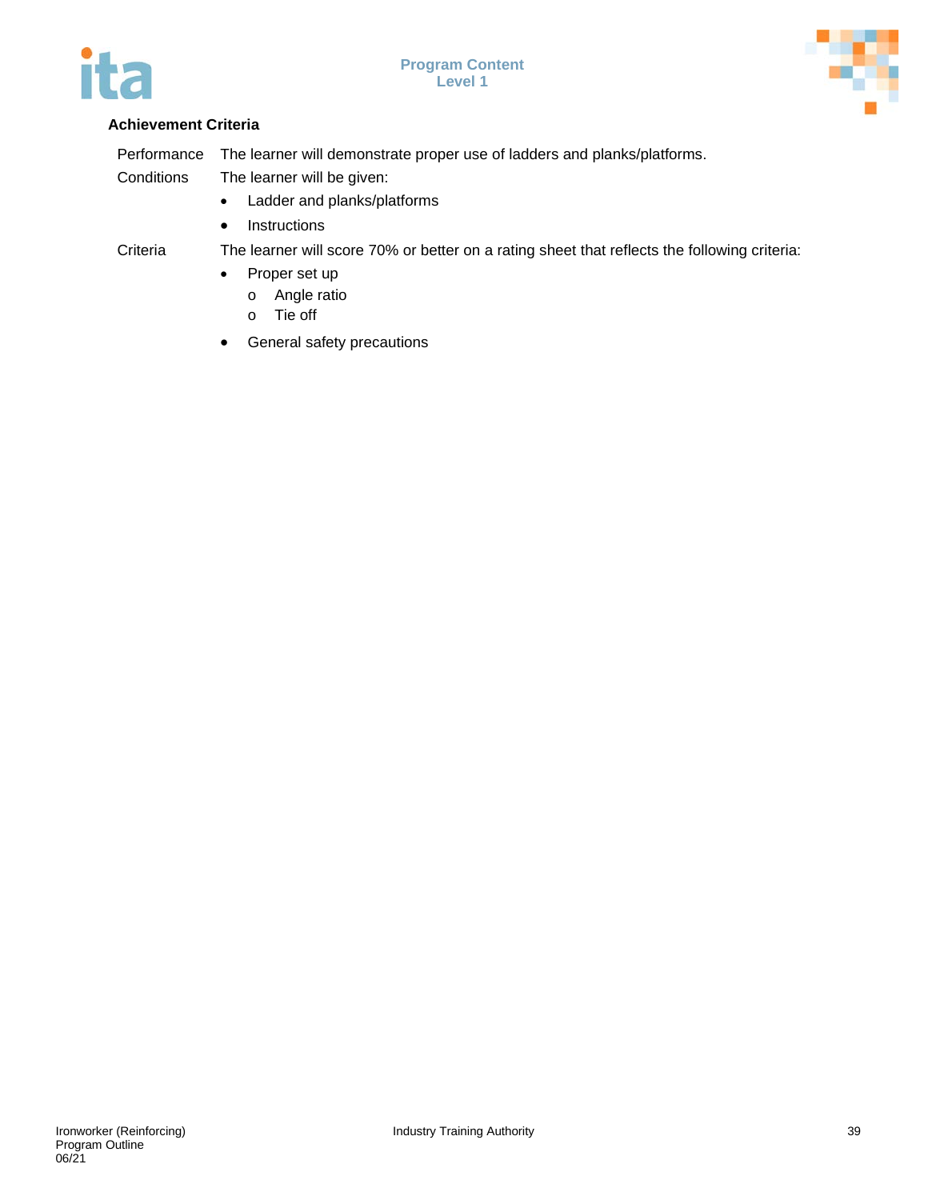### Achievement Criteria

| | |
|---|---|
| Performance | The learner will demonstrate proper use of ladders and planks/platforms. |
| Conditions | The learner will be given:<br>• Ladder and planks/platforms<br>• Instructions |
| Criteria | The learner will score 70% or better on a rating sheet that reflects the following criteria:<br>• Proper set up<br>o Angle ratio<br>o Tie off<br>• General safety precautions |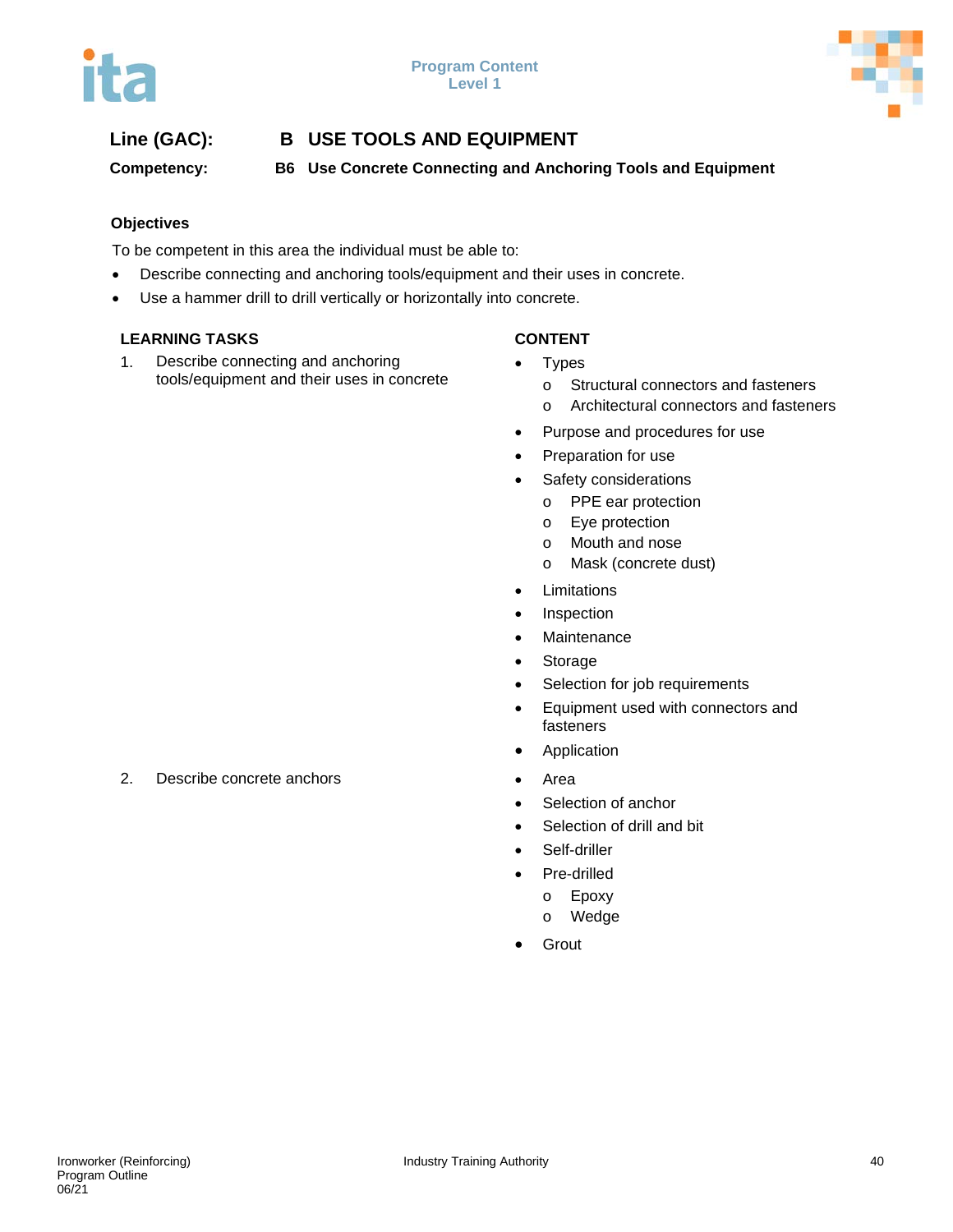**Line (GAC):** **B USE TOOLS AND EQUIPMENT**

**Competency:** **B6 Use Concrete Connecting and Anchoring Tools and Equipment**

**Objectives**

To be competent in this area the individual must be able to:

- Describe connecting and anchoring tools/equipment and their uses in concrete.
- Use a hammer drill to drill vertically or horizontally into concrete.

| LEARNING TASKS | CONTENT |
|---|---|
| 1. Describe connecting and anchoring tools/equipment and their uses in concrete | • Types<br>o Structural connectors and fasteners<br>o Architectural connectors and fasteners<br>• Purpose and procedures for use<br>• Preparation for use<br>• Safety considerations<br>o PPE ear protection<br>o Eye protection<br>o Mouth and nose<br>o Mask (concrete dust)<br>• Limitations<br>• Inspection<br>• Maintenance<br>• Storage<br>• Selection for job requirements<br>• Equipment used with connectors and fasteners<br>• Application |
| 2. Describe concrete anchors | • Area<br>• Selection of anchor<br>• Selection of drill and bit<br>• Self-driller<br>• Pre-drilled<br>o Epoxy<br>o Wedge<br>• Grout |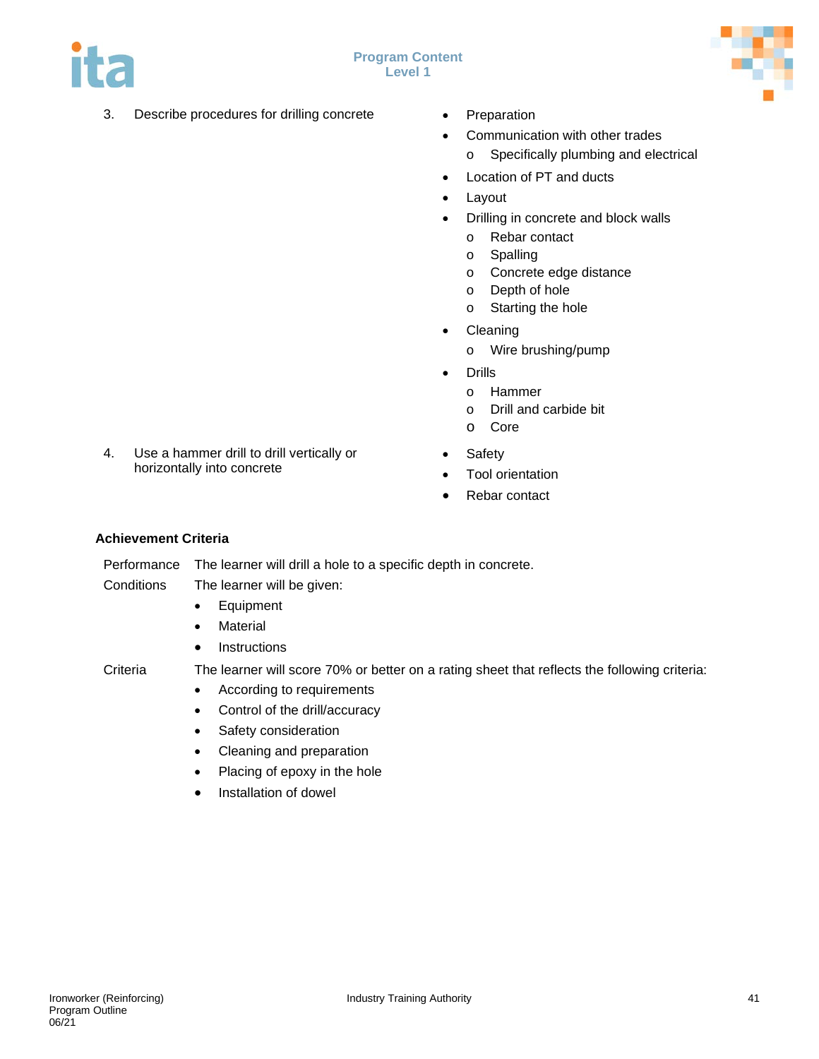3. Describe procedures for drilling concrete

- Preparation
- Communication with other trades
  - Specifically plumbing and electrical
- Location of PT and ducts
- Layout
- Drilling in concrete and block walls
  - Rebar contact
  - Spalling
  - Concrete edge distance
  - Depth of hole
  - Starting the hole
- Cleaning
  - Wire brushing/pump
- Drills
  - Hammer
  - Drill and carbide bit
  - Core

4. Use a hammer drill to drill vertically or horizontally into concrete

- Safety
- Tool orientation
- Rebar contact

**Achievement Criteria**

Performance: The learner will drill a hole to a specific depth in concrete.

Conditions: The learner will be given:

- Equipment
- Material
- Instructions

Criteria: The learner will score 70% or better on a rating sheet that reflects the following criteria:

- According to requirements
- Control of the drill/accuracy
- Safety consideration
- Cleaning and preparation
- Placing of epoxy in the hole
- Installation of dowel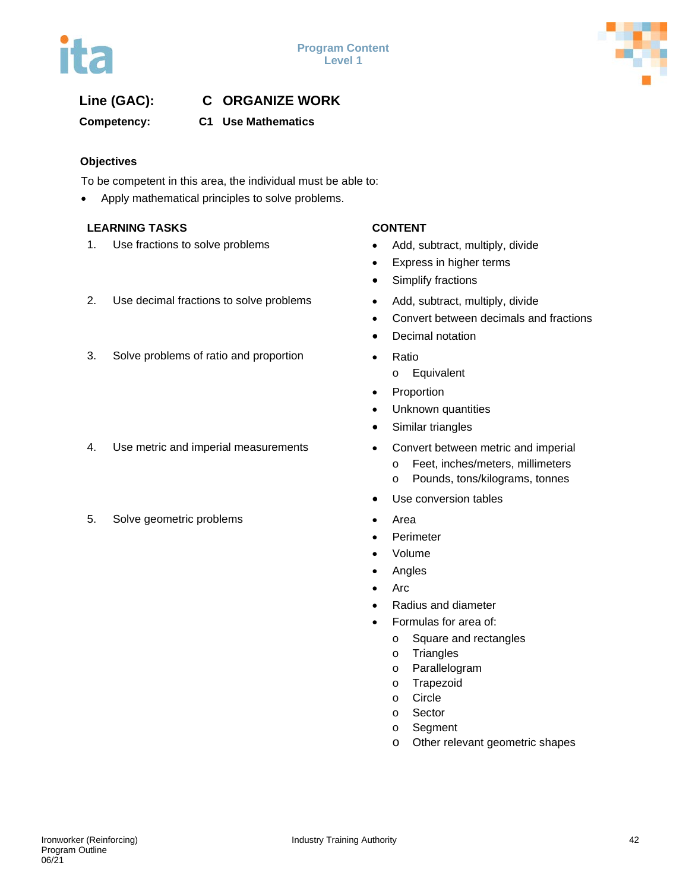**Line (GAC):** **C ORGANIZE WORK**

**Competency:** **C1 Use Mathematics**

### Objectives

To be competent in this area, the individual must be able to:

- Apply mathematical principles to solve problems.

| LEARNING TASKS | CONTENT |
|---|---|
| 1. Use fractions to solve problems | • Add, subtract, multiply, divide<br>• Express in higher terms<br>• Simplify fractions |
| 2. Use decimal fractions to solve problems | • Add, subtract, multiply, divide<br>• Convert between decimals and fractions<br>• Decimal notation |
| 3. Solve problems of ratio and proportion | • Ratio<br>  o Equivalent<br>• Proportion<br>• Unknown quantities<br>• Similar triangles |
| 4. Use metric and imperial measurements | • Convert between metric and imperial<br>  o Feet, inches/meters, millimeters<br>  o Pounds, tons/kilograms, tonnes<br>• Use conversion tables |
| 5. Solve geometric problems | • Area<br>• Perimeter<br>• Volume<br>• Angles<br>• Arc<br>• Radius and diameter<br>• Formulas for area of:<br>  o Square and rectangles<br>  o Triangles<br>  o Parallelogram<br>  o Trapezoid<br>  o Circle<br>  o Sector<br>  o Segment<br>  o Other relevant geometric shapes |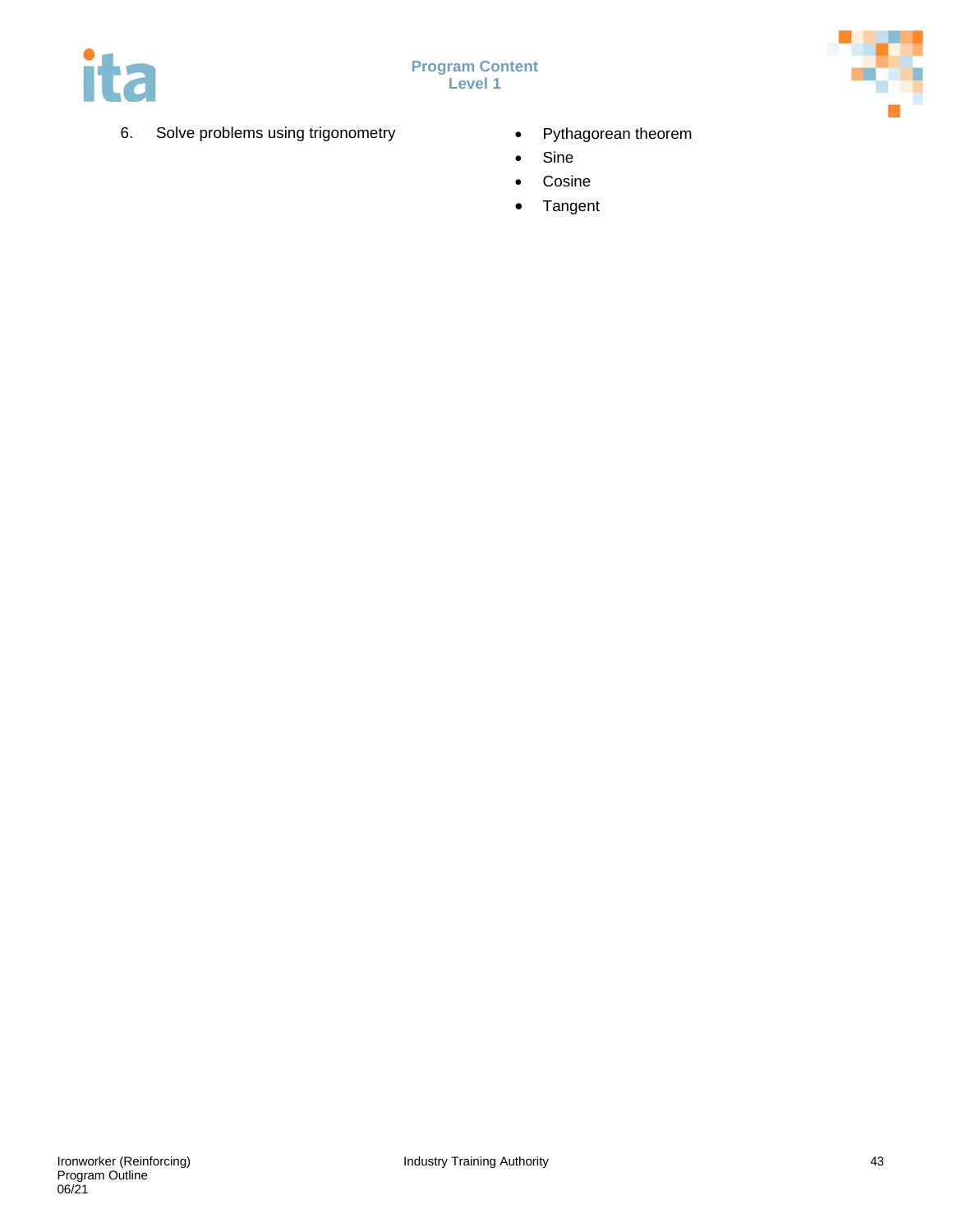| | |
|---|---|
| 6. Solve problems using trigonometry | • Pythagorean theorem<br>• Sine<br>• Cosine<br>• Tangent |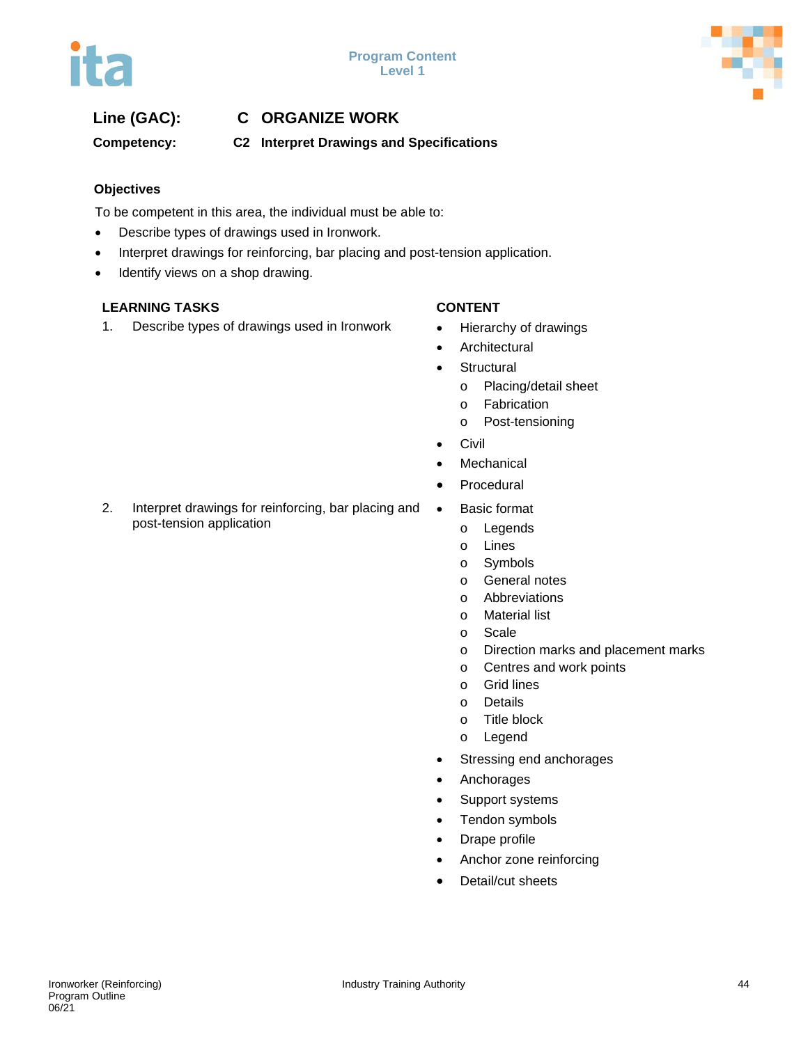**Line (GAC):** C ORGANIZE WORK

**Competency:** C2 Interpret Drawings and Specifications

### Objectives

To be competent in this area, the individual must be able to:

- Describe types of drawings used in Ironwork.
- Interpret drawings for reinforcing, bar placing and post-tension application.
- Identify views on a shop drawing.

| LEARNING TASKS | CONTENT |
|---|---|
| 1. Describe types of drawings used in Ironwork | • Hierarchy of drawings<br>• Architectural<br>• Structural<br>  o Placing/detail sheet<br>  o Fabrication<br>  o Post-tensioning<br>• Civil<br>• Mechanical<br>• Procedural |
| 2. Interpret drawings for reinforcing, bar placing and post-tension application | • Basic format<br>  o Legends<br>  o Lines<br>  o Symbols<br>  o General notes<br>  o Abbreviations<br>  o Material list<br>  o Scale<br>  o Direction marks and placement marks<br>  o Centres and work points<br>  o Grid lines<br>  o Details<br>  o Title block<br>  o Legend<br>• Stressing end anchorages<br>• Anchorages<br>• Support systems<br>• Tendon symbols<br>• Drape profile<br>• Anchor zone reinforcing<br>• Detail/cut sheets |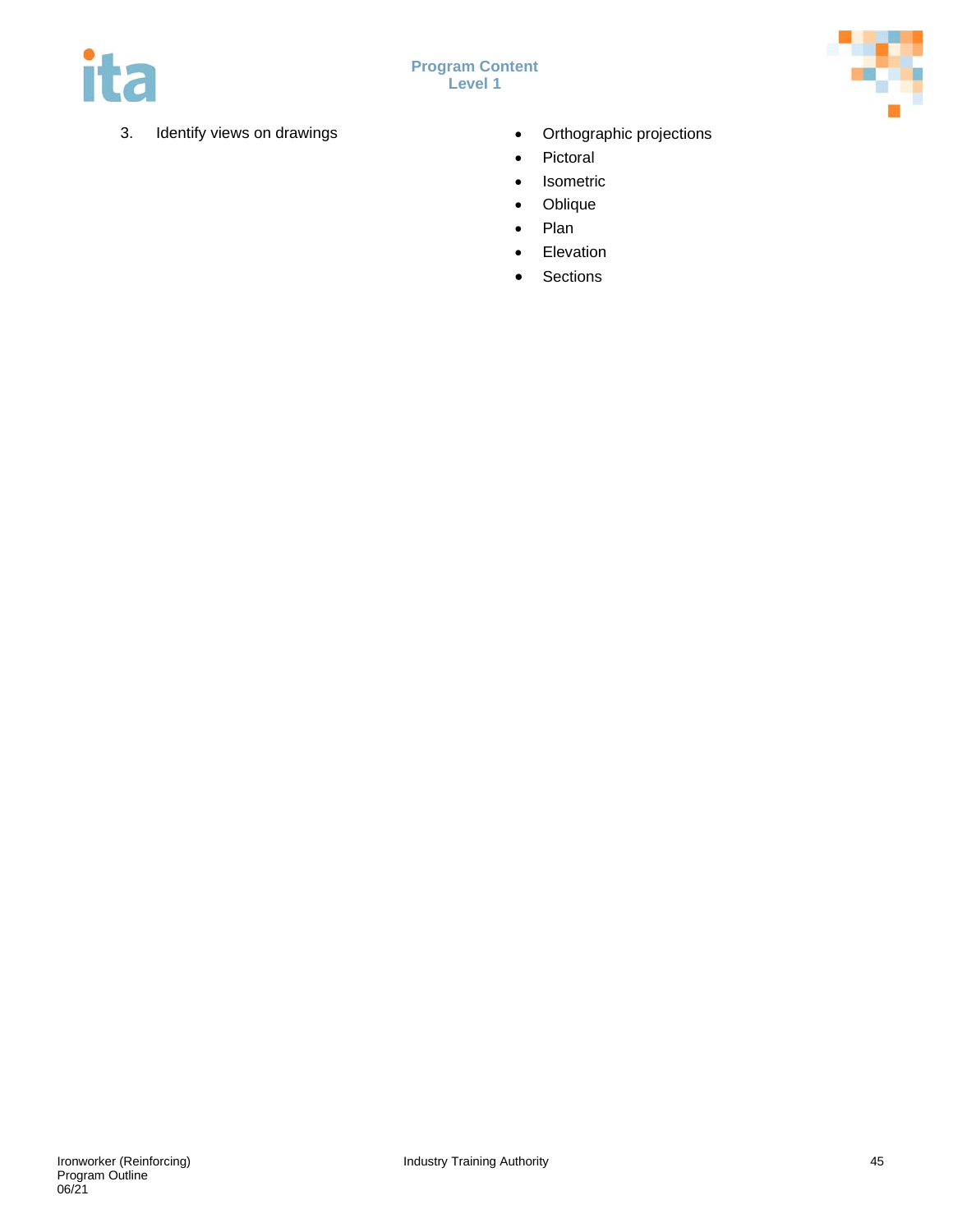3. Identify views on drawings

- Orthographic projections
- Pictoral
- Isometric
- Oblique
- Plan
- Elevation
- Sections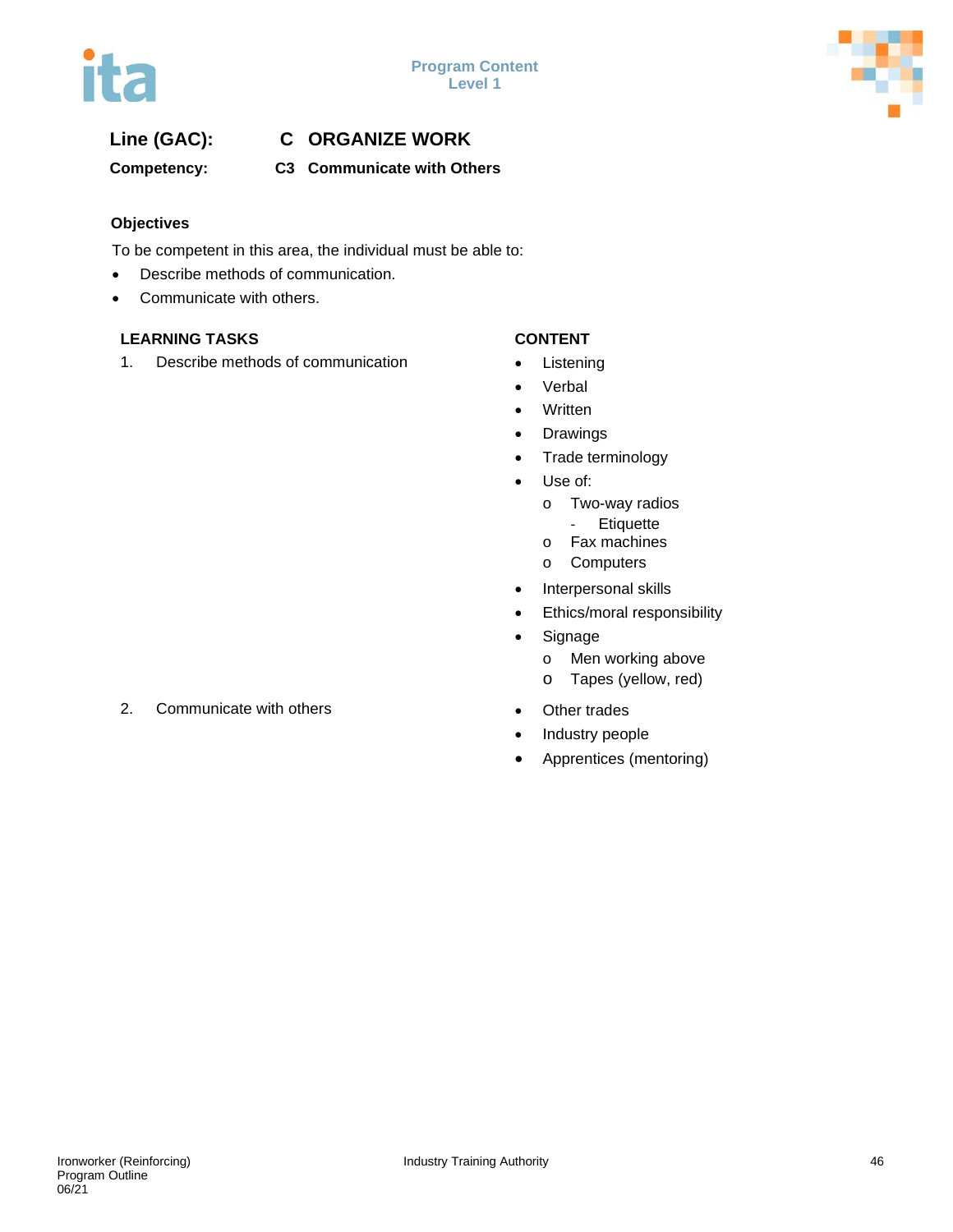**Line (GAC):** C ORGANIZE WORK

**Competency:** C3 Communicate with Others

### Objectives

To be competent in this area, the individual must be able to:

- Describe methods of communication.
- Communicate with others.

| LEARNING TASKS | CONTENT |
|---|---|
| 1. Describe methods of communication | • Listening<br>• Verbal<br>• Written<br>• Drawings<br>• Trade terminology<br>• Use of:<br>  o Two-way radios<br>    - Etiquette<br>  o Fax machines<br>  o Computers<br>• Interpersonal skills<br>• Ethics/moral responsibility<br>• Signage<br>  o Men working above<br>  o Tapes (yellow, red) |
| 2. Communicate with others | • Other trades<br>• Industry people<br>• Apprentices (mentoring) |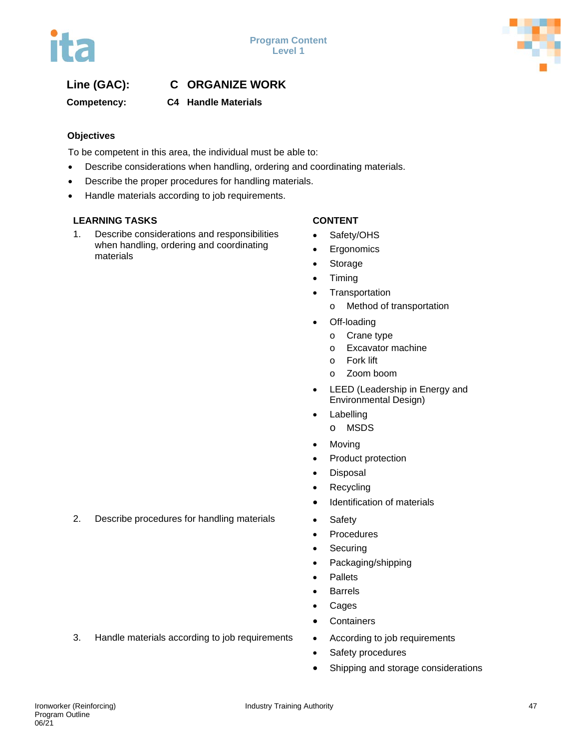**Line (GAC):** **C ORGANIZE WORK**

**Competency:** **C4 Handle Materials**

**Objectives**

To be competent in this area, the individual must be able to:

- Describe considerations when handling, ordering and coordinating materials.
- Describe the proper procedures for handling materials.
- Handle materials according to job requirements.

| LEARNING TASKS | CONTENT |
|---|---|
| 1. Describe considerations and responsibilities when handling, ordering and coordinating materials | • Safety/OHS<br>• Ergonomics<br>• Storage<br>• Timing<br>• Transportation<br>  o Method of transportation<br>• Off-loading<br>  o Crane type<br>  o Excavator machine<br>  o Fork lift<br>  o Zoom boom<br>• LEED (Leadership in Energy and Environmental Design)<br>• Labelling<br>  o MSDS<br>• Moving<br>• Product protection<br>• Disposal<br>• Recycling<br>• Identification of materials |
| 2. Describe procedures for handling materials | • Safety<br>• Procedures<br>• Securing<br>• Packaging/shipping<br>• Pallets<br>• Barrels<br>• Cages<br>• Containers |
| 3. Handle materials according to job requirements | • According to job requirements<br>• Safety procedures<br>• Shipping and storage considerations |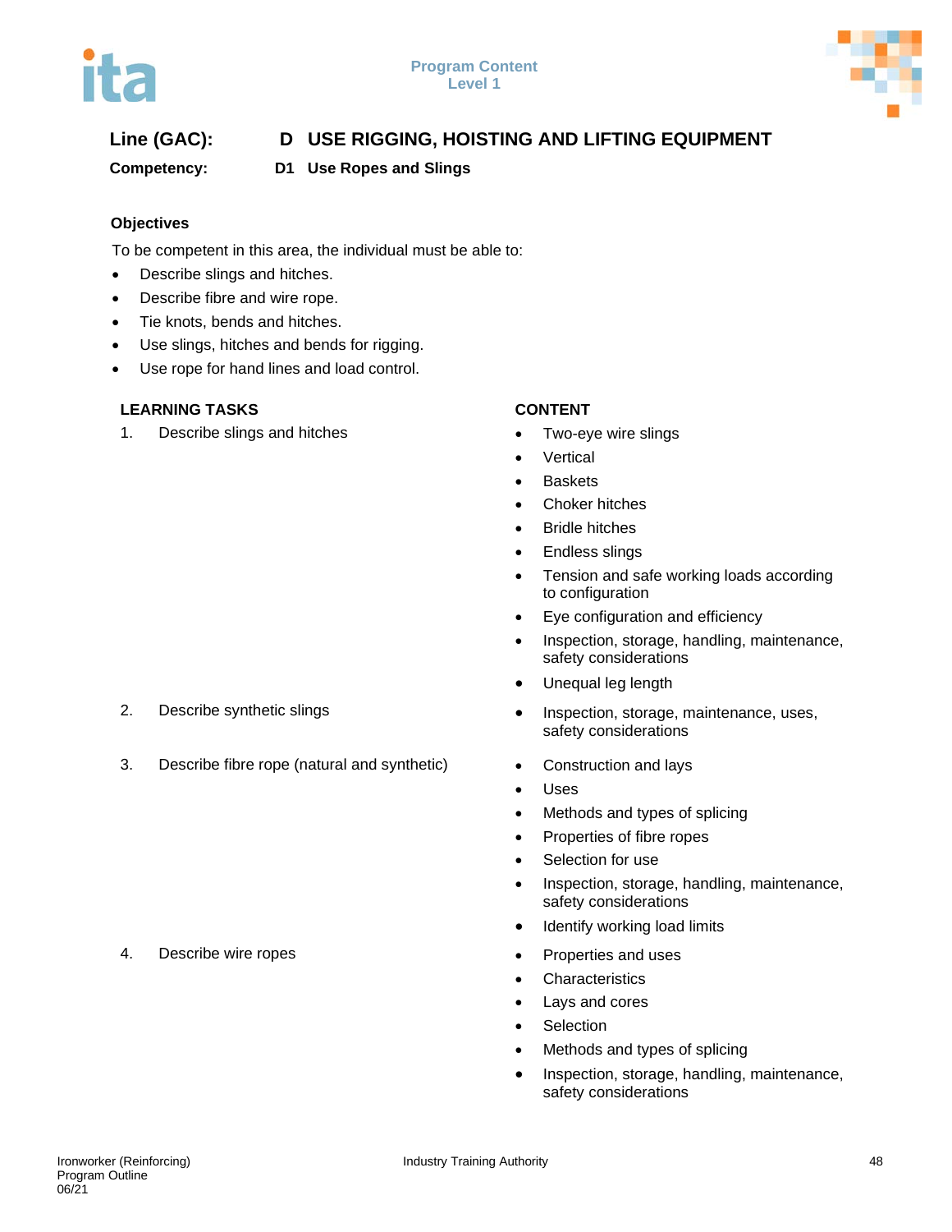**Line (GAC):** D USE RIGGING, HOISTING AND LIFTING EQUIPMENT

**Competency:** D1 Use Ropes and Slings

### Objectives

To be competent in this area, the individual must be able to:

- Describe slings and hitches.
- Describe fibre and wire rope.
- Tie knots, bends and hitches.
- Use slings, hitches and bends for rigging.
- Use rope for hand lines and load control.

| LEARNING TASKS | CONTENT |
|---|---|
| 1. Describe slings and hitches | • Two-eye wire slings<br>• Vertical<br>• Baskets<br>• Choker hitches<br>• Bridle hitches<br>• Endless slings<br>• Tension and safe working loads according to configuration<br>• Eye configuration and efficiency<br>• Inspection, storage, handling, maintenance, safety considerations<br>• Unequal leg length |
| 2. Describe synthetic slings | • Inspection, storage, maintenance, uses, safety considerations |
| 3. Describe fibre rope (natural and synthetic) | • Construction and lays<br>• Uses<br>• Methods and types of splicing<br>• Properties of fibre ropes<br>• Selection for use<br>• Inspection, storage, handling, maintenance, safety considerations<br>• Identify working load limits |
| 4. Describe wire ropes | • Properties and uses<br>• Characteristics<br>• Lays and cores<br>• Selection<br>• Methods and types of splicing<br>• Inspection, storage, handling, maintenance, safety considerations |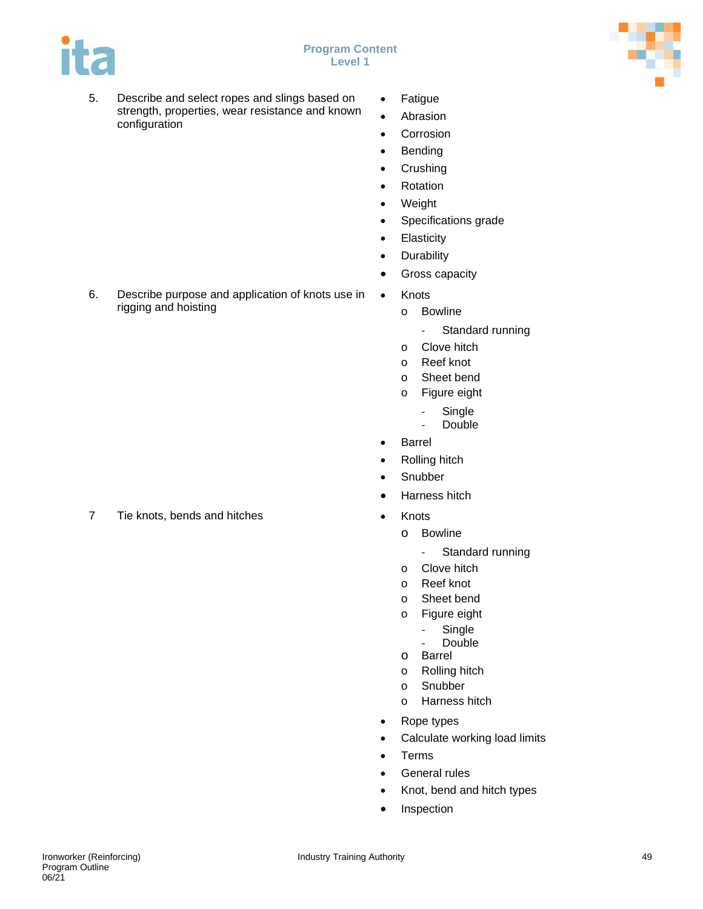## Program Content
### Level 1

| | |
|---|---|
| 5. Describe and select ropes and slings based on strength, properties, wear resistance and known configuration | • Fatigue<br>• Abrasion<br>• Corrosion<br>• Bending<br>• Crushing<br>• Rotation<br>• Weight<br>• Specifications grade<br>• Elasticity<br>• Durability<br>• Gross capacity |
| 6. Describe purpose and application of knots use in rigging and hoisting | • Knots<br>o Bowline<br>- Standard running<br>o Clove hitch<br>o Reef knot<br>o Sheet bend<br>o Figure eight<br>- Single<br>- Double<br>• Barrel<br>• Rolling hitch<br>• Snubber<br>• Harness hitch |
| 7 Tie knots, bends and hitches | • Knots<br>o Bowline<br>- Standard running<br>o Clove hitch<br>o Reef knot<br>o Sheet bend<br>o Figure eight<br>- Single<br>- Double<br>o Barrel<br>o Rolling hitch<br>o Snubber<br>o Harness hitch<br>• Rope types<br>• Calculate working load limits<br>• Terms<br>• General rules<br>• Knot, bend and hitch types<br>• Inspection |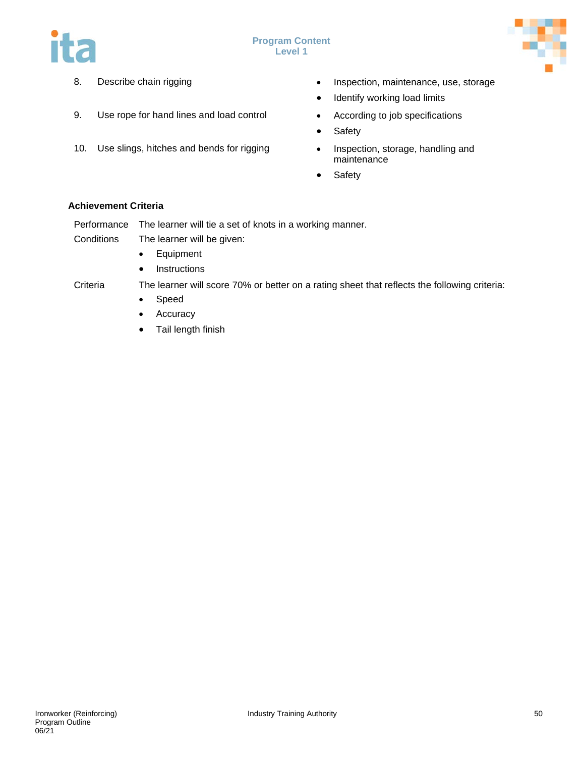| | |
|---|---|
| 8. Describe chain rigging | • Inspection, maintenance, use, storage<br>• Identify working load limits |
| 9. Use rope for hand lines and load control | • According to job specifications<br>• Safety |
| 10. Use slings, hitches and bends for rigging | • Inspection, storage, handling and maintenance<br>• Safety |

**Achievement Criteria**

| | |
|---|---|
| Performance | The learner will tie a set of knots in a working manner. |
| Conditions | The learner will be given:<br>• Equipment<br>• Instructions |
| Criteria | The learner will score 70% or better on a rating sheet that reflects the following criteria:<br>• Speed<br>• Accuracy<br>• Tail length finish |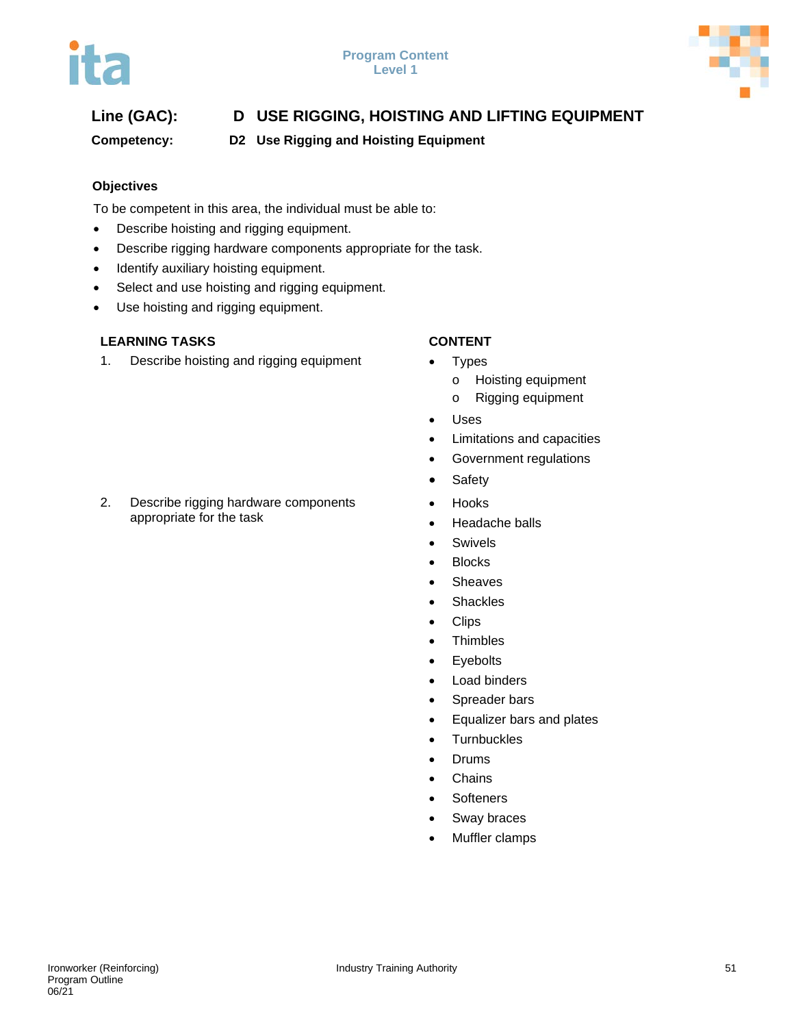**Line (GAC):** **D USE RIGGING, HOISTING AND LIFTING EQUIPMENT**

**Competency:** **D2 Use Rigging and Hoisting Equipment**

### Objectives

To be competent in this area, the individual must be able to:

- Describe hoisting and rigging equipment.
- Describe rigging hardware components appropriate for the task.
- Identify auxiliary hoisting equipment.
- Select and use hoisting and rigging equipment.
- Use hoisting and rigging equipment.

| LEARNING TASKS | CONTENT |
|---|---|
| 1. Describe hoisting and rigging equipment | • Types<br>  o Hoisting equipment<br>  o Rigging equipment<br>• Uses<br>• Limitations and capacities<br>• Government regulations<br>• Safety |
| 2. Describe rigging hardware components appropriate for the task | • Hooks<br>• Headache balls<br>• Swivels<br>• Blocks<br>• Sheaves<br>• Shackles<br>• Clips<br>• Thimbles<br>• Eyebolts<br>• Load binders<br>• Spreader bars<br>• Equalizer bars and plates<br>• Turnbuckles<br>• Drums<br>• Chains<br>• Softeners<br>• Sway braces<br>• Muffler clamps |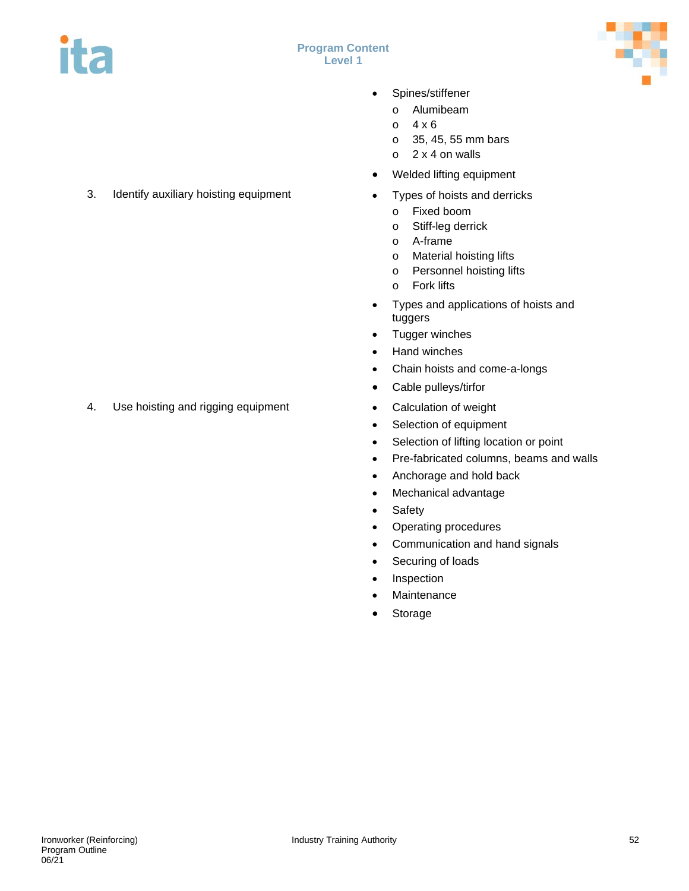| | |
|---|---|
| | • Spines/stiffener<br>  o Alumibeam<br>  o 4 x 6<br>  o 35, 45, 55 mm bars<br>  o 2 x 4 on walls<br>• Welded lifting equipment |
| 3. Identify auxiliary hoisting equipment | • Types of hoists and derricks<br>  o Fixed boom<br>  o Stiff-leg derrick<br>  o A-frame<br>  o Material hoisting lifts<br>  o Personnel hoisting lifts<br>  o Fork lifts<br>• Types and applications of hoists and tuggers<br>• Tugger winches<br>• Hand winches<br>• Chain hoists and come-a-longs<br>• Cable pulleys/tirfor |
| 4. Use hoisting and rigging equipment | • Calculation of weight<br>• Selection of equipment<br>• Selection of lifting location or point<br>• Pre-fabricated columns, beams and walls<br>• Anchorage and hold back<br>• Mechanical advantage<br>• Safety<br>• Operating procedures<br>• Communication and hand signals<br>• Securing of loads<br>• Inspection<br>• Maintenance<br>• Storage |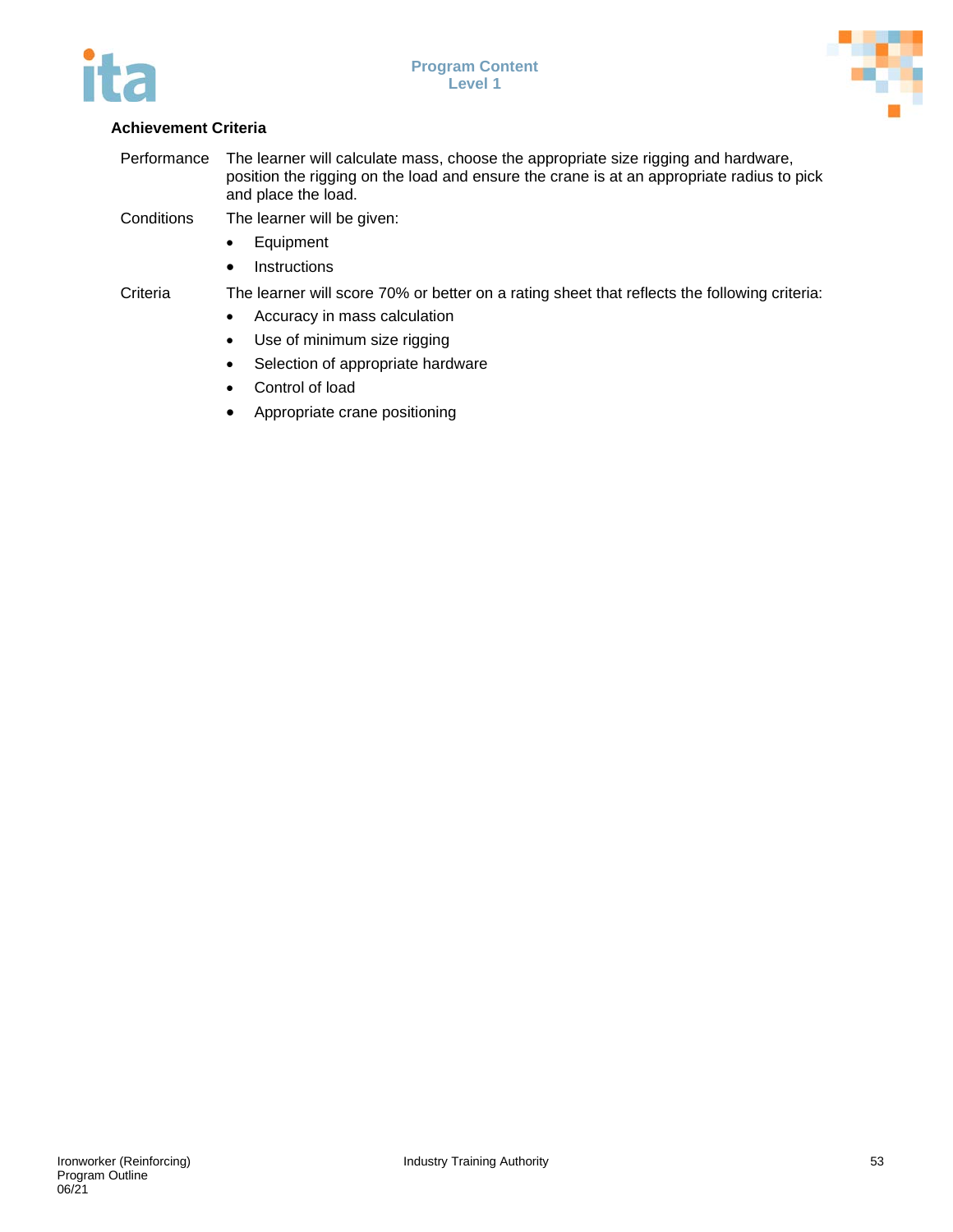**Achievement Criteria**

| | |
|---|---|
| Performance | The learner will calculate mass, choose the appropriate size rigging and hardware, position the rigging on the load and ensure the crane is at an appropriate radius to pick and place the load. |
| Conditions | The learner will be given:<br>• Equipment<br>• Instructions |
| Criteria | The learner will score 70% or better on a rating sheet that reflects the following criteria:<br>• Accuracy in mass calculation<br>• Use of minimum size rigging<br>• Selection of appropriate hardware<br>• Control of load<br>• Appropriate crane positioning |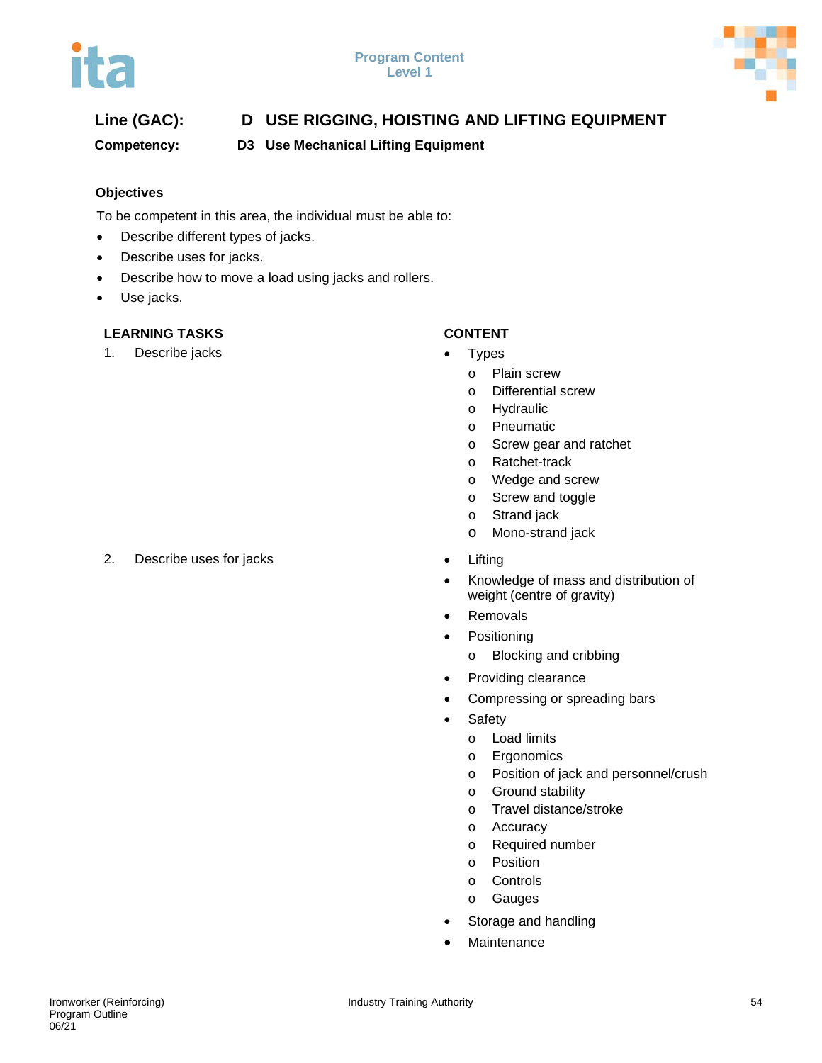**Line (GAC):** **D USE RIGGING, HOISTING AND LIFTING EQUIPMENT**

**Competency:** **D3 Use Mechanical Lifting Equipment**

**Objectives**

To be competent in this area, the individual must be able to:

- Describe different types of jacks.
- Describe uses for jacks.
- Describe how to move a load using jacks and rollers.
- Use jacks.

| LEARNING TASKS | CONTENT |
| --- | --- |
| 1. Describe jacks | • Types<br>o Plain screw<br>o Differential screw<br>o Hydraulic<br>o Pneumatic<br>o Screw gear and ratchet<br>o Ratchet-track<br>o Wedge and screw<br>o Screw and toggle<br>o Strand jack<br>o Mono-strand jack |
| 2. Describe uses for jacks | • Lifting<br>• Knowledge of mass and distribution of weight (centre of gravity)<br>• Removals<br>• Positioning<br>o Blocking and cribbing<br>• Providing clearance<br>• Compressing or spreading bars<br>• Safety<br>o Load limits<br>o Ergonomics<br>o Position of jack and personnel/crush<br>o Ground stability<br>o Travel distance/stroke<br>o Accuracy<br>o Required number<br>o Position<br>o Controls<br>o Gauges<br>• Storage and handling<br>• Maintenance |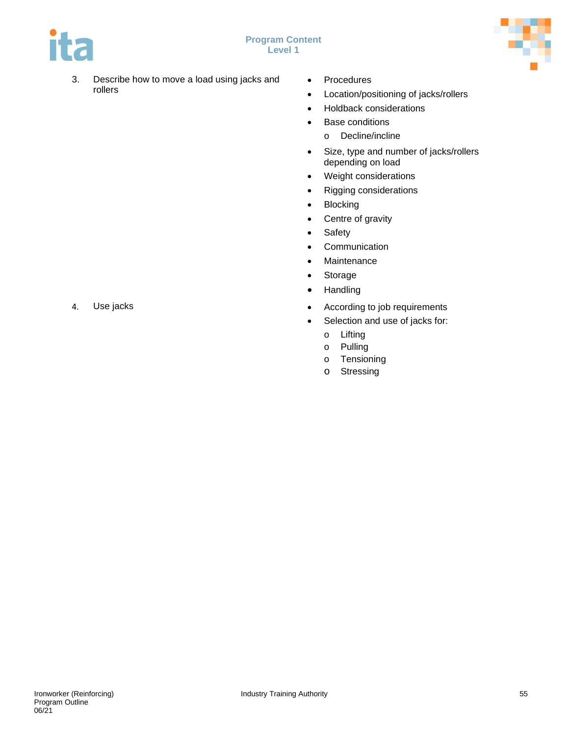3. Describe how to move a load using jacks and rollers

- Procedures
- Location/positioning of jacks/rollers
- Holdback considerations
- Base conditions
  - Decline/incline
- Size, type and number of jacks/rollers depending on load
- Weight considerations
- Rigging considerations
- Blocking
- Centre of gravity
- Safety
- Communication
- Maintenance
- Storage
- Handling

4. Use jacks

- According to job requirements
- Selection and use of jacks for:
  - Lifting
  - Pulling
  - Tensioning
  - Stressing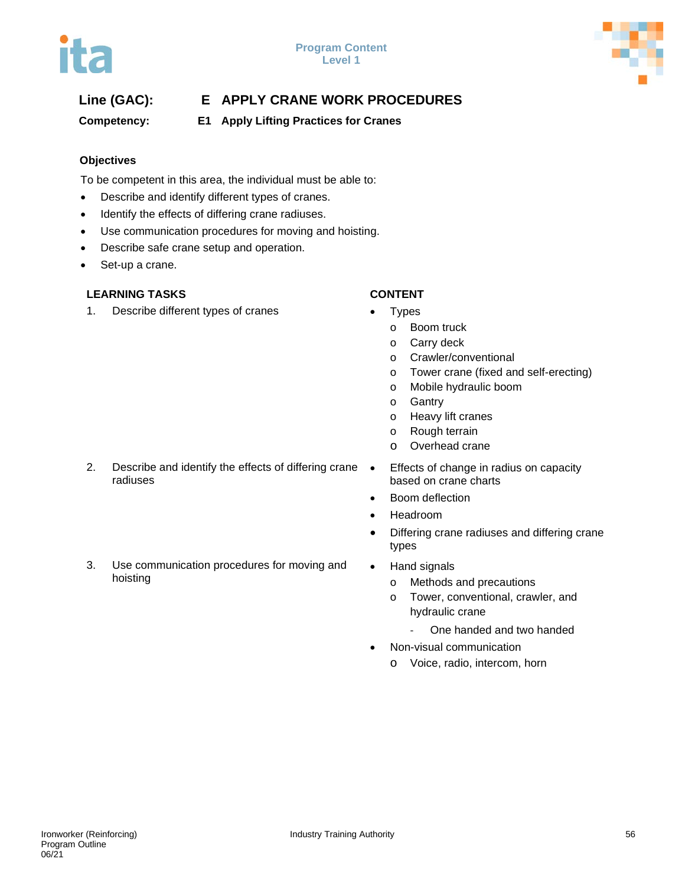**Line (GAC):** **E APPLY CRANE WORK PROCEDURES**

**Competency:** **E1 Apply Lifting Practices for Cranes**

### Objectives

To be competent in this area, the individual must be able to:

- Describe and identify different types of cranes.
- Identify the effects of differing crane radiuses.
- Use communication procedures for moving and hoisting.
- Describe safe crane setup and operation.
- Set-up a crane.

| LEARNING TASKS | CONTENT |
|---|---|
| 1. Describe different types of cranes | • Types<br>  o Boom truck<br>  o Carry deck<br>  o Crawler/conventional<br>  o Tower crane (fixed and self-erecting)<br>  o Mobile hydraulic boom<br>  o Gantry<br>  o Heavy lift cranes<br>  o Rough terrain<br>  o Overhead crane |
| 2. Describe and identify the effects of differing crane radiuses | • Effects of change in radius on capacity based on crane charts<br>• Boom deflection<br>• Headroom<br>• Differing crane radiuses and differing crane types |
| 3. Use communication procedures for moving and hoisting | • Hand signals<br>  o Methods and precautions<br>  o Tower, conventional, crawler, and hydraulic crane<br>    - One handed and two handed<br>• Non-visual communication<br>  o Voice, radio, intercom, horn |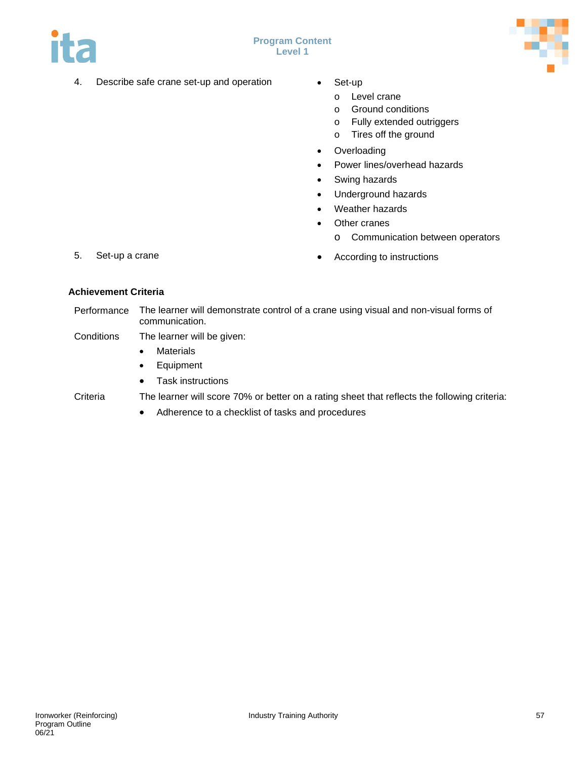| | |
|---|---|
| 4. Describe safe crane set-up and operation | • Set-up<br>  o Level crane<br>  o Ground conditions<br>  o Fully extended outriggers<br>  o Tires off the ground<br>• Overloading<br>• Power lines/overhead hazards<br>• Swing hazards<br>• Underground hazards<br>• Weather hazards<br>• Other cranes<br>  o Communication between operators |
| 5. Set-up a crane | • According to instructions |

**Achievement Criteria**

Performance — The learner will demonstrate control of a crane using visual and non-visual forms of communication.

Conditions — The learner will be given:

- Materials
- Equipment
- Task instructions

Criteria — The learner will score 70% or better on a rating sheet that reflects the following criteria:

- Adherence to a checklist of tasks and procedures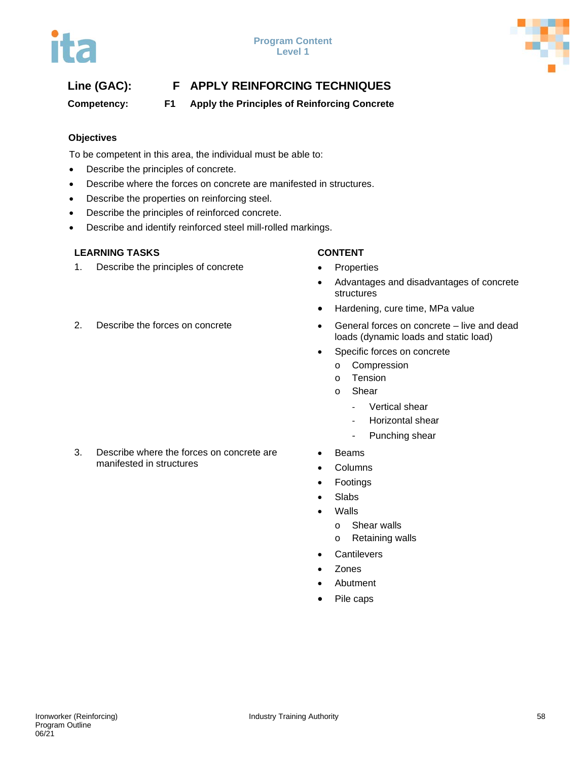**Line (GAC): F APPLY REINFORCING TECHNIQUES**

**Competency: F1 Apply the Principles of Reinforcing Concrete**

### Objectives

To be competent in this area, the individual must be able to:

- Describe the principles of concrete.
- Describe where the forces on concrete are manifested in structures.
- Describe the properties on reinforcing steel.
- Describe the principles of reinforced concrete.
- Describe and identify reinforced steel mill-rolled markings.

| LEARNING TASKS | CONTENT |
|---|---|
| 1. Describe the principles of concrete | • Properties<br>• Advantages and disadvantages of concrete structures<br>• Hardening, cure time, MPa value |
| 2. Describe the forces on concrete | • General forces on concrete – live and dead loads (dynamic loads and static load)<br>• Specific forces on concrete<br>  o Compression<br>  o Tension<br>  o Shear<br>    - Vertical shear<br>    - Horizontal shear<br>    - Punching shear |
| 3. Describe where the forces on concrete are manifested in structures | • Beams<br>• Columns<br>• Footings<br>• Slabs<br>• Walls<br>  o Shear walls<br>  o Retaining walls<br>• Cantilevers<br>• Zones<br>• Abutment<br>• Pile caps |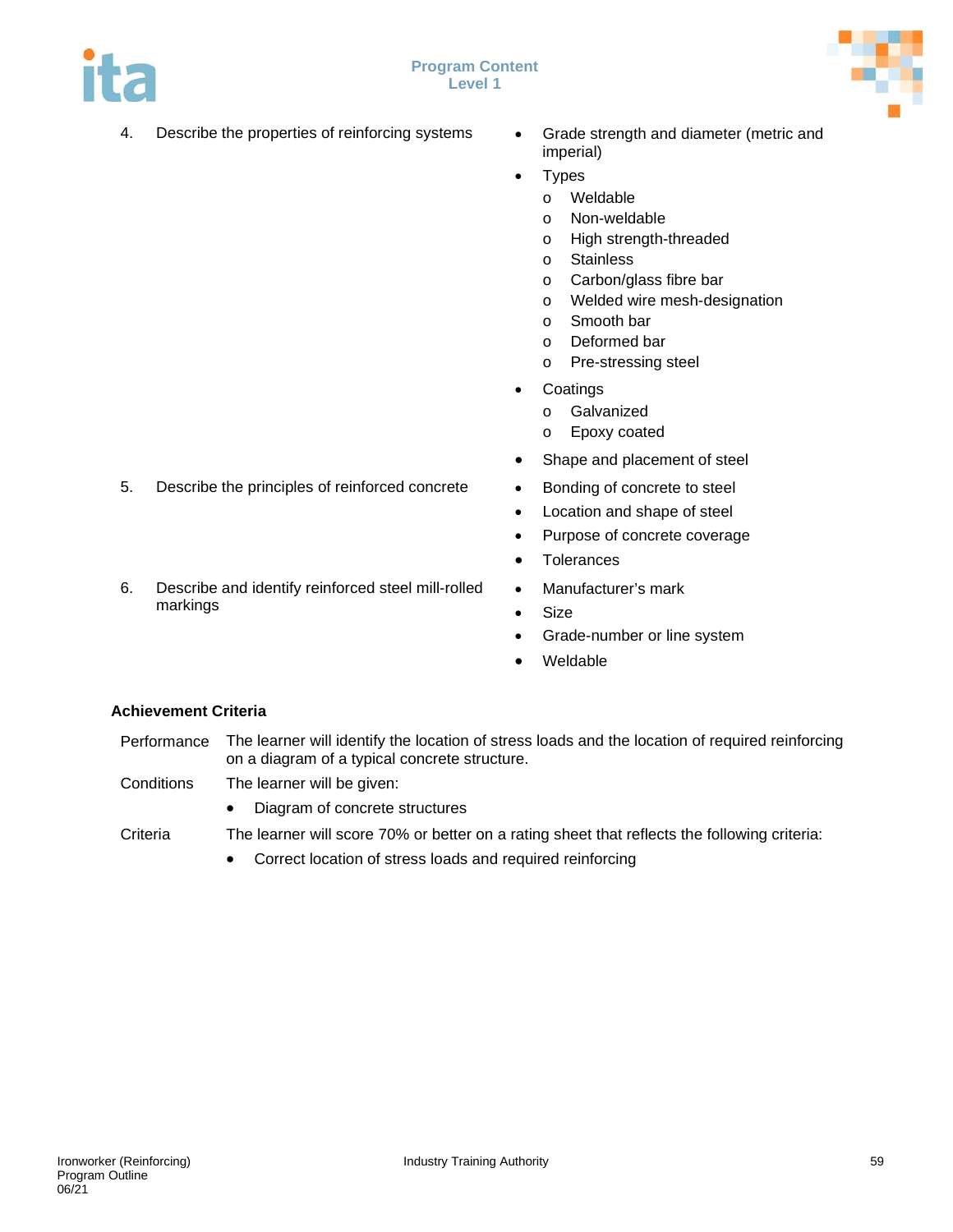4. Describe the properties of reinforcing systems
   - Grade strength and diameter (metric and imperial)
   - Types
     - Weldable
     - Non-weldable
     - High strength-threaded
     - Stainless
     - Carbon/glass fibre bar
     - Welded wire mesh-designation
     - Smooth bar
     - Deformed bar
     - Pre-stressing steel
   - Coatings
     - Galvanized
     - Epoxy coated
   - Shape and placement of steel

5. Describe the principles of reinforced concrete
   - Bonding of concrete to steel
   - Location and shape of steel
   - Purpose of concrete coverage
   - Tolerances

6. Describe and identify reinforced steel mill-rolled markings
   - Manufacturer's mark
   - Size
   - Grade-number or line system
   - Weldable

**Achievement Criteria**

Performance: The learner will identify the location of stress loads and the location of required reinforcing on a diagram of a typical concrete structure.

Conditions: The learner will be given:

- Diagram of concrete structures

Criteria: The learner will score 70% or better on a rating sheet that reflects the following criteria:

- Correct location of stress loads and required reinforcing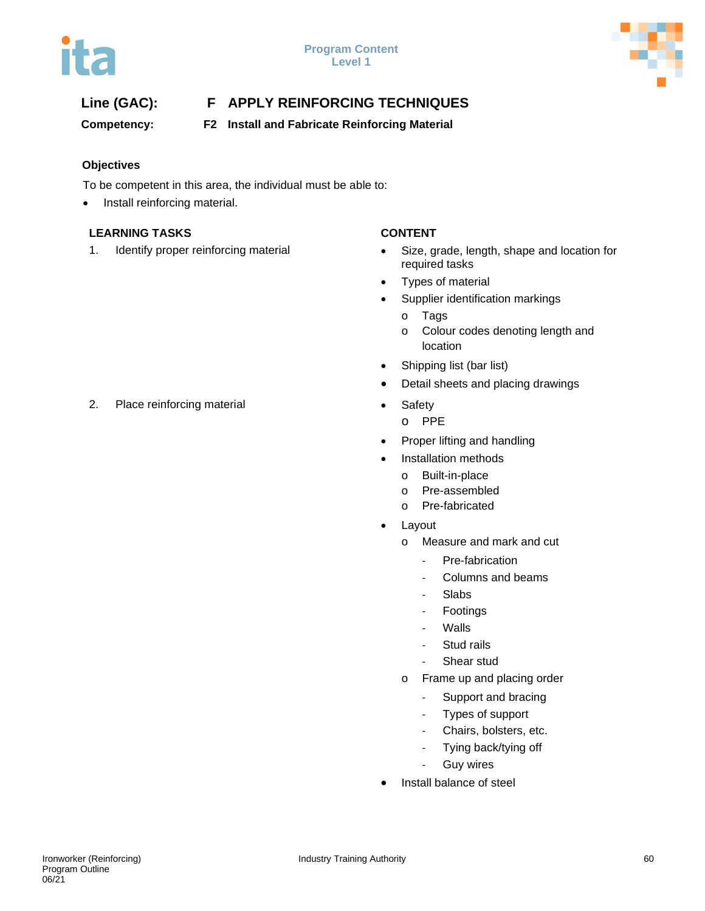**Line (GAC):** F APPLY REINFORCING TECHNIQUES

**Competency:** F2 Install and Fabricate Reinforcing Material

**Objectives**

To be competent in this area, the individual must be able to:

- Install reinforcing material.

| LEARNING TASKS | CONTENT |
|---|---|
| 1. Identify proper reinforcing material | • Size, grade, length, shape and location for required tasks<br>• Types of material<br>• Supplier identification markings<br>  o Tags<br>  o Colour codes denoting length and location<br>• Shipping list (bar list)<br>• Detail sheets and placing drawings |
| 2. Place reinforcing material | • Safety<br>  o PPE<br>• Proper lifting and handling<br>• Installation methods<br>  o Built-in-place<br>  o Pre-assembled<br>  o Pre-fabricated<br>• Layout<br>  o Measure and mark and cut<br>    - Pre-fabrication<br>    - Columns and beams<br>    - Slabs<br>    - Footings<br>    - Walls<br>    - Stud rails<br>    - Shear stud<br>  o Frame up and placing order<br>    - Support and bracing<br>    - Types of support<br>    - Chairs, bolsters, etc.<br>    - Tying back/tying off<br>    - Guy wires<br>• Install balance of steel |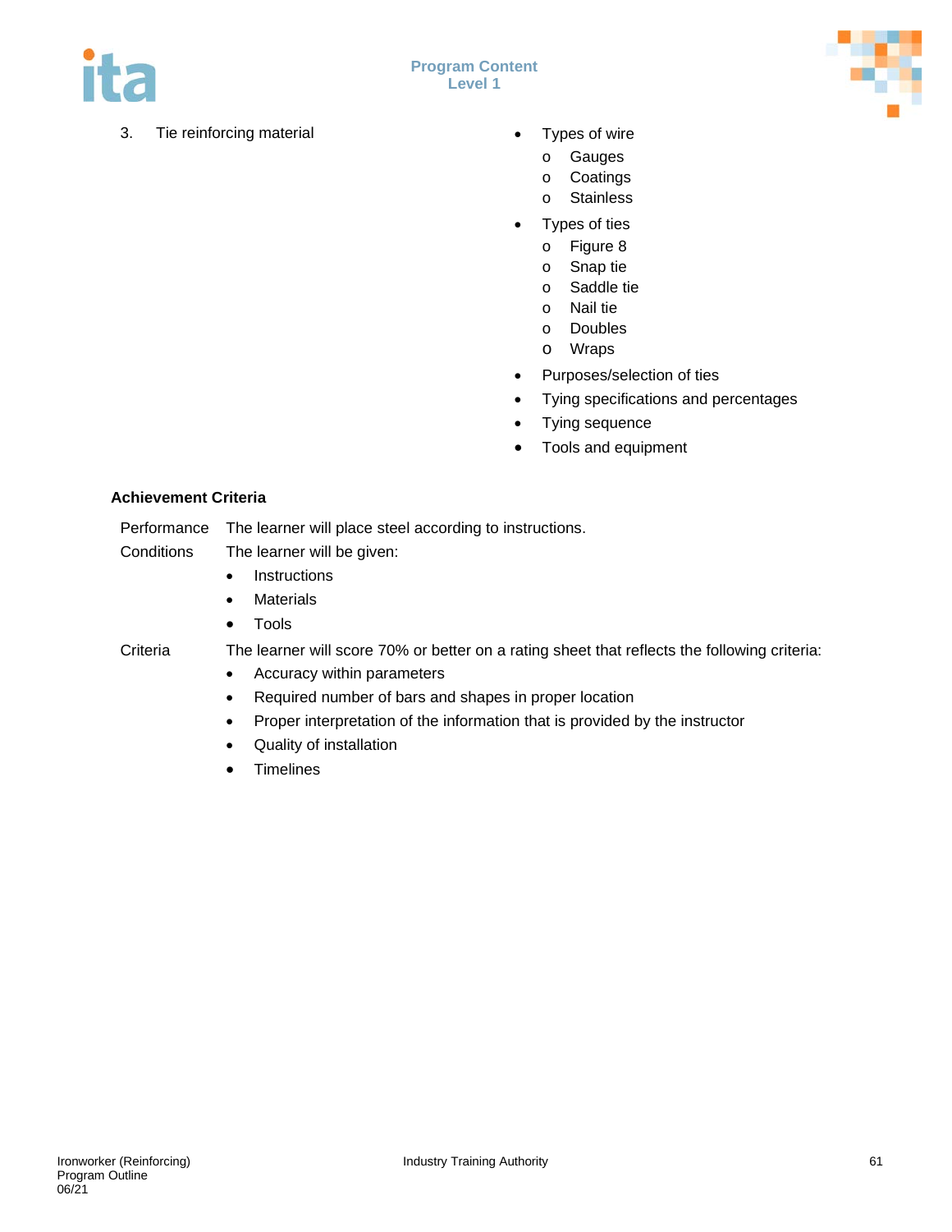3. Tie reinforcing material

- Types of wire
  - Gauges
  - Coatings
  - Stainless
- Types of ties
  - Figure 8
  - Snap tie
  - Saddle tie
  - Nail tie
  - Doubles
  - Wraps
- Purposes/selection of ties
- Tying specifications and percentages
- Tying sequence
- Tools and equipment

**Achievement Criteria**

Performance: The learner will place steel according to instructions.

Conditions: The learner will be given:

- Instructions
- Materials
- Tools

Criteria: The learner will score 70% or better on a rating sheet that reflects the following criteria:

- Accuracy within parameters
- Required number of bars and shapes in proper location
- Proper interpretation of the information that is provided by the instructor
- Quality of installation
- Timelines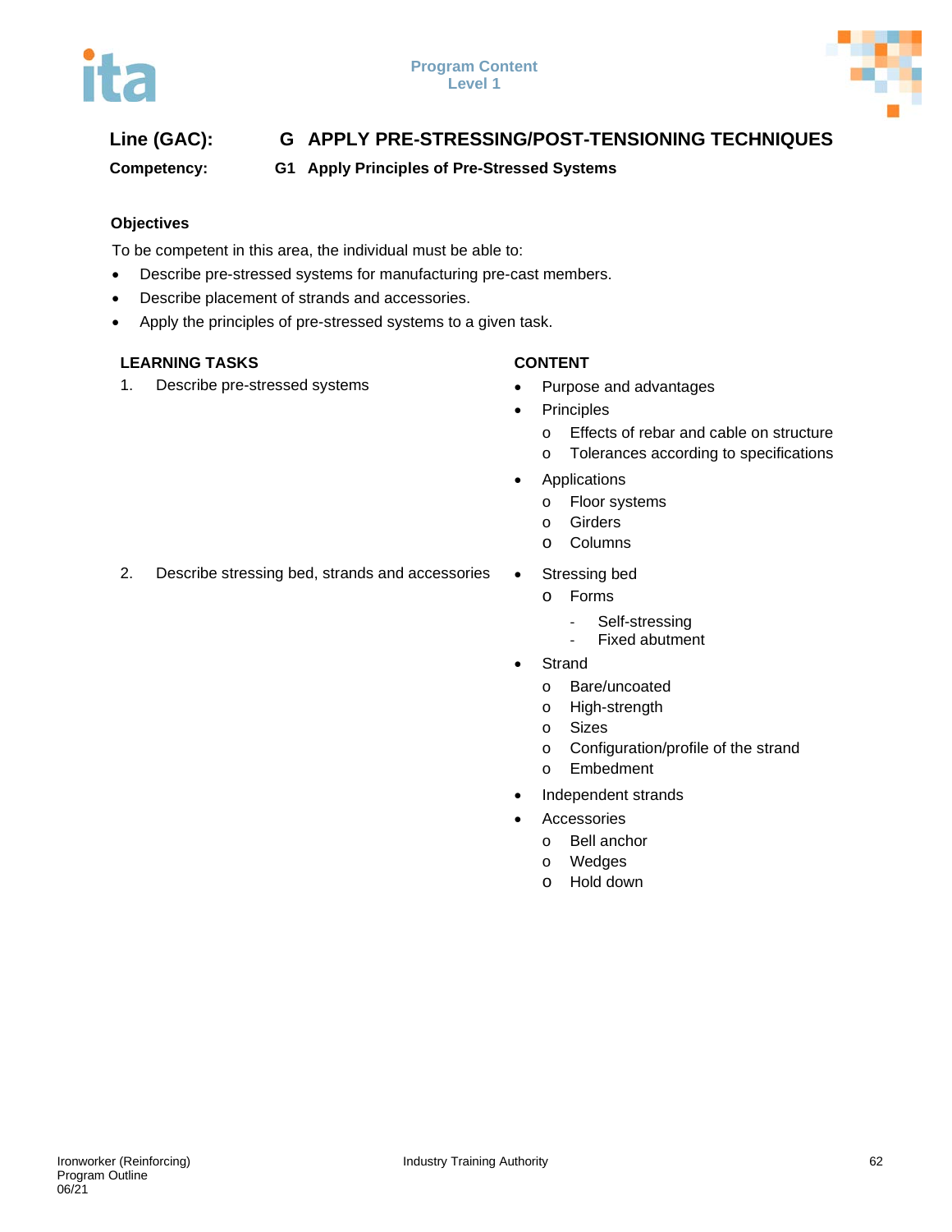**Line (GAC):** G APPLY PRE-STRESSING/POST-TENSIONING TECHNIQUES

**Competency:** G1 Apply Principles of Pre-Stressed Systems

### Objectives

To be competent in this area, the individual must be able to:

- Describe pre-stressed systems for manufacturing pre-cast members.
- Describe placement of strands and accessories.
- Apply the principles of pre-stressed systems to a given task.

| LEARNING TASKS | CONTENT |
| --- | --- |
| 1. Describe pre-stressed systems | • Purpose and advantages<br>• Principles<br>  o Effects of rebar and cable on structure<br>  o Tolerances according to specifications<br>• Applications<br>  o Floor systems<br>  o Girders<br>  o Columns |
| 2. Describe stressing bed, strands and accessories | • Stressing bed<br>  o Forms<br>    - Self-stressing<br>    - Fixed abutment<br>• Strand<br>  o Bare/uncoated<br>  o High-strength<br>  o Sizes<br>  o Configuration/profile of the strand<br>  o Embedment<br>• Independent strands<br>• Accessories<br>  o Bell anchor<br>  o Wedges<br>  o Hold down |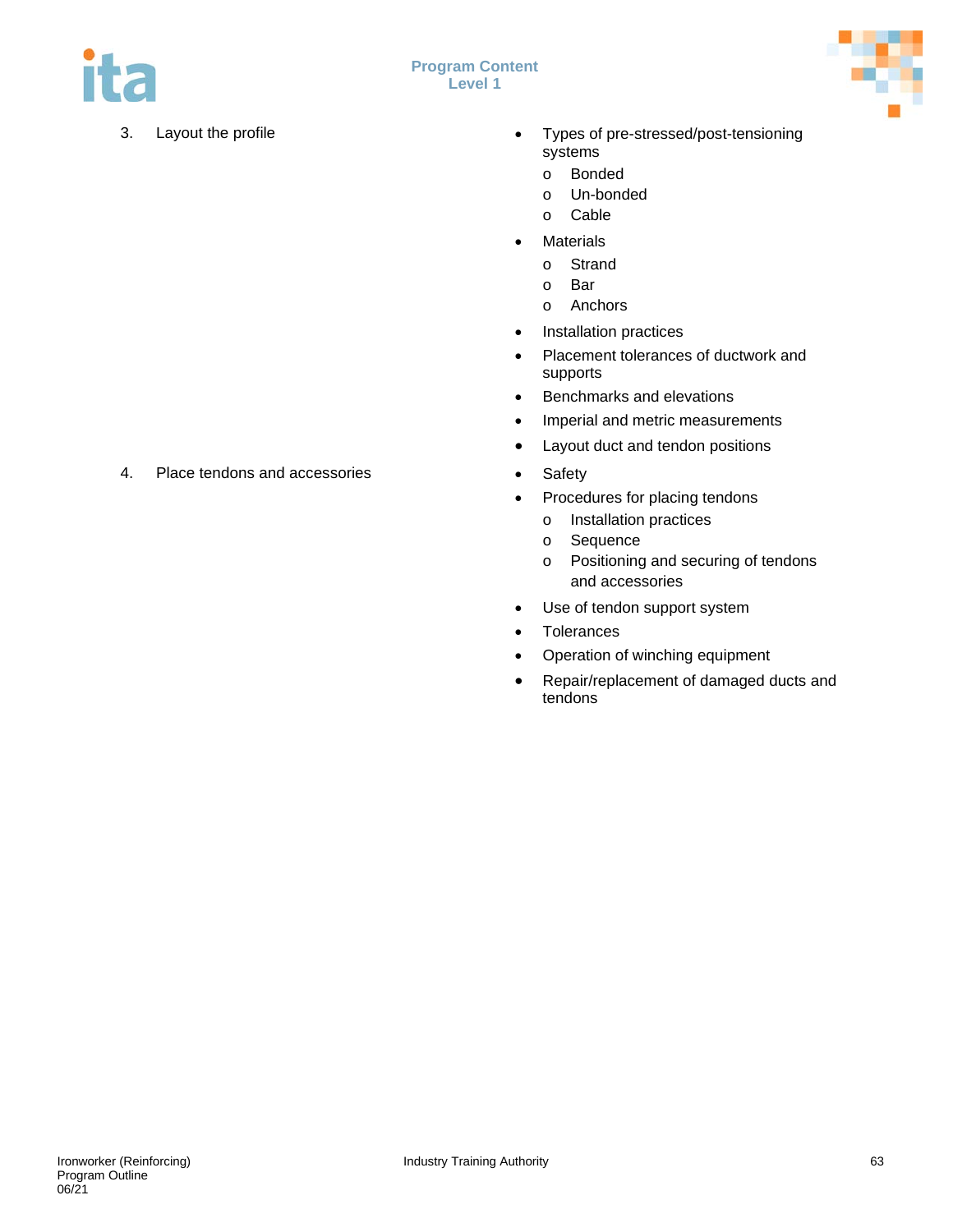| | |
|---|---|
| 3. Layout the profile | • Types of pre-stressed/post-tensioning systems<br>  o Bonded<br>  o Un-bonded<br>  o Cable<br>• Materials<br>  o Strand<br>  o Bar<br>  o Anchors<br>• Installation practices<br>• Placement tolerances of ductwork and supports<br>• Benchmarks and elevations<br>• Imperial and metric measurements<br>• Layout duct and tendon positions |
| 4. Place tendons and accessories | • Safety<br>• Procedures for placing tendons<br>  o Installation practices<br>  o Sequence<br>  o Positioning and securing of tendons and accessories<br>• Use of tendon support system<br>• Tolerances<br>• Operation of winching equipment<br>• Repair/replacement of damaged ducts and tendons |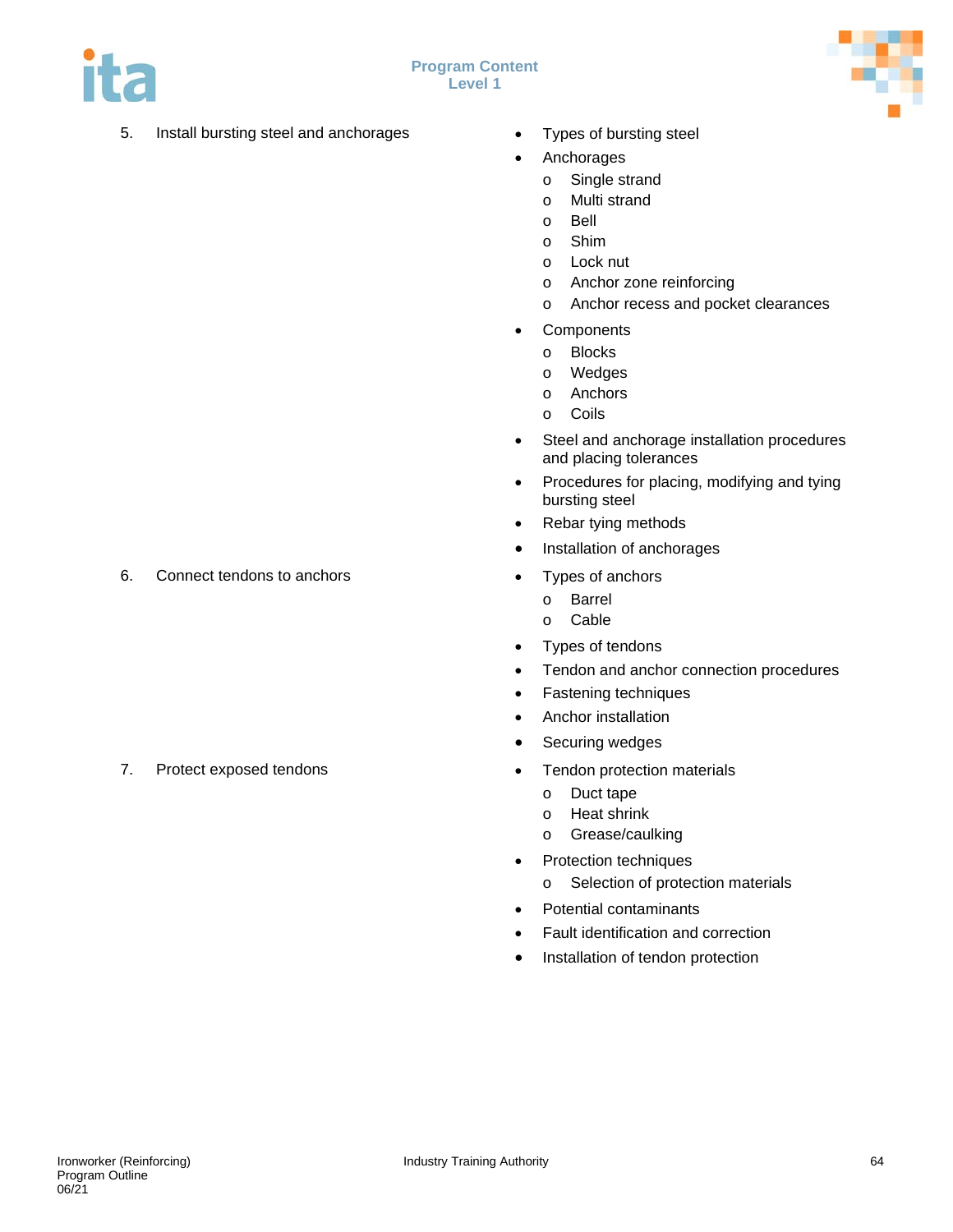5. Install bursting steel and anchorages

- Types of bursting steel
- Anchorages
  - Single strand
  - Multi strand
  - Bell
  - Shim
  - Lock nut
  - Anchor zone reinforcing
  - Anchor recess and pocket clearances
- Components
  - Blocks
  - Wedges
  - Anchors
  - Coils
- Steel and anchorage installation procedures and placing tolerances
- Procedures for placing, modifying and tying bursting steel
- Rebar tying methods
- Installation of anchorages

6. Connect tendons to anchors

- Types of anchors
  - Barrel
  - Cable
- Types of tendons
- Tendon and anchor connection procedures
- Fastening techniques
- Anchor installation
- Securing wedges

7. Protect exposed tendons

- Tendon protection materials
  - Duct tape
  - Heat shrink
  - Grease/caulking
- Protection techniques
  - Selection of protection materials
- Potential contaminants
- Fault identification and correction
- Installation of tendon protection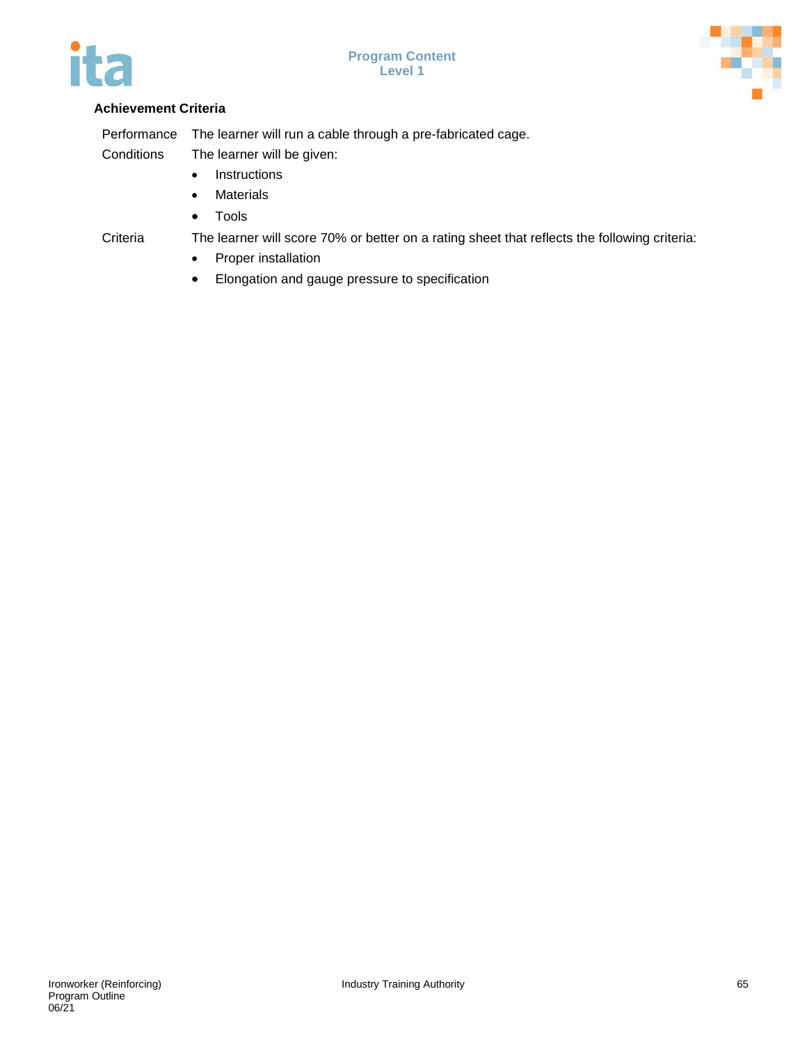**Achievement Criteria**

| | |
|---|---|
| Performance | The learner will run a cable through a pre-fabricated cage. |
| Conditions | The learner will be given:<br>• Instructions<br>• Materials<br>• Tools |
| Criteria | The learner will score 70% or better on a rating sheet that reflects the following criteria:<br>• Proper installation<br>• Elongation and gauge pressure to specification |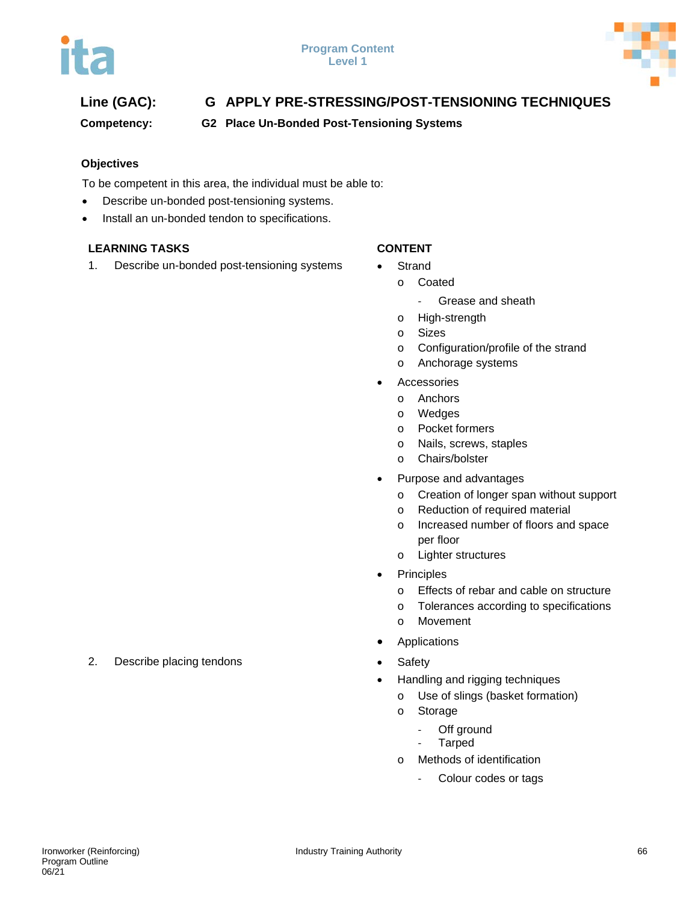**Line (GAC):** G APPLY PRE-STRESSING/POST-TENSIONING TECHNIQUES

**Competency:** G2 Place Un-Bonded Post-Tensioning Systems

### Objectives

To be competent in this area, the individual must be able to:

- Describe un-bonded post-tensioning systems.
- Install an un-bonded tendon to specifications.

| LEARNING TASKS | CONTENT |
|---|---|
| 1. Describe un-bonded post-tensioning systems | • Strand<br>  o Coated<br>    - Grease and sheath<br>  o High-strength<br>  o Sizes<br>  o Configuration/profile of the strand<br>  o Anchorage systems<br>• Accessories<br>  o Anchors<br>  o Wedges<br>  o Pocket formers<br>  o Nails, screws, staples<br>  o Chairs/bolster<br>• Purpose and advantages<br>  o Creation of longer span without support<br>  o Reduction of required material<br>  o Increased number of floors and space per floor<br>  o Lighter structures<br>• Principles<br>  o Effects of rebar and cable on structure<br>  o Tolerances according to specifications<br>  o Movement<br>• Applications |
| 2. Describe placing tendons | • Safety<br>• Handling and rigging techniques<br>  o Use of slings (basket formation)<br>  o Storage<br>    - Off ground<br>    - Tarped<br>  o Methods of identification<br>    - Colour codes or tags |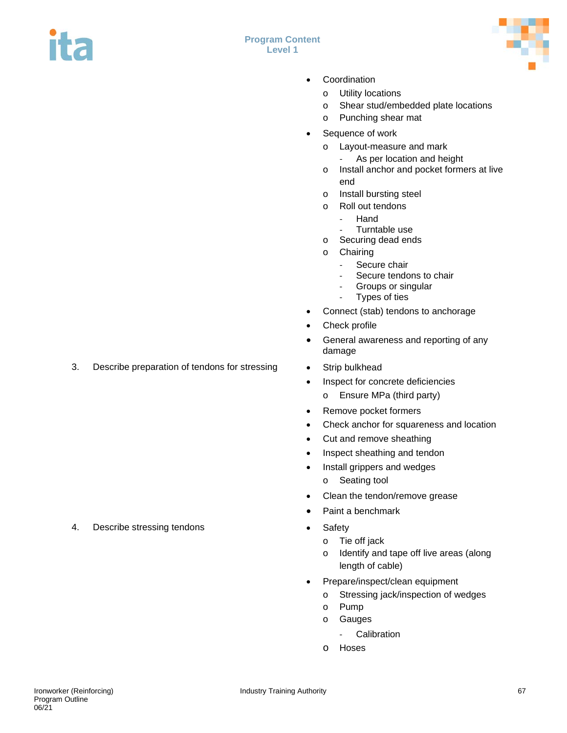|  |  |
|---|---|
|  | • Coordination<br>  o Utility locations<br>  o Shear stud/embedded plate locations<br>  o Punching shear mat<br>• Sequence of work<br>  o Layout-measure and mark<br>    - As per location and height<br>  o Install anchor and pocket formers at live end<br>  o Install bursting steel<br>  o Roll out tendons<br>    - Hand<br>    - Turntable use<br>  o Securing dead ends<br>  o Chairing<br>    - Secure chair<br>    - Secure tendons to chair<br>    - Groups or singular<br>    - Types of ties<br>• Connect (stab) tendons to anchorage<br>• Check profile<br>• General awareness and reporting of any damage |
| 3. Describe preparation of tendons for stressing | • Strip bulkhead<br>• Inspect for concrete deficiencies<br>  o Ensure MPa (third party)<br>• Remove pocket formers<br>• Check anchor for squareness and location<br>• Cut and remove sheathing<br>• Inspect sheathing and tendon<br>• Install grippers and wedges<br>  o Seating tool<br>• Clean the tendon/remove grease<br>• Paint a benchmark |
| 4. Describe stressing tendons | • Safety<br>  o Tie off jack<br>  o Identify and tape off live areas (along length of cable)<br>• Prepare/inspect/clean equipment<br>  o Stressing jack/inspection of wedges<br>  o Pump<br>  o Gauges<br>    - Calibration<br>  o Hoses |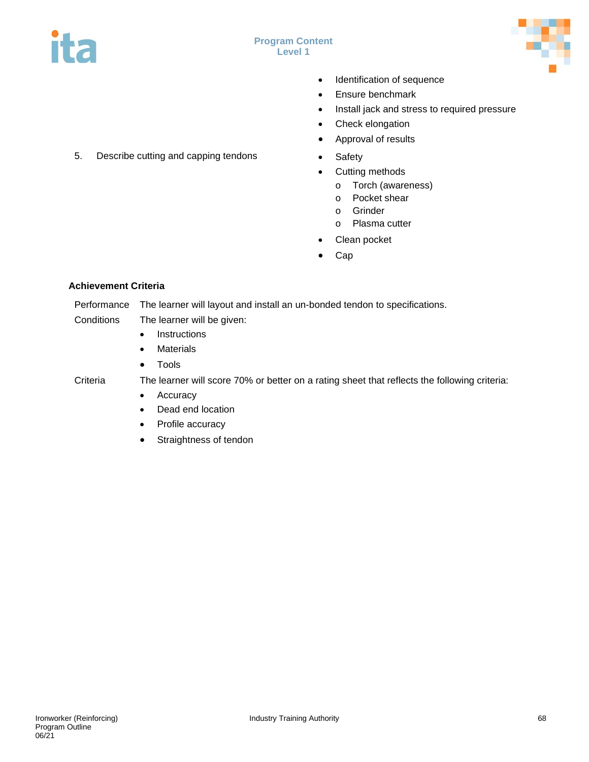- Identification of sequence
- Ensure benchmark
- Install jack and stress to required pressure
- Check elongation
- Approval of results

5. Describe cutting and capping tendons

- Safety
- Cutting methods
  - Torch (awareness)
  - Pocket shear
  - Grinder
  - Plasma cutter
- Clean pocket
- Cap

**Achievement Criteria**

Performance: The learner will layout and install an un-bonded tendon to specifications.

Conditions: The learner will be given:

- Instructions
- Materials
- Tools

Criteria: The learner will score 70% or better on a rating sheet that reflects the following criteria:

- Accuracy
- Dead end location
- Profile accuracy
- Straightness of tendon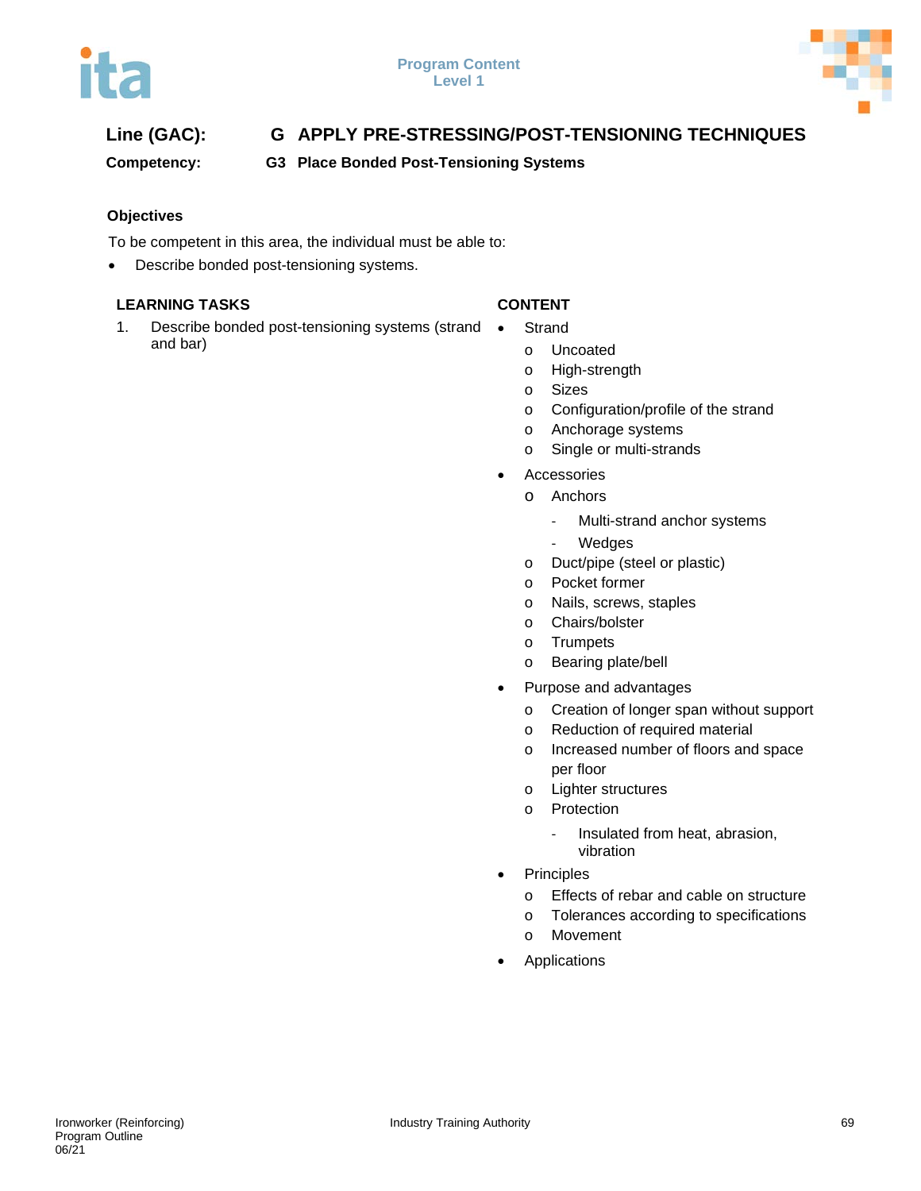**Line (GAC):** G APPLY PRE-STRESSING/POST-TENSIONING TECHNIQUES

**Competency:** G3 Place Bonded Post-Tensioning Systems

**Objectives**

To be competent in this area, the individual must be able to:

- Describe bonded post-tensioning systems.

| LEARNING TASKS | CONTENT |
|---|---|
| 1. Describe bonded post-tensioning systems (strand and bar) | • Strand<br>o Uncoated<br>o High-strength<br>o Sizes<br>o Configuration/profile of the strand<br>o Anchorage systems<br>o Single or multi-strands<br>• Accessories<br>o Anchors<br>- Multi-strand anchor systems<br>- Wedges<br>o Duct/pipe (steel or plastic)<br>o Pocket former<br>o Nails, screws, staples<br>o Chairs/bolster<br>o Trumpets<br>o Bearing plate/bell<br>• Purpose and advantages<br>o Creation of longer span without support<br>o Reduction of required material<br>o Increased number of floors and space per floor<br>o Lighter structures<br>o Protection<br>- Insulated from heat, abrasion, vibration<br>• Principles<br>o Effects of rebar and cable on structure<br>o Tolerances according to specifications<br>o Movement<br>• Applications |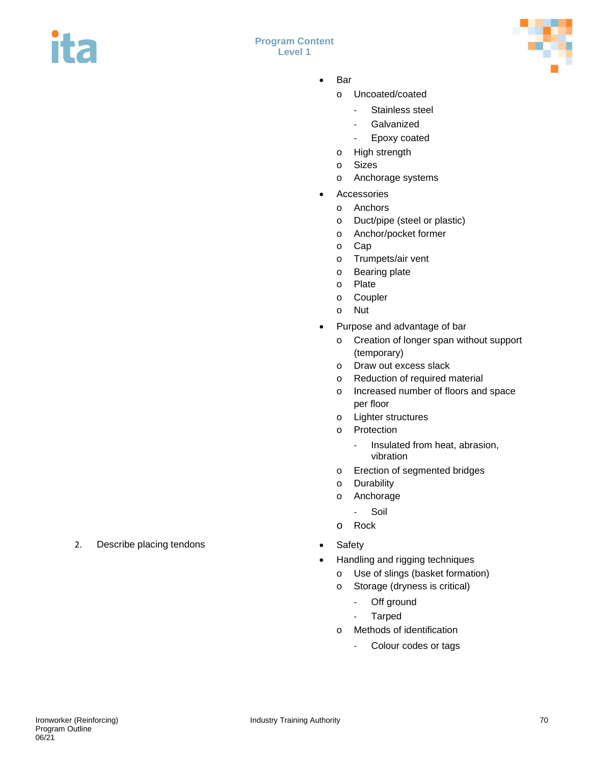- Bar
    - Uncoated/coated
        - Stainless steel
        - Galvanized
        - Epoxy coated
    - High strength
    - Sizes
    - Anchorage systems
- Accessories
    - Anchors
    - Duct/pipe (steel or plastic)
    - Anchor/pocket former
    - Cap
    - Trumpets/air vent
    - Bearing plate
    - Plate
    - Coupler
    - Nut
- Purpose and advantage of bar
    - Creation of longer span without support (temporary)
    - Draw out excess slack
    - Reduction of required material
    - Increased number of floors and space per floor
    - Lighter structures
    - Protection
        - Insulated from heat, abrasion, vibration
    - Erection of segmented bridges
    - Durability
    - Anchorage
        - Soil
    - Rock

2. Describe placing tendons

- Safety
- Handling and rigging techniques
    - Use of slings (basket formation)
    - Storage (dryness is critical)
        - Off ground
        - Tarped
    - Methods of identification
        - Colour codes or tags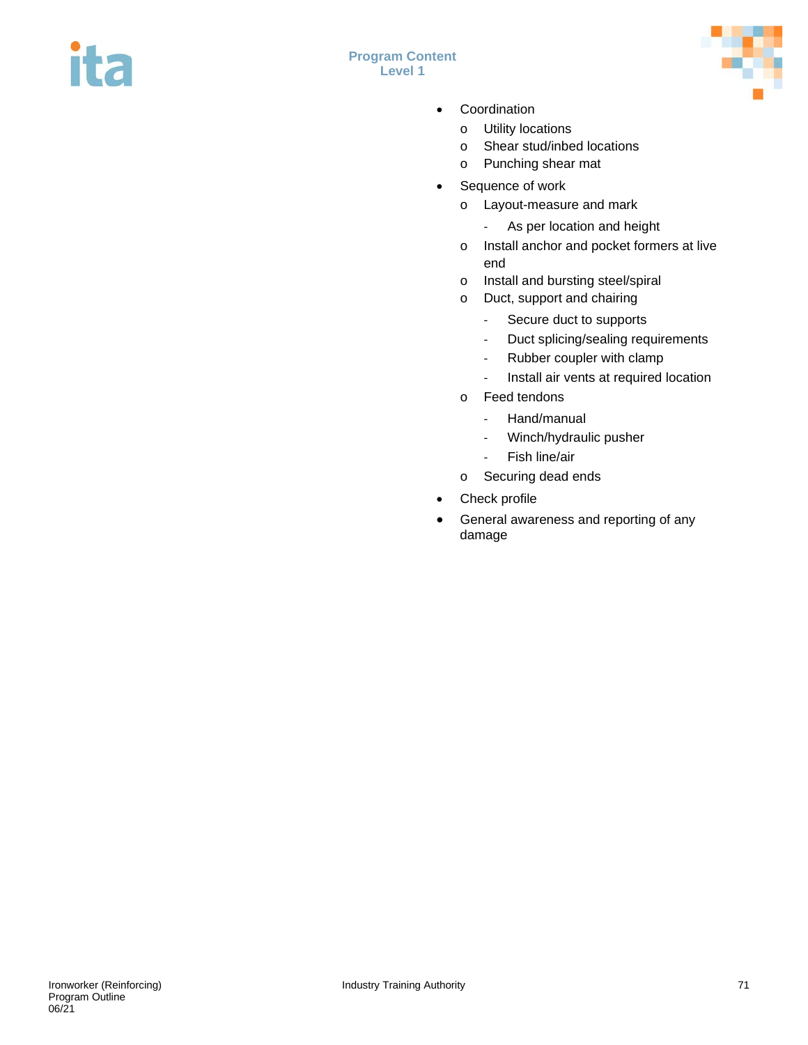- Coordination
  - Utility locations
  - Shear stud/inbed locations
  - Punching shear mat
- Sequence of work
  - Layout-measure and mark
    - As per location and height
  - Install anchor and pocket formers at live end
  - Install and bursting steel/spiral
  - Duct, support and chairing
    - Secure duct to supports
    - Duct splicing/sealing requirements
    - Rubber coupler with clamp
    - Install air vents at required location
  - Feed tendons
    - Hand/manual
    - Winch/hydraulic pusher
    - Fish line/air
  - Securing dead ends
- Check profile
- General awareness and reporting of any damage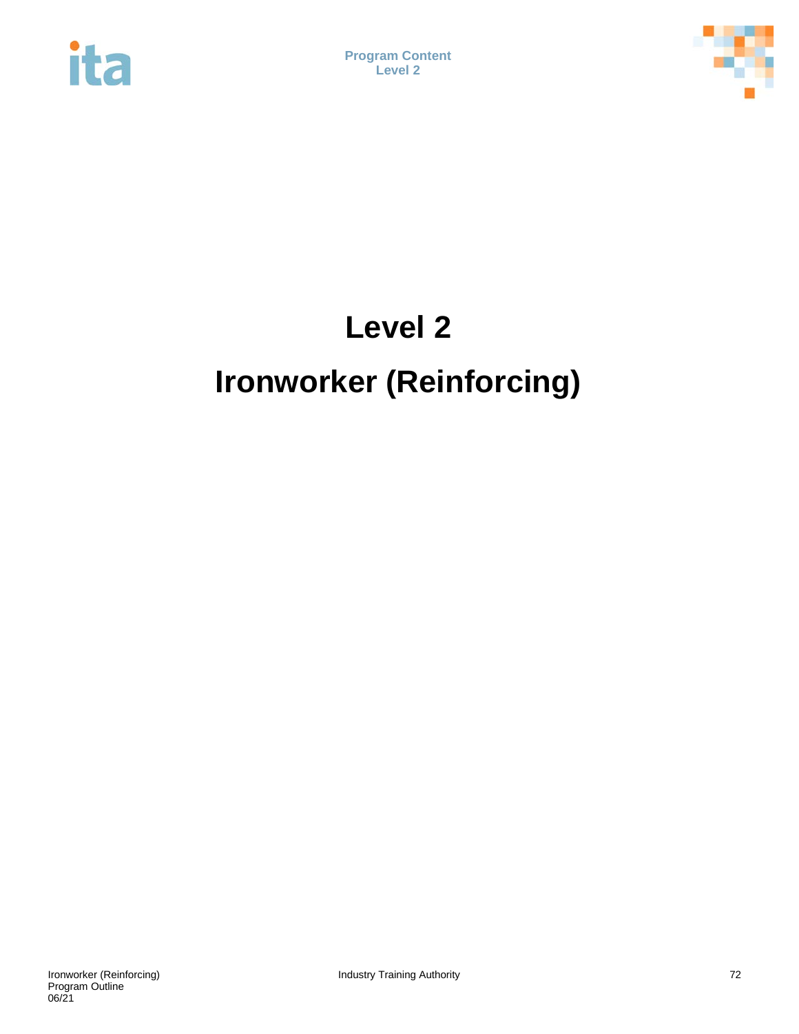# Level 2

# Ironworker (Reinforcing)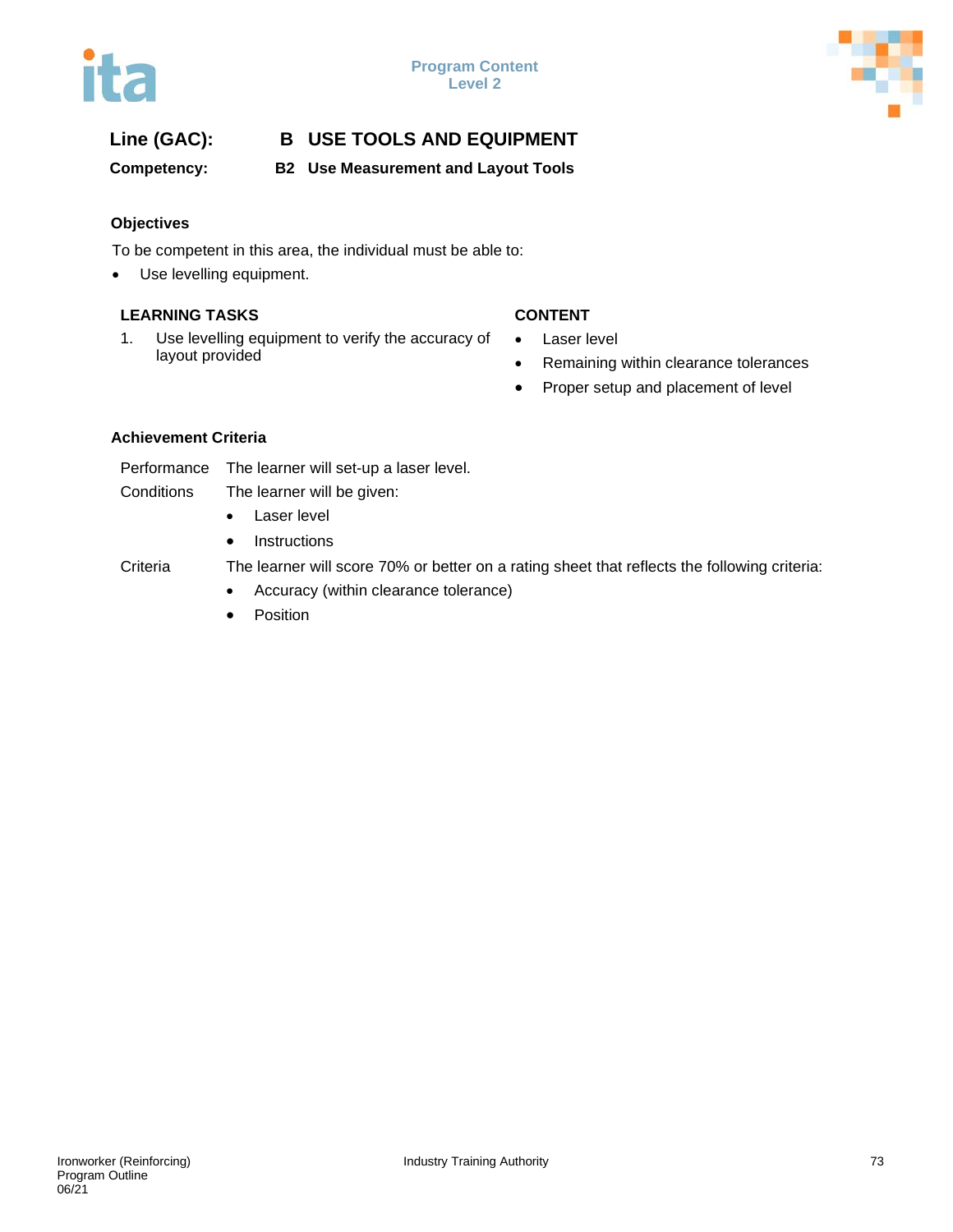**Line (GAC):** **B USE TOOLS AND EQUIPMENT**

**Competency:** **B2 Use Measurement and Layout Tools**

**Objectives**

To be competent in this area, the individual must be able to:

- Use levelling equipment.

| LEARNING TASKS | CONTENT |
|---|---|
| 1. Use levelling equipment to verify the accuracy of layout provided | • Laser level<br>• Remaining within clearance tolerances<br>• Proper setup and placement of level |

**Achievement Criteria**

Performance The learner will set-up a laser level.

Conditions The learner will be given:

- Laser level
- Instructions

Criteria The learner will score 70% or better on a rating sheet that reflects the following criteria:

- Accuracy (within clearance tolerance)
- Position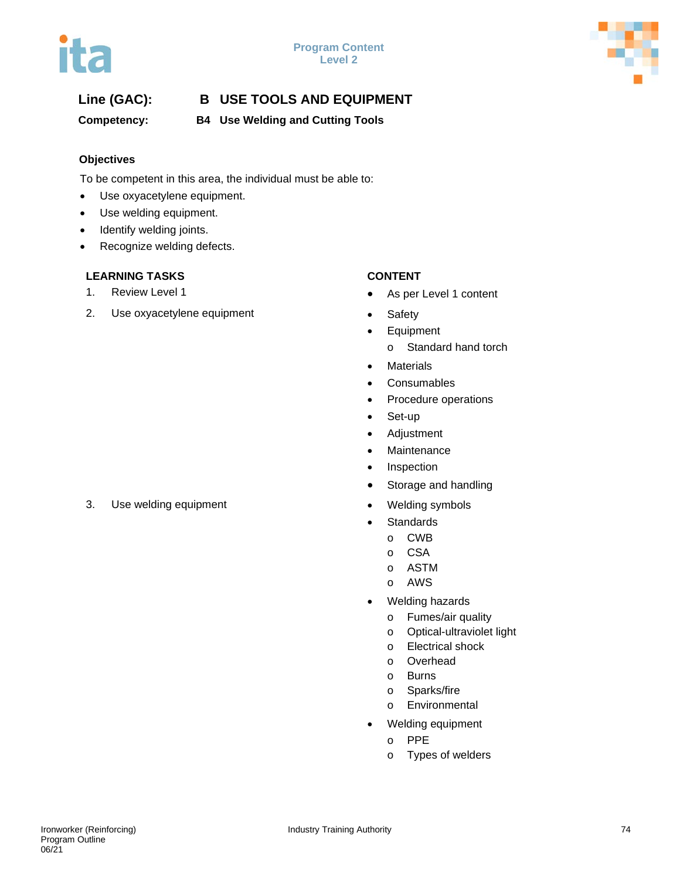**Line (GAC):** **B USE TOOLS AND EQUIPMENT**

**Competency:** **B4 Use Welding and Cutting Tools**

**Objectives**

To be competent in this area, the individual must be able to:

- Use oxyacetylene equipment.
- Use welding equipment.
- Identify welding joints.
- Recognize welding defects.

| LEARNING TASKS | CONTENT |
|---|---|
| 1. Review Level 1 | • As per Level 1 content |
| 2. Use oxyacetylene equipment | • Safety<br>• Equipment<br>  o Standard hand torch<br>• Materials<br>• Consumables<br>• Procedure operations<br>• Set-up<br>• Adjustment<br>• Maintenance<br>• Inspection<br>• Storage and handling |
| 3. Use welding equipment | • Welding symbols<br>• Standards<br>  o CWB<br>  o CSA<br>  o ASTM<br>  o AWS<br>• Welding hazards<br>  o Fumes/air quality<br>  o Optical-ultraviolet light<br>  o Electrical shock<br>  o Overhead<br>  o Burns<br>  o Sparks/fire<br>  o Environmental<br>• Welding equipment<br>  o PPE<br>  o Types of welders |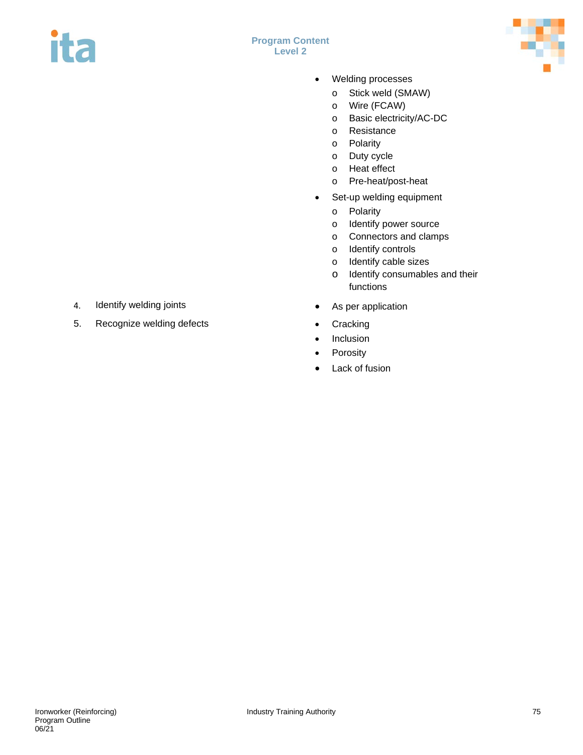- Welding processes
  - Stick weld (SMAW)
  - Wire (FCAW)
  - Basic electricity/AC-DC
  - Resistance
  - Polarity
  - Duty cycle
  - Heat effect
  - Pre-heat/post-heat
- Set-up welding equipment
  - Polarity
  - Identify power source
  - Connectors and clamps
  - Identify controls
  - Identify cable sizes
  - Identify consumables and their functions

4. Identify welding joints
   - As per application

5. Recognize welding defects
   - Cracking
   - Inclusion
   - Porosity
   - Lack of fusion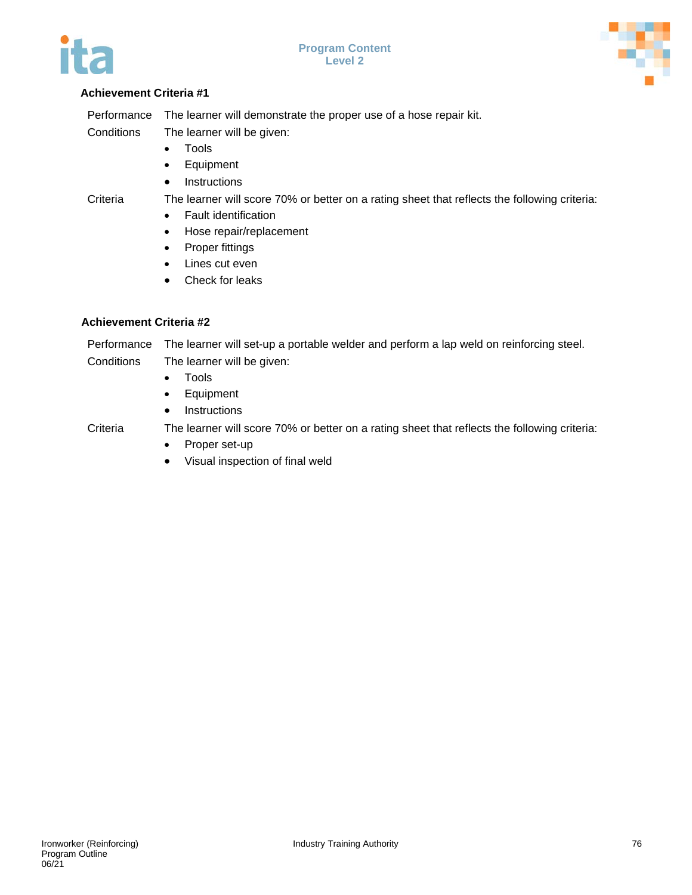### Achievement Criteria #1

Performance The learner will demonstrate the proper use of a hose repair kit.

Conditions The learner will be given:

- Tools
- Equipment
- Instructions

Criteria The learner will score 70% or better on a rating sheet that reflects the following criteria:

- Fault identification
- Hose repair/replacement
- Proper fittings
- Lines cut even
- Check for leaks

### Achievement Criteria #2

Performance The learner will set-up a portable welder and perform a lap weld on reinforcing steel.

Conditions The learner will be given:

- Tools
- Equipment
- Instructions

Criteria The learner will score 70% or better on a rating sheet that reflects the following criteria:

- Proper set-up
- Visual inspection of final weld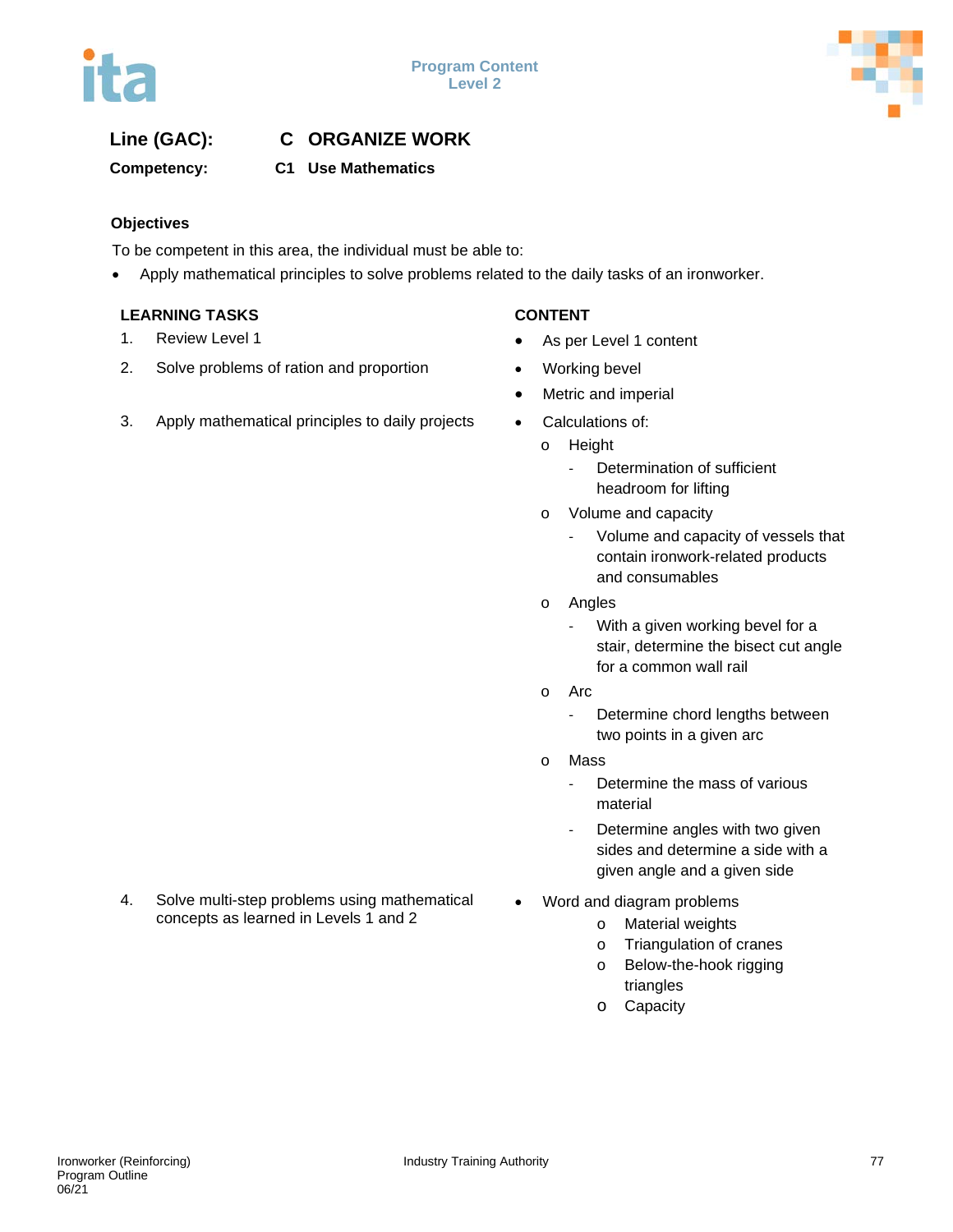**Line (GAC):** **C ORGANIZE WORK**

**Competency:** **C1 Use Mathematics**

### Objectives

To be competent in this area, the individual must be able to:

- Apply mathematical principles to solve problems related to the daily tasks of an ironworker.

| LEARNING TASKS | CONTENT |
|---|---|
| 1. Review Level 1 | • As per Level 1 content |
| 2. Solve problems of ration and proportion | • Working bevel<br>• Metric and imperial |
| 3. Apply mathematical principles to daily projects | • Calculations of:<br>o Height<br>- Determination of sufficient headroom for lifting<br>o Volume and capacity<br>- Volume and capacity of vessels that contain ironwork-related products and consumables<br>o Angles<br>- With a given working bevel for a stair, determine the bisect cut angle for a common wall rail<br>o Arc<br>- Determine chord lengths between two points in a given arc<br>o Mass<br>- Determine the mass of various material<br>- Determine angles with two given sides and determine a side with a given angle and a given side |
| 4. Solve multi-step problems using mathematical concepts as learned in Levels 1 and 2 | • Word and diagram problems<br>o Material weights<br>o Triangulation of cranes<br>o Below-the-hook rigging triangles<br>o Capacity |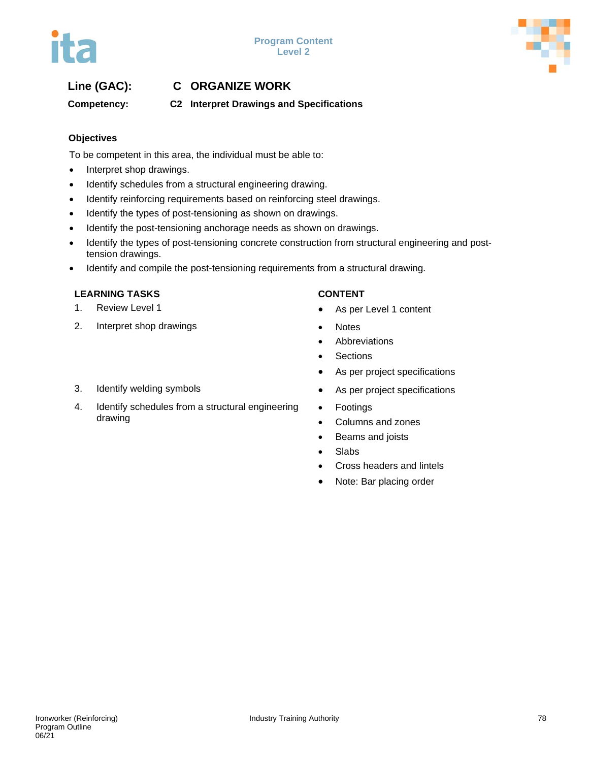**Line (GAC):** C ORGANIZE WORK

**Competency:** C2 Interpret Drawings and Specifications

### Objectives

To be competent in this area, the individual must be able to:

- Interpret shop drawings.
- Identify schedules from a structural engineering drawing.
- Identify reinforcing requirements based on reinforcing steel drawings.
- Identify the types of post-tensioning as shown on drawings.
- Identify the post-tensioning anchorage needs as shown on drawings.
- Identify the types of post-tensioning concrete construction from structural engineering and post-tension drawings.
- Identify and compile the post-tensioning requirements from a structural drawing.

| LEARNING TASKS | CONTENT |
| --- | --- |
| 1. Review Level 1 | • As per Level 1 content |
| 2. Interpret shop drawings | • Notes<br>• Abbreviations<br>• Sections<br>• As per project specifications |
| 3. Identify welding symbols | • As per project specifications |
| 4. Identify schedules from a structural engineering drawing | • Footings<br>• Columns and zones<br>• Beams and joists<br>• Slabs<br>• Cross headers and lintels<br>• Note: Bar placing order |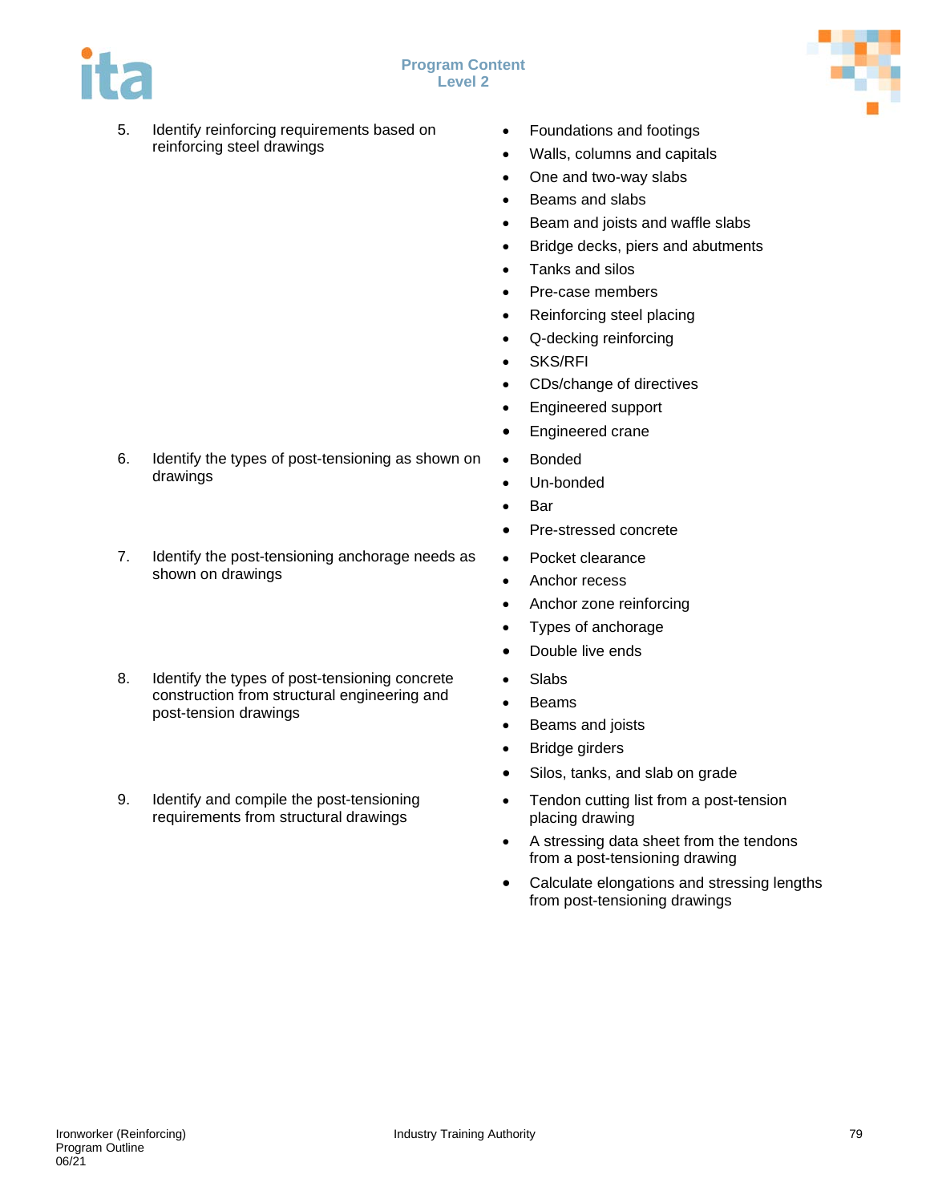5. Identify reinforcing requirements based on reinforcing steel drawings
   - Foundations and footings
   - Walls, columns and capitals
   - One and two-way slabs
   - Beams and slabs
   - Beam and joists and waffle slabs
   - Bridge decks, piers and abutments
   - Tanks and silos
   - Pre-case members
   - Reinforcing steel placing
   - Q-decking reinforcing
   - SKS/RFI
   - CDs/change of directives
   - Engineered support
   - Engineered crane

6. Identify the types of post-tensioning as shown on drawings
   - Bonded
   - Un-bonded
   - Bar
   - Pre-stressed concrete

7. Identify the post-tensioning anchorage needs as shown on drawings
   - Pocket clearance
   - Anchor recess
   - Anchor zone reinforcing
   - Types of anchorage
   - Double live ends

8. Identify the types of post-tensioning concrete construction from structural engineering and post-tension drawings
   - Slabs
   - Beams
   - Beams and joists
   - Bridge girders
   - Silos, tanks, and slab on grade

9. Identify and compile the post-tensioning requirements from structural drawings
   - Tendon cutting list from a post-tension placing drawing
   - A stressing data sheet from the tendons from a post-tensioning drawing
   - Calculate elongations and stressing lengths from post-tensioning drawings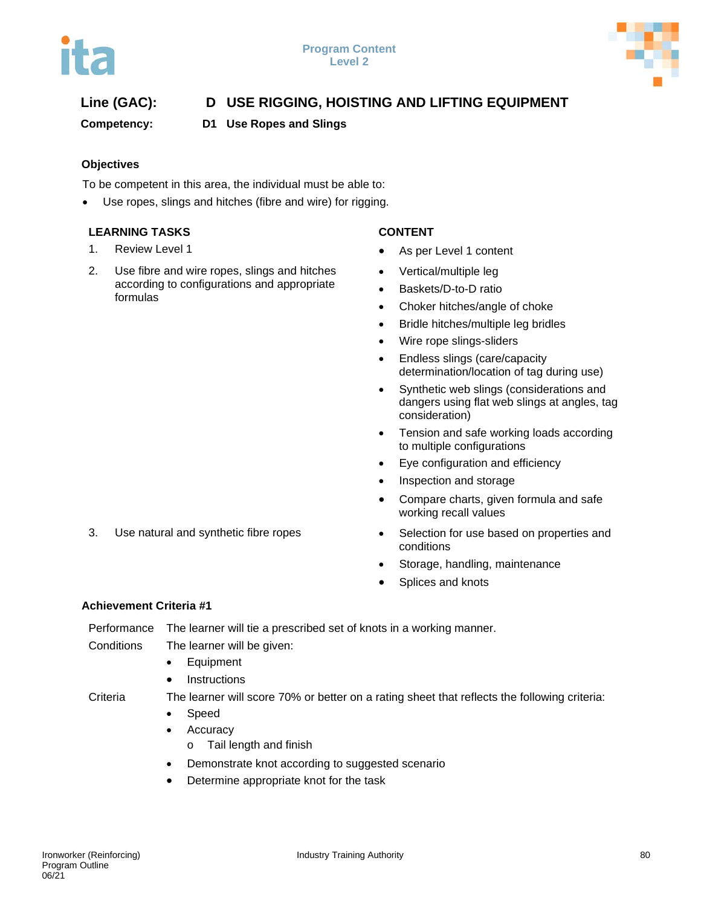**Line (GAC):** **D USE RIGGING, HOISTING AND LIFTING EQUIPMENT**

**Competency:** **D1 Use Ropes and Slings**

### Objectives

To be competent in this area, the individual must be able to:

- Use ropes, slings and hitches (fibre and wire) for rigging.

| LEARNING TASKS | CONTENT |
|---|---|
| 1. Review Level 1 | • As per Level 1 content |
| 2. Use fibre and wire ropes, slings and hitches according to configurations and appropriate formulas | • Vertical/multiple leg<br>• Baskets/D-to-D ratio<br>• Choker hitches/angle of choke<br>• Bridle hitches/multiple leg bridles<br>• Wire rope slings-sliders<br>• Endless slings (care/capacity determination/location of tag during use)<br>• Synthetic web slings (considerations and dangers using flat web slings at angles, tag consideration)<br>• Tension and safe working loads according to multiple configurations<br>• Eye configuration and efficiency<br>• Inspection and storage<br>• Compare charts, given formula and safe working recall values |
| 3. Use natural and synthetic fibre ropes | • Selection for use based on properties and conditions<br>• Storage, handling, maintenance<br>• Splices and knots |

### Achievement Criteria #1

Performance: The learner will tie a prescribed set of knots in a working manner.

Conditions: The learner will be given:

- Equipment
- Instructions

Criteria: The learner will score 70% or better on a rating sheet that reflects the following criteria:

- Speed
- Accuracy
  - o Tail length and finish
- Demonstrate knot according to suggested scenario
- Determine appropriate knot for the task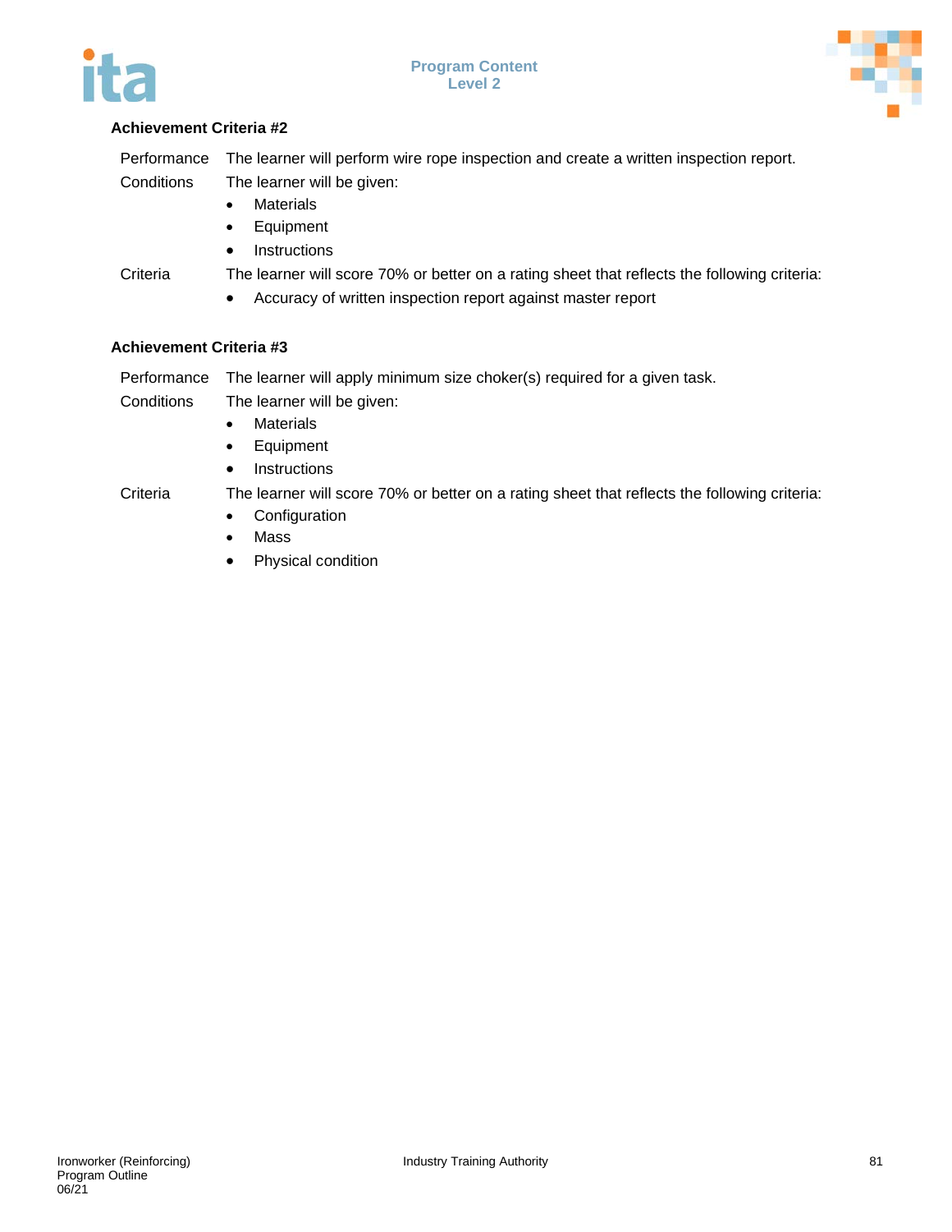**Achievement Criteria #2**

| | |
|---|---|
| Performance | The learner will perform wire rope inspection and create a written inspection report. |
| Conditions | The learner will be given:<br>• Materials<br>• Equipment<br>• Instructions |
| Criteria | The learner will score 70% or better on a rating sheet that reflects the following criteria:<br>• Accuracy of written inspection report against master report |

**Achievement Criteria #3**

| | |
|---|---|
| Performance | The learner will apply minimum size choker(s) required for a given task. |
| Conditions | The learner will be given:<br>• Materials<br>• Equipment<br>• Instructions |
| Criteria | The learner will score 70% or better on a rating sheet that reflects the following criteria:<br>• Configuration<br>• Mass<br>• Physical condition |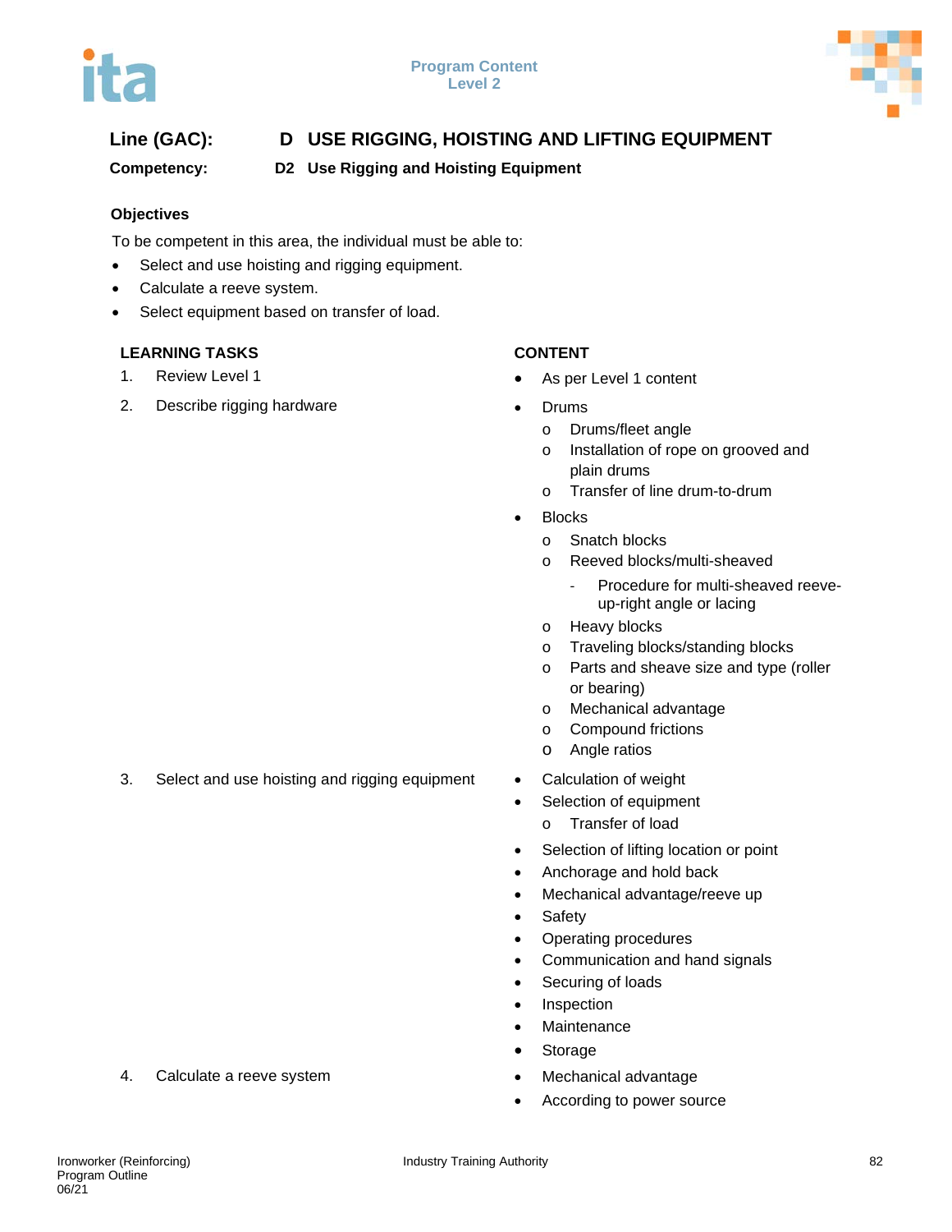**Line (GAC):** D USE RIGGING, HOISTING AND LIFTING EQUIPMENT

**Competency:** D2 Use Rigging and Hoisting Equipment

### Objectives

To be competent in this area, the individual must be able to:

- Select and use hoisting and rigging equipment.
- Calculate a reeve system.
- Select equipment based on transfer of load.

| LEARNING TASKS | CONTENT |
|---|---|
| 1. Review Level 1 | • As per Level 1 content |
| 2. Describe rigging hardware | • Drums<br>o Drums/fleet angle<br>o Installation of rope on grooved and plain drums<br>o Transfer of line drum-to-drum<br>• Blocks<br>o Snatch blocks<br>o Reeved blocks/multi-sheaved<br>- Procedure for multi-sheaved reeve-up-right angle or lacing<br>o Heavy blocks<br>o Traveling blocks/standing blocks<br>o Parts and sheave size and type (roller or bearing)<br>o Mechanical advantage<br>o Compound frictions<br>o Angle ratios |
| 3. Select and use hoisting and rigging equipment | • Calculation of weight<br>• Selection of equipment<br>o Transfer of load<br>• Selection of lifting location or point<br>• Anchorage and hold back<br>• Mechanical advantage/reeve up<br>• Safety<br>• Operating procedures<br>• Communication and hand signals<br>• Securing of loads<br>• Inspection<br>• Maintenance<br>• Storage |
| 4. Calculate a reeve system | • Mechanical advantage<br>• According to power source |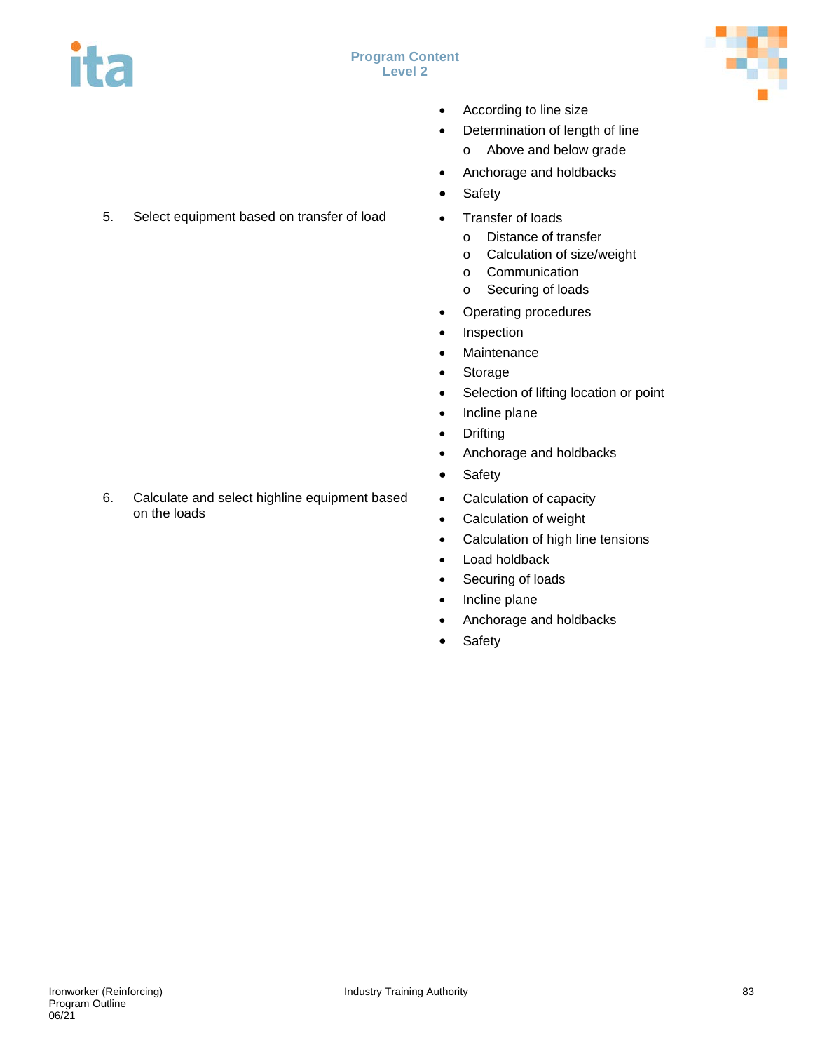| | |
|---|---|
| | • According to line size<br>• Determination of length of line<br>  o Above and below grade<br>• Anchorage and holdbacks<br>• Safety |
| 5. Select equipment based on transfer of load | • Transfer of loads<br>  o Distance of transfer<br>  o Calculation of size/weight<br>  o Communication<br>  o Securing of loads<br>• Operating procedures<br>• Inspection<br>• Maintenance<br>• Storage<br>• Selection of lifting location or point<br>• Incline plane<br>• Drifting<br>• Anchorage and holdbacks<br>• Safety |
| 6. Calculate and select highline equipment based on the loads | • Calculation of capacity<br>• Calculation of weight<br>• Calculation of high line tensions<br>• Load holdback<br>• Securing of loads<br>• Incline plane<br>• Anchorage and holdbacks<br>• Safety |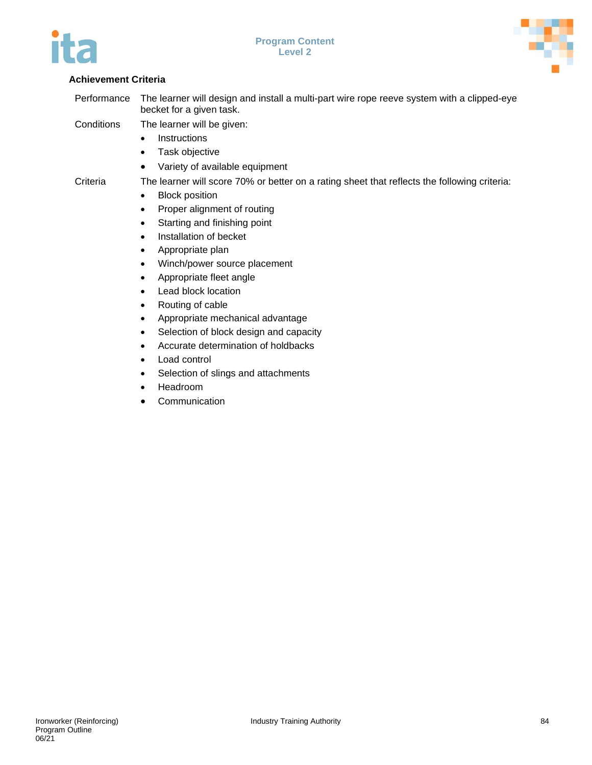### Achievement Criteria

Performance: The learner will design and install a multi-part wire rope reeve system with a clipped-eye becket for a given task.

Conditions: The learner will be given:

- Instructions
- Task objective
- Variety of available equipment

Criteria: The learner will score 70% or better on a rating sheet that reflects the following criteria:

- Block position
- Proper alignment of routing
- Starting and finishing point
- Installation of becket
- Appropriate plan
- Winch/power source placement
- Appropriate fleet angle
- Lead block location
- Routing of cable
- Appropriate mechanical advantage
- Selection of block design and capacity
- Accurate determination of holdbacks
- Load control
- Selection of slings and attachments
- Headroom
- Communication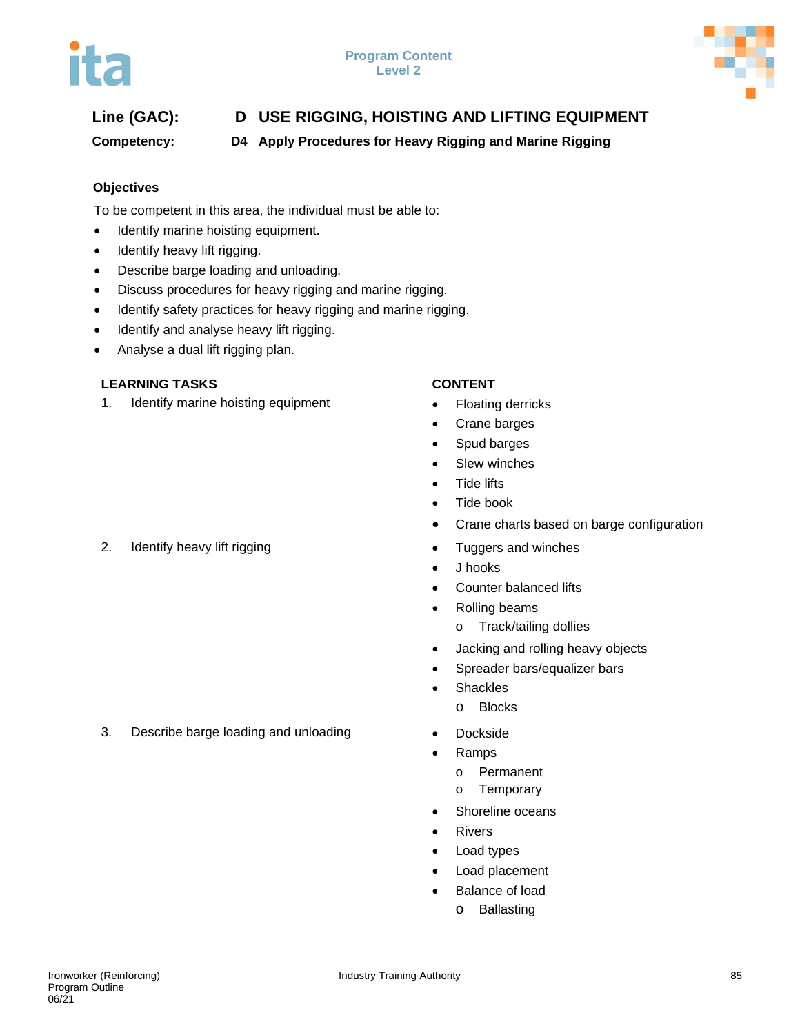**Line (GAC):** **D USE RIGGING, HOISTING AND LIFTING EQUIPMENT**

**Competency:** **D4 Apply Procedures for Heavy Rigging and Marine Rigging**

### Objectives

To be competent in this area, the individual must be able to:

- Identify marine hoisting equipment.
- Identify heavy lift rigging.
- Describe barge loading and unloading.
- Discuss procedures for heavy rigging and marine rigging.
- Identify safety practices for heavy rigging and marine rigging.
- Identify and analyse heavy lift rigging.
- Analyse a dual lift rigging plan.

| LEARNING TASKS | CONTENT |
|---|---|
| 1. Identify marine hoisting equipment | • Floating derricks<br>• Crane barges<br>• Spud barges<br>• Slew winches<br>• Tide lifts<br>• Tide book<br>• Crane charts based on barge configuration |
| 2. Identify heavy lift rigging | • Tuggers and winches<br>• J hooks<br>• Counter balanced lifts<br>• Rolling beams<br>&nbsp;&nbsp;&nbsp;&nbsp;o Track/tailing dollies<br>• Jacking and rolling heavy objects<br>• Spreader bars/equalizer bars<br>• Shackles<br>&nbsp;&nbsp;&nbsp;&nbsp;o Blocks |
| 3. Describe barge loading and unloading | • Dockside<br>• Ramps<br>&nbsp;&nbsp;&nbsp;&nbsp;o Permanent<br>&nbsp;&nbsp;&nbsp;&nbsp;o Temporary<br>• Shoreline oceans<br>• Rivers<br>• Load types<br>• Load placement<br>• Balance of load<br>&nbsp;&nbsp;&nbsp;&nbsp;o Ballasting |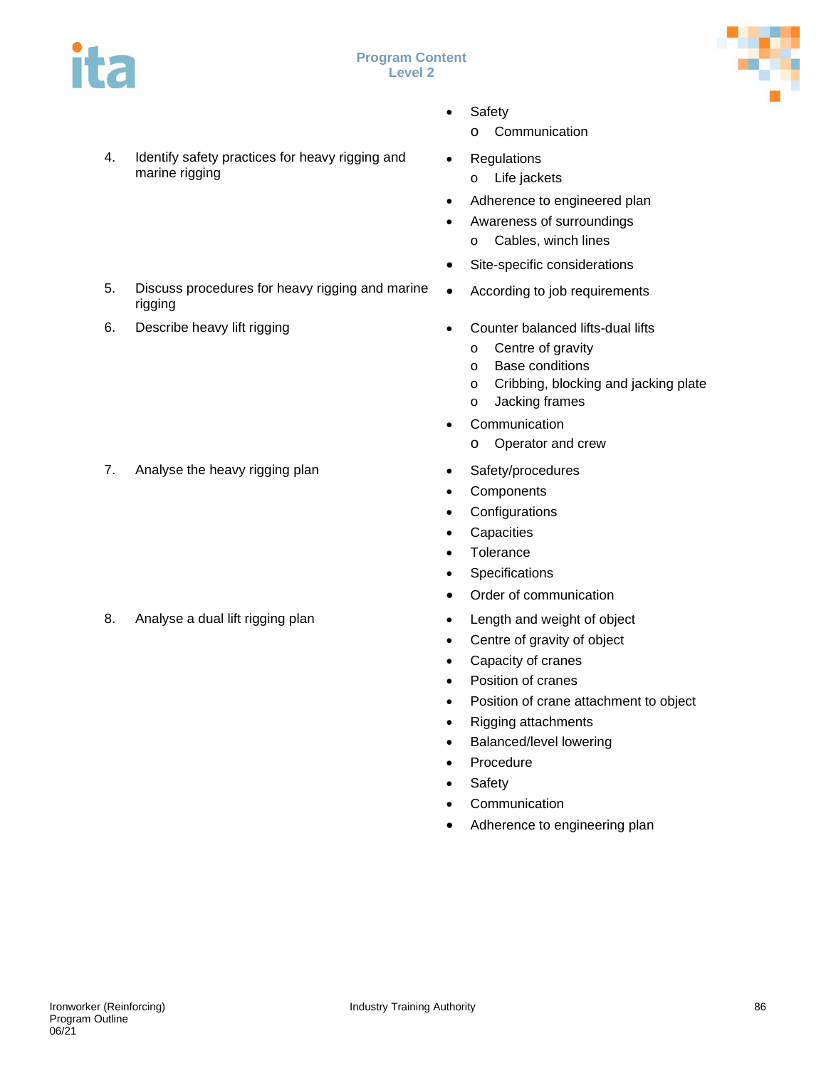| | |
|---|---|
| | • Safety<br>  o Communication |
| 4. Identify safety practices for heavy rigging and marine rigging | • Regulations<br>  o Life jackets<br>• Adherence to engineered plan<br>• Awareness of surroundings<br>  o Cables, winch lines<br>• Site-specific considerations |
| 5. Discuss procedures for heavy rigging and marine rigging | • According to job requirements |
| 6. Describe heavy lift rigging | • Counter balanced lifts-dual lifts<br>  o Centre of gravity<br>  o Base conditions<br>  o Cribbing, blocking and jacking plate<br>  o Jacking frames<br>• Communication<br>  o Operator and crew |
| 7. Analyse the heavy rigging plan | • Safety/procedures<br>• Components<br>• Configurations<br>• Capacities<br>• Tolerance<br>• Specifications<br>• Order of communication |
| 8. Analyse a dual lift rigging plan | • Length and weight of object<br>• Centre of gravity of object<br>• Capacity of cranes<br>• Position of cranes<br>• Position of crane attachment to object<br>• Rigging attachments<br>• Balanced/level lowering<br>• Procedure<br>• Safety<br>• Communication<br>• Adherence to engineering plan |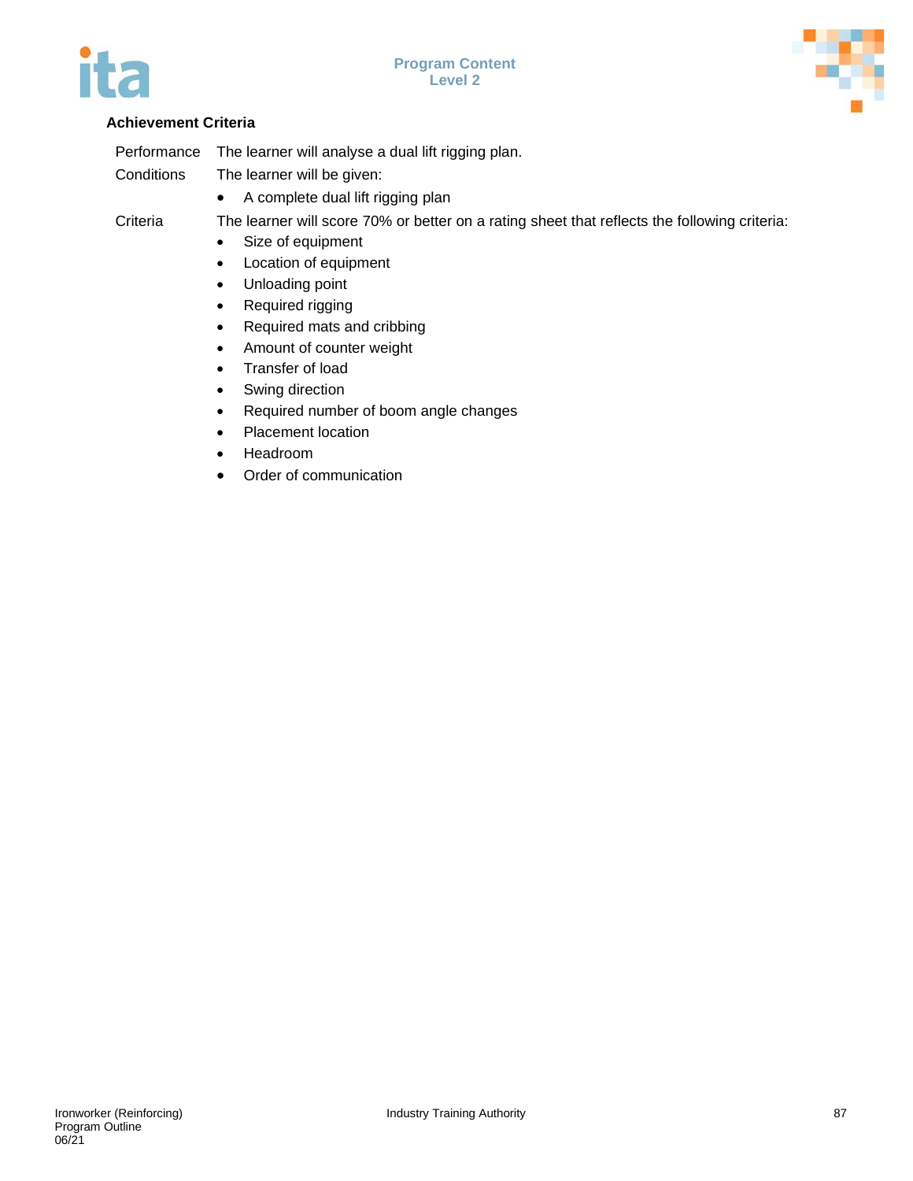**Achievement Criteria**

| | |
|---|---|
| Performance | The learner will analyse a dual lift rigging plan. |
| Conditions | The learner will be given:<br>• A complete dual lift rigging plan |
| Criteria | The learner will score 70% or better on a rating sheet that reflects the following criteria:<br>• Size of equipment<br>• Location of equipment<br>• Unloading point<br>• Required rigging<br>• Required mats and cribbing<br>• Amount of counter weight<br>• Transfer of load<br>• Swing direction<br>• Required number of boom angle changes<br>• Placement location<br>• Headroom<br>• Order of communication |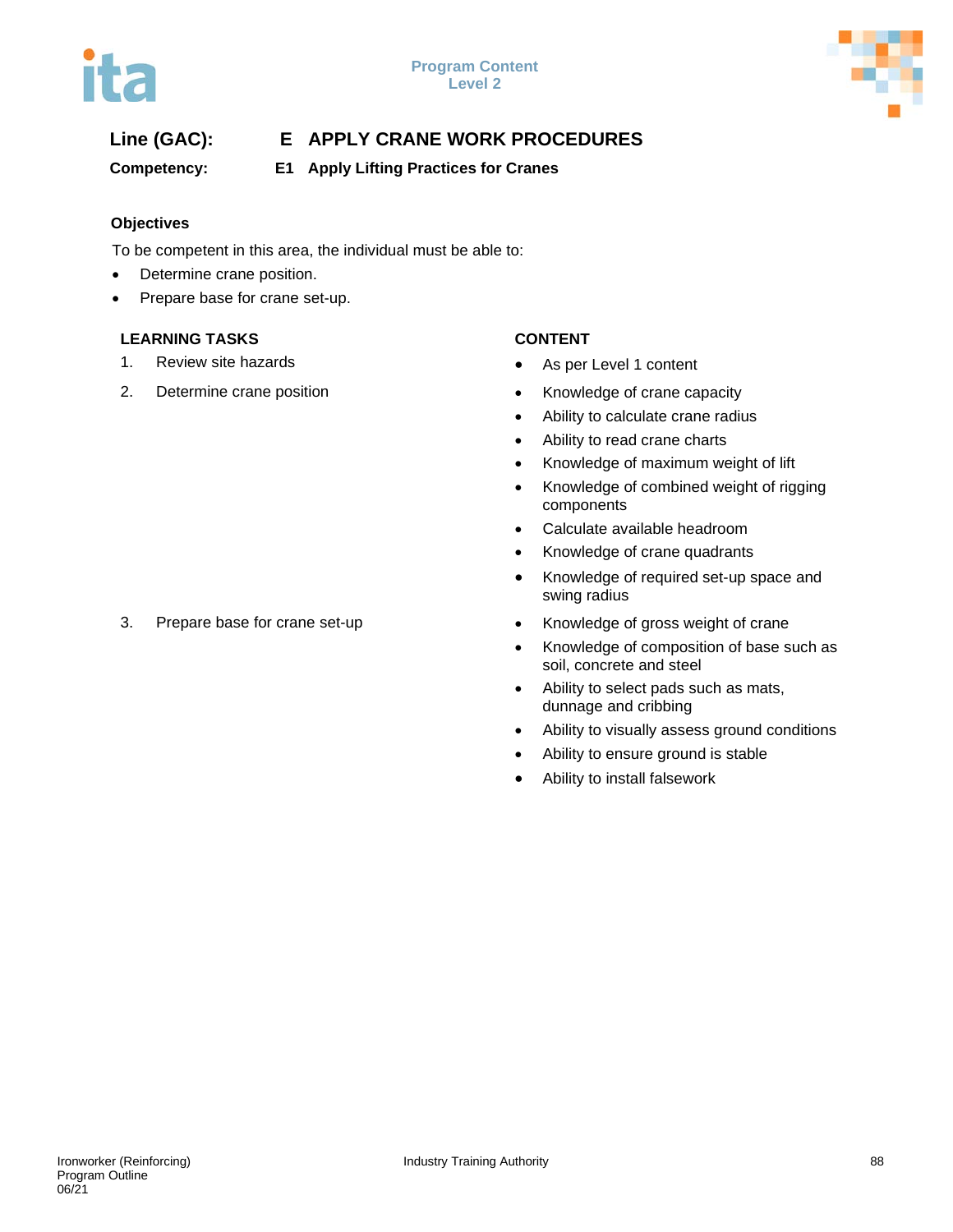**Line (GAC):** E APPLY CRANE WORK PROCEDURES

**Competency:** E1 Apply Lifting Practices for Cranes

### Objectives

To be competent in this area, the individual must be able to:

- Determine crane position.
- Prepare base for crane set-up.

| LEARNING TASKS | CONTENT |
|---|---|
| 1. Review site hazards | • As per Level 1 content |
| 2. Determine crane position | • Knowledge of crane capacity<br>• Ability to calculate crane radius<br>• Ability to read crane charts<br>• Knowledge of maximum weight of lift<br>• Knowledge of combined weight of rigging components<br>• Calculate available headroom<br>• Knowledge of crane quadrants<br>• Knowledge of required set-up space and swing radius |
| 3. Prepare base for crane set-up | • Knowledge of gross weight of crane<br>• Knowledge of composition of base such as soil, concrete and steel<br>• Ability to select pads such as mats, dunnage and cribbing<br>• Ability to visually assess ground conditions<br>• Ability to ensure ground is stable<br>• Ability to install falsework |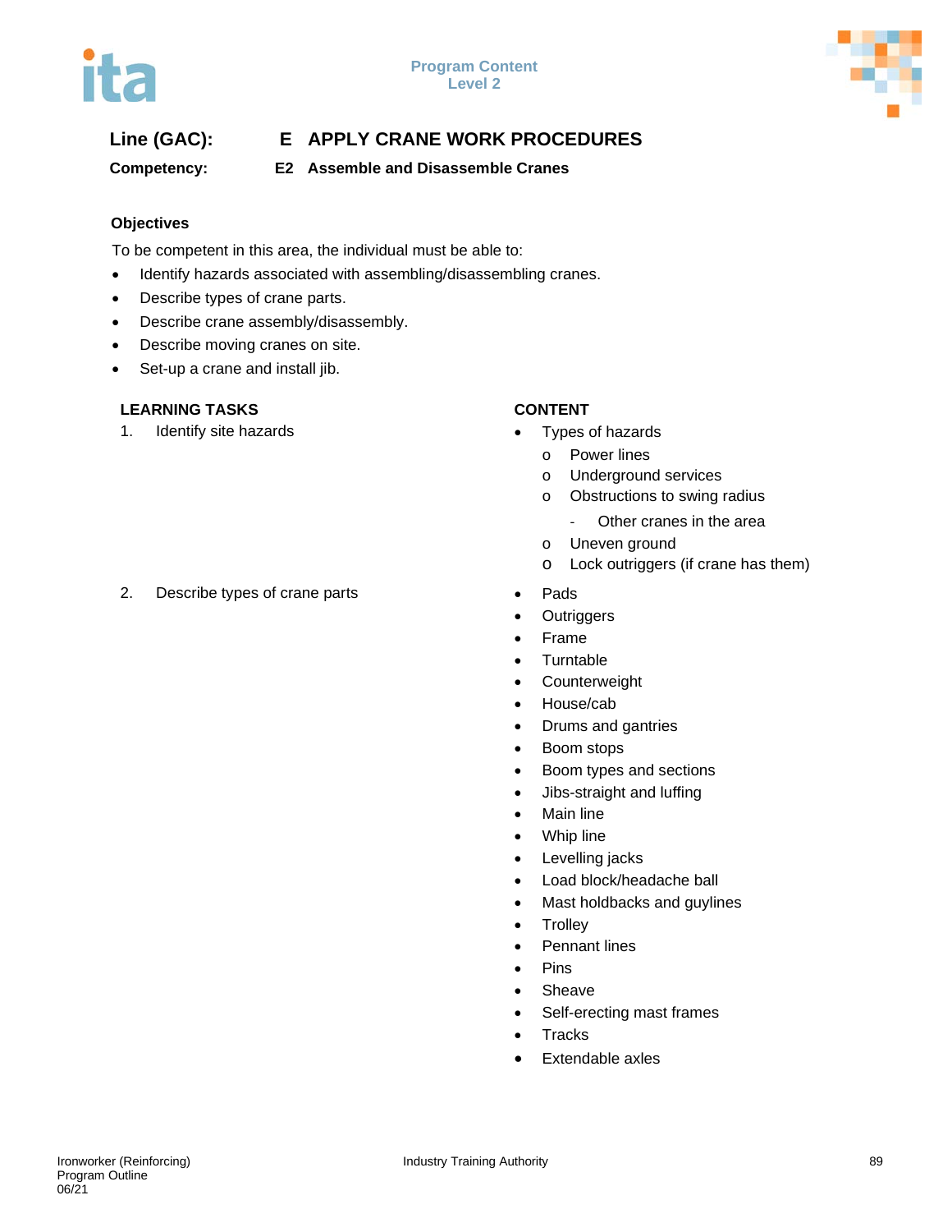**Line (GAC):** E APPLY CRANE WORK PROCEDURES

**Competency:** E2 Assemble and Disassemble Cranes

### Objectives

To be competent in this area, the individual must be able to:

- Identify hazards associated with assembling/disassembling cranes.
- Describe types of crane parts.
- Describe crane assembly/disassembly.
- Describe moving cranes on site.
- Set-up a crane and install jib.

| LEARNING TASKS | CONTENT |
|---|---|
| 1. Identify site hazards | • Types of hazards<br>o Power lines<br>o Underground services<br>o Obstructions to swing radius<br>- Other cranes in the area<br>o Uneven ground<br>o Lock outriggers (if crane has them) |
| 2. Describe types of crane parts | • Pads<br>• Outriggers<br>• Frame<br>• Turntable<br>• Counterweight<br>• House/cab<br>• Drums and gantries<br>• Boom stops<br>• Boom types and sections<br>• Jibs-straight and luffing<br>• Main line<br>• Whip line<br>• Levelling jacks<br>• Load block/headache ball<br>• Mast holdbacks and guylines<br>• Trolley<br>• Pennant lines<br>• Pins<br>• Sheave<br>• Self-erecting mast frames<br>• Tracks<br>• Extendable axles |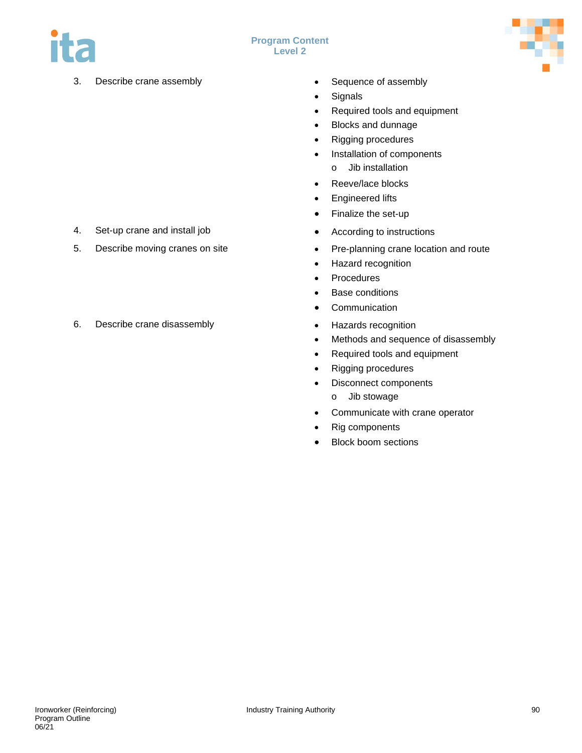3. Describe crane assembly
   - Sequence of assembly
   - Signals
   - Required tools and equipment
   - Blocks and dunnage
   - Rigging procedures
   - Installation of components
     - Jib installation
   - Reeve/lace blocks
   - Engineered lifts
   - Finalize the set-up

4. Set-up crane and install job
   - According to instructions

5. Describe moving cranes on site
   - Pre-planning crane location and route
   - Hazard recognition
   - Procedures
   - Base conditions
   - Communication

6. Describe crane disassembly
   - Hazards recognition
   - Methods and sequence of disassembly
   - Required tools and equipment
   - Rigging procedures
   - Disconnect components
     - Jib stowage
   - Communicate with crane operator
   - Rig components
   - Block boom sections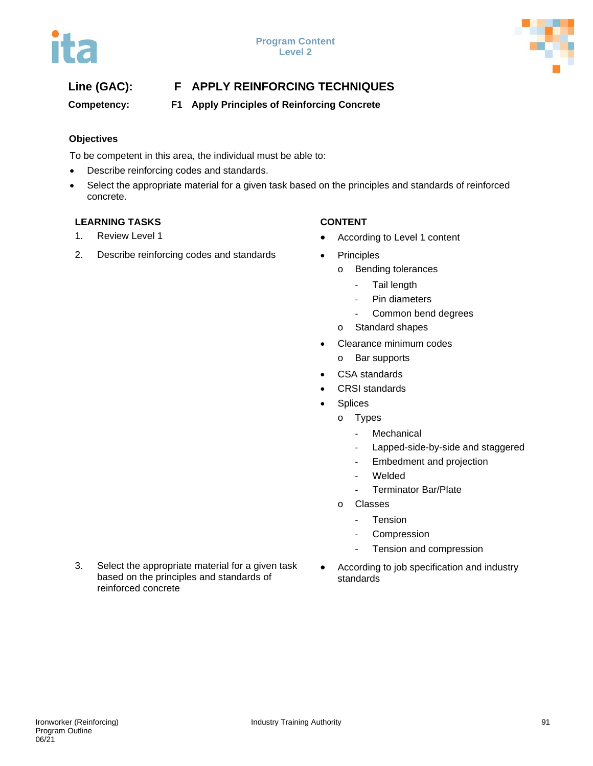**Line (GAC):** **F APPLY REINFORCING TECHNIQUES**

**Competency:** **F1 Apply Principles of Reinforcing Concrete**

### Objectives

To be competent in this area, the individual must be able to:

- Describe reinforcing codes and standards.
- Select the appropriate material for a given task based on the principles and standards of reinforced concrete.

| LEARNING TASKS | CONTENT |
|---|---|
| 1. Review Level 1 | • According to Level 1 content |
| 2. Describe reinforcing codes and standards | • Principles<br>&nbsp;&nbsp;o Bending tolerances<br>&nbsp;&nbsp;&nbsp;&nbsp;- Tail length<br>&nbsp;&nbsp;&nbsp;&nbsp;- Pin diameters<br>&nbsp;&nbsp;&nbsp;&nbsp;- Common bend degrees<br>&nbsp;&nbsp;o Standard shapes<br>• Clearance minimum codes<br>&nbsp;&nbsp;o Bar supports<br>• CSA standards<br>• CRSI standards<br>• Splices<br>&nbsp;&nbsp;o Types<br>&nbsp;&nbsp;&nbsp;&nbsp;- Mechanical<br>&nbsp;&nbsp;&nbsp;&nbsp;- Lapped-side-by-side and staggered<br>&nbsp;&nbsp;&nbsp;&nbsp;- Embedment and projection<br>&nbsp;&nbsp;&nbsp;&nbsp;- Welded<br>&nbsp;&nbsp;&nbsp;&nbsp;- Terminator Bar/Plate<br>&nbsp;&nbsp;o Classes<br>&nbsp;&nbsp;&nbsp;&nbsp;- Tension<br>&nbsp;&nbsp;&nbsp;&nbsp;- Compression<br>&nbsp;&nbsp;&nbsp;&nbsp;- Tension and compression |
| 3. Select the appropriate material for a given task based on the principles and standards of reinforced concrete | • According to job specification and industry standards |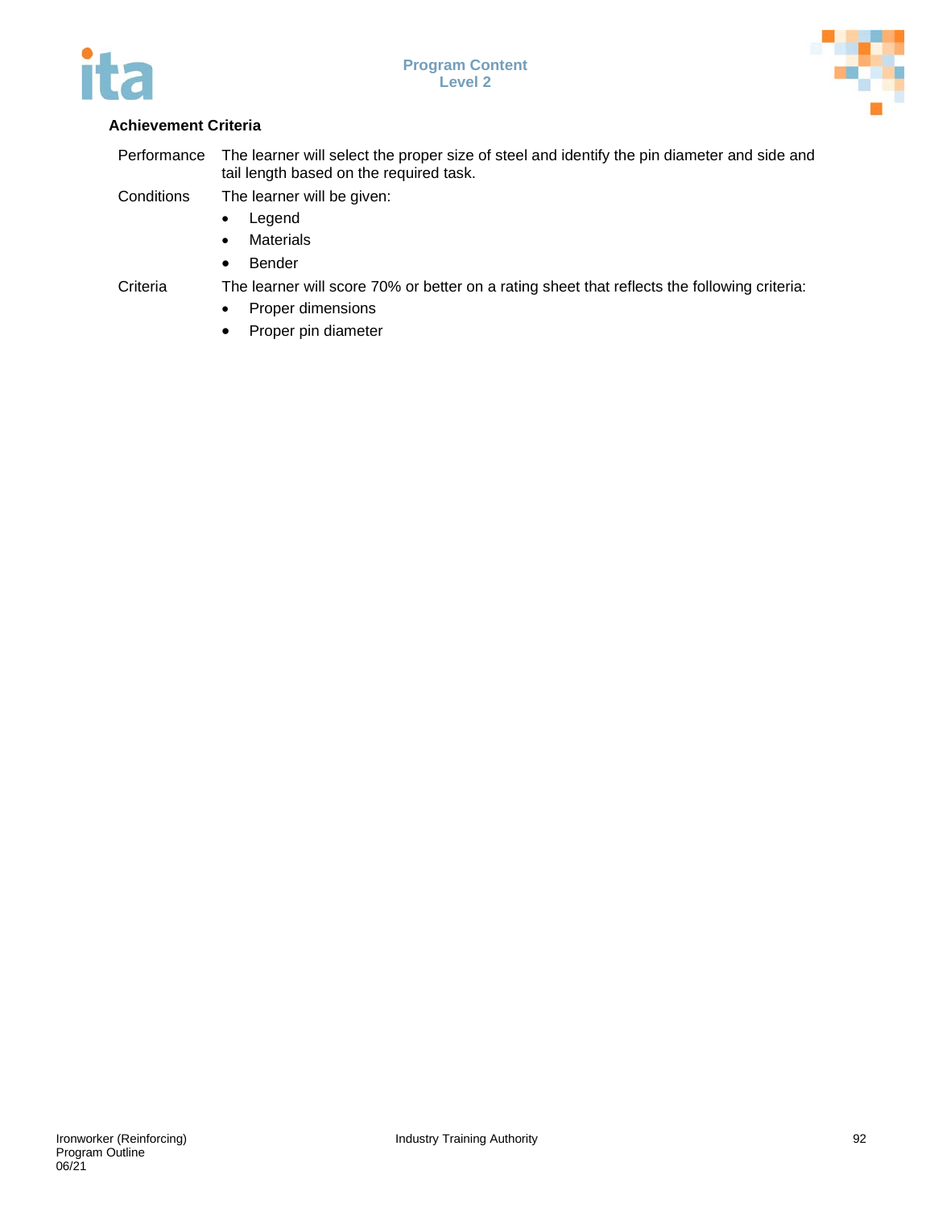**Achievement Criteria**

Performance: The learner will select the proper size of steel and identify the pin diameter and side and tail length based on the required task.

Conditions: The learner will be given:

- Legend
- Materials
- Bender

Criteria: The learner will score 70% or better on a rating sheet that reflects the following criteria:

- Proper dimensions
- Proper pin diameter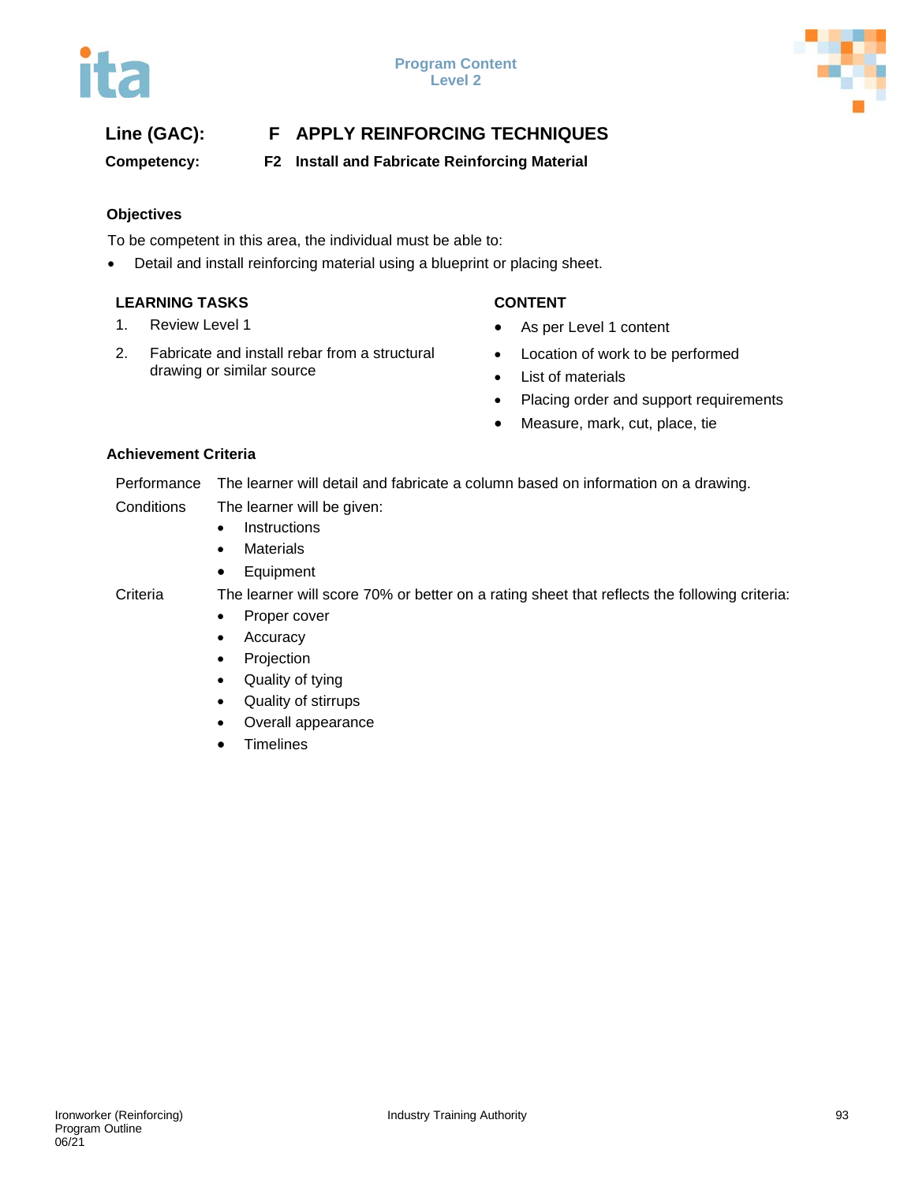**Line (GAC):** F APPLY REINFORCING TECHNIQUES

**Competency:** F2 Install and Fabricate Reinforcing Material

### Objectives

To be competent in this area, the individual must be able to:

- Detail and install reinforcing material using a blueprint or placing sheet.

| LEARNING TASKS | CONTENT |
|---|---|
| 1. Review Level 1 | • As per Level 1 content |
| 2. Fabricate and install rebar from a structural drawing or similar source | • Location of work to be performed<br>• List of materials<br>• Placing order and support requirements<br>• Measure, mark, cut, place, tie |

### Achievement Criteria

**Performance** The learner will detail and fabricate a column based on information on a drawing.

**Conditions** The learner will be given:

- Instructions
- Materials
- Equipment

**Criteria** The learner will score 70% or better on a rating sheet that reflects the following criteria:

- Proper cover
- Accuracy
- Projection
- Quality of tying
- Quality of stirrups
- Overall appearance
- Timelines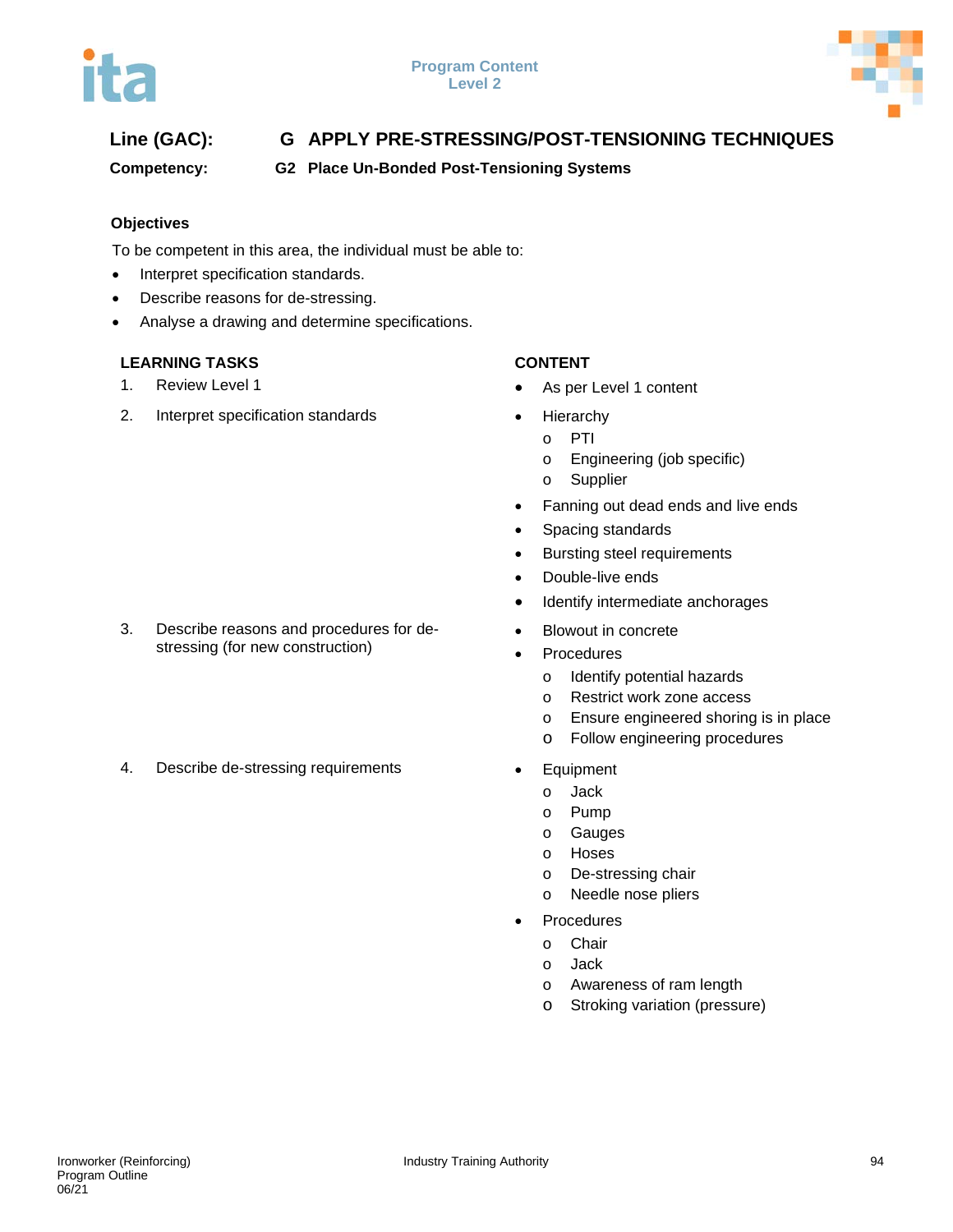**Line (GAC):** G APPLY PRE-STRESSING/POST-TENSIONING TECHNIQUES

**Competency:** G2 Place Un-Bonded Post-Tensioning Systems

**Objectives**

To be competent in this area, the individual must be able to:

- Interpret specification standards.
- Describe reasons for de-stressing.
- Analyse a drawing and determine specifications.

| LEARNING TASKS | CONTENT |
|---|---|
| 1. Review Level 1 | • As per Level 1 content |
| 2. Interpret specification standards | • Hierarchy<br>  o PTI<br>  o Engineering (job specific)<br>  o Supplier<br>• Fanning out dead ends and live ends<br>• Spacing standards<br>• Bursting steel requirements<br>• Double-live ends<br>• Identify intermediate anchorages |
| 3. Describe reasons and procedures for de-stressing (for new construction) | • Blowout in concrete<br>• Procedures<br>  o Identify potential hazards<br>  o Restrict work zone access<br>  o Ensure engineered shoring is in place<br>  o Follow engineering procedures |
| 4. Describe de-stressing requirements | • Equipment<br>  o Jack<br>  o Pump<br>  o Gauges<br>  o Hoses<br>  o De-stressing chair<br>  o Needle nose pliers<br>• Procedures<br>  o Chair<br>  o Jack<br>  o Awareness of ram length<br>  o Stroking variation (pressure) |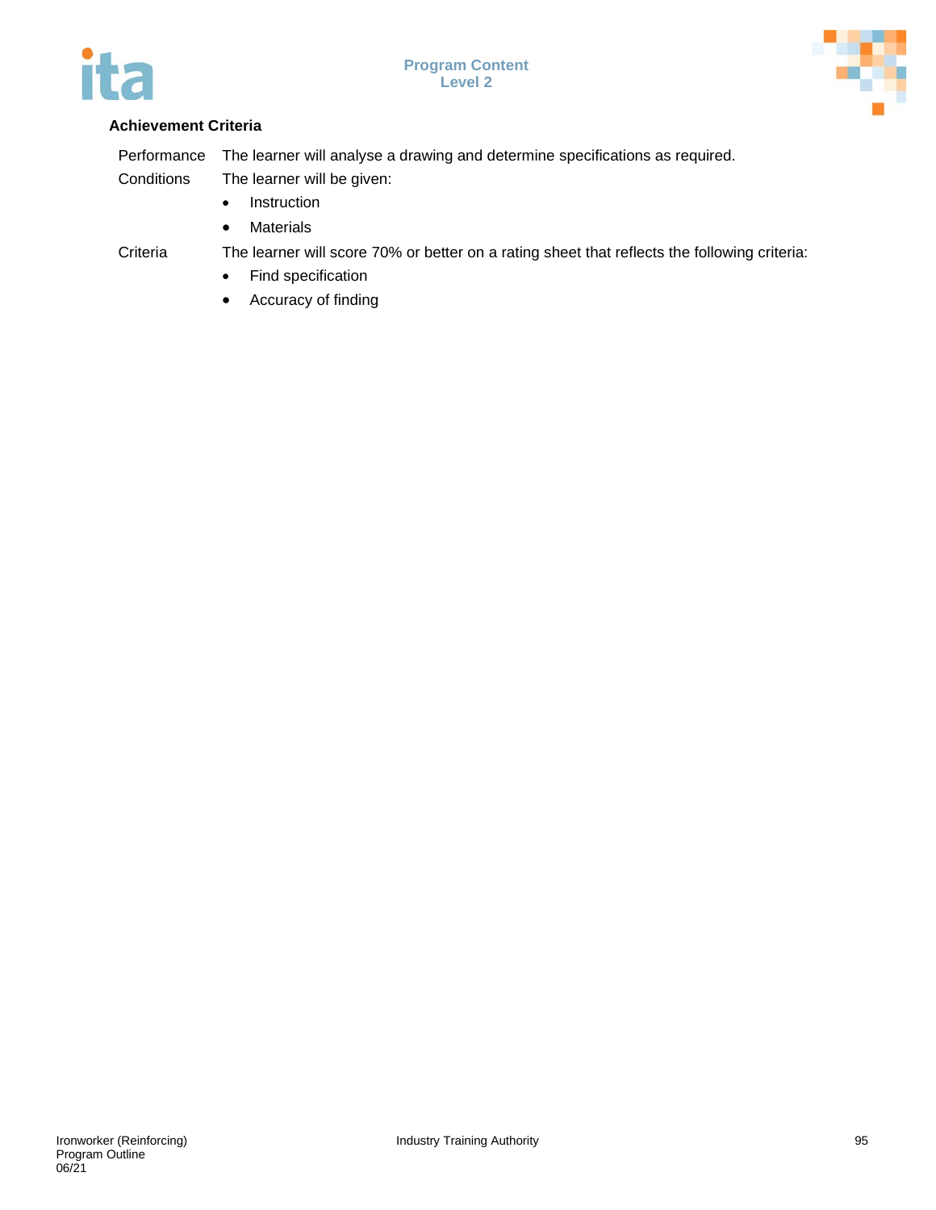**Achievement Criteria**

| | |
|---|---|
| Performance | The learner will analyse a drawing and determine specifications as required. |
| Conditions | The learner will be given:<br>• Instruction<br>• Materials |
| Criteria | The learner will score 70% or better on a rating sheet that reflects the following criteria:<br>• Find specification<br>• Accuracy of finding |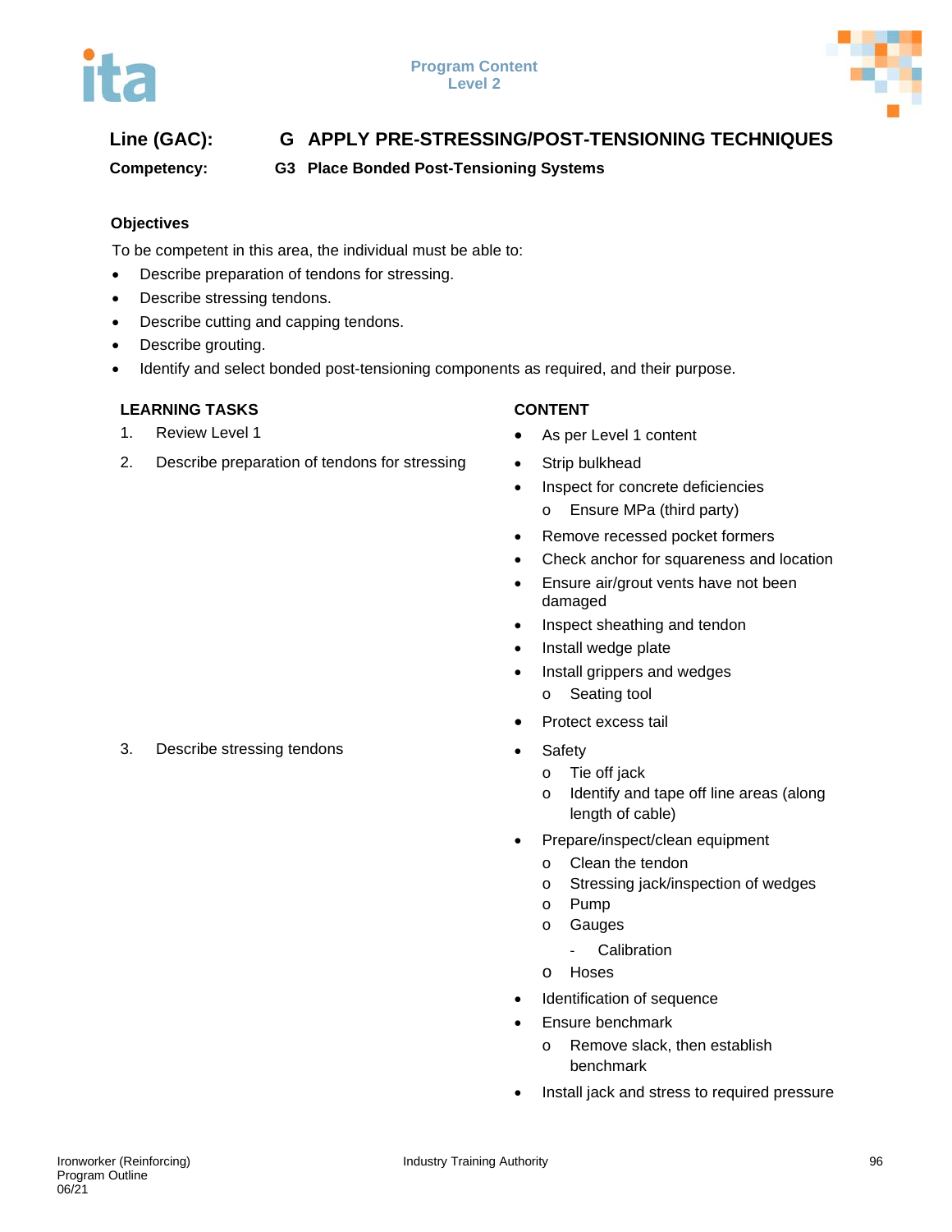**Line (GAC):** G APPLY PRE-STRESSING/POST-TENSIONING TECHNIQUES

**Competency:** G3 Place Bonded Post-Tensioning Systems

### Objectives

To be competent in this area, the individual must be able to:

- Describe preparation of tendons for stressing.
- Describe stressing tendons.
- Describe cutting and capping tendons.
- Describe grouting.
- Identify and select bonded post-tensioning components as required, and their purpose.

| LEARNING TASKS | CONTENT |
| --- | --- |
| 1. Review Level 1 | • As per Level 1 content |
| 2. Describe preparation of tendons for stressing | • Strip bulkhead<br>• Inspect for concrete deficiencies<br>  o Ensure MPa (third party)<br>• Remove recessed pocket formers<br>• Check anchor for squareness and location<br>• Ensure air/grout vents have not been damaged<br>• Inspect sheathing and tendon<br>• Install wedge plate<br>• Install grippers and wedges<br>  o Seating tool<br>• Protect excess tail |
| 3. Describe stressing tendons | • Safety<br>  o Tie off jack<br>  o Identify and tape off line areas (along length of cable)<br>• Prepare/inspect/clean equipment<br>  o Clean the tendon<br>  o Stressing jack/inspection of wedges<br>  o Pump<br>  o Gauges<br>    - Calibration<br>  o Hoses<br>• Identification of sequence<br>• Ensure benchmark<br>  o Remove slack, then establish benchmark<br>• Install jack and stress to required pressure |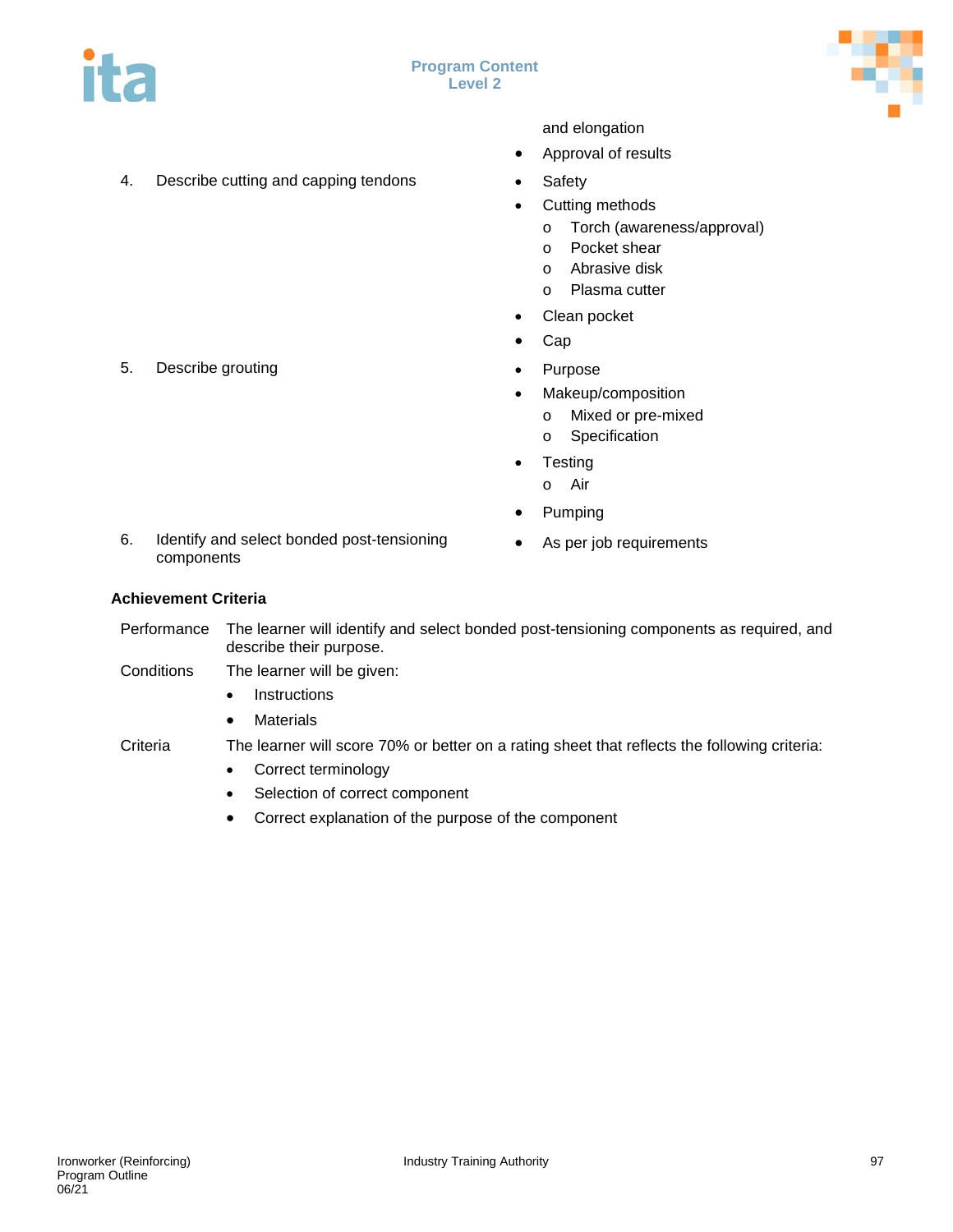| | |
|---|---|
| | and elongation<br>• Approval of results |
| 4. Describe cutting and capping tendons | • Safety<br>• Cutting methods<br>  o Torch (awareness/approval)<br>  o Pocket shear<br>  o Abrasive disk<br>  o Plasma cutter<br>• Clean pocket<br>• Cap |
| 5. Describe grouting | • Purpose<br>• Makeup/composition<br>  o Mixed or pre-mixed<br>  o Specification<br>• Testing<br>  o Air<br>• Pumping |
| 6. Identify and select bonded post-tensioning components | • As per job requirements |

**Achievement Criteria**

Performance: The learner will identify and select bonded post-tensioning components as required, and describe their purpose.

Conditions: The learner will be given:

- Instructions
- Materials

Criteria: The learner will score 70% or better on a rating sheet that reflects the following criteria:

- Correct terminology
- Selection of correct component
- Correct explanation of the purpose of the component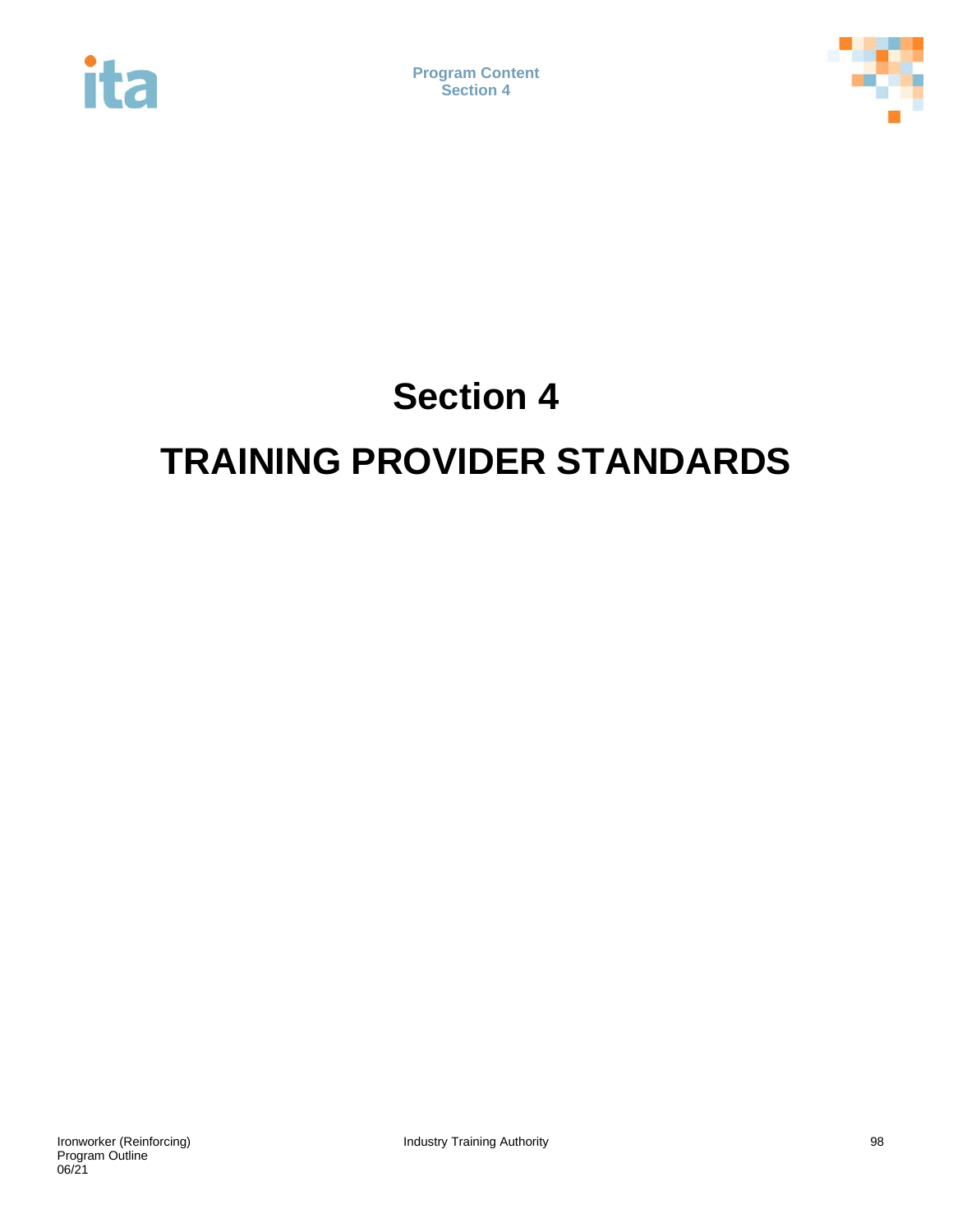# Section 4

# TRAINING PROVIDER STANDARDS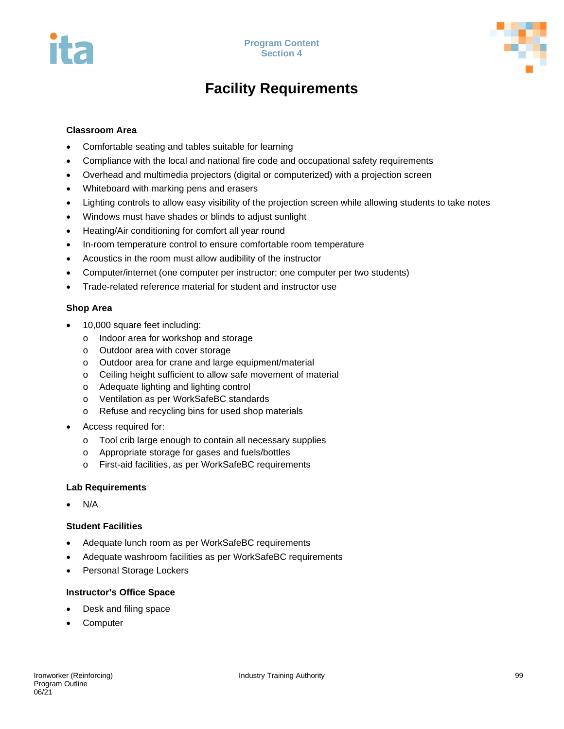# Facility Requirements

### Classroom Area

- Comfortable seating and tables suitable for learning
- Compliance with the local and national fire code and occupational safety requirements
- Overhead and multimedia projectors (digital or computerized) with a projection screen
- Whiteboard with marking pens and erasers
- Lighting controls to allow easy visibility of the projection screen while allowing students to take notes
- Windows must have shades or blinds to adjust sunlight
- Heating/Air conditioning for comfort all year round
- In-room temperature control to ensure comfortable room temperature
- Acoustics in the room must allow audibility of the instructor
- Computer/internet (one computer per instructor; one computer per two students)
- Trade-related reference material for student and instructor use

### Shop Area

- 10,000 square feet including:
  - Indoor area for workshop and storage
  - Outdoor area with cover storage
  - Outdoor area for crane and large equipment/material
  - Ceiling height sufficient to allow safe movement of material
  - Adequate lighting and lighting control
  - Ventilation as per WorkSafeBC standards
  - Refuse and recycling bins for used shop materials
- Access required for:
  - Tool crib large enough to contain all necessary supplies
  - Appropriate storage for gases and fuels/bottles
  - First-aid facilities, as per WorkSafeBC requirements

### Lab Requirements

- N/A

### Student Facilities

- Adequate lunch room as per WorkSafeBC requirements
- Adequate washroom facilities as per WorkSafeBC requirements
- Personal Storage Lockers

### Instructor's Office Space

- Desk and filing space
- Computer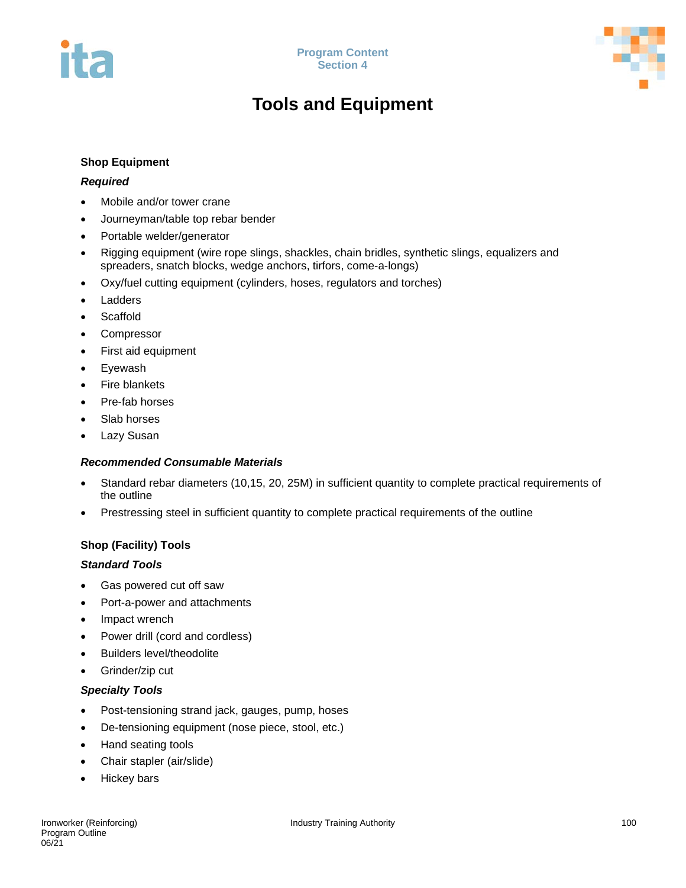# Tools and Equipment

## Shop Equipment

### *Required*

- Mobile and/or tower crane
- Journeyman/table top rebar bender
- Portable welder/generator
- Rigging equipment (wire rope slings, shackles, chain bridles, synthetic slings, equalizers and spreaders, snatch blocks, wedge anchors, tirfors, come-a-longs)
- Oxy/fuel cutting equipment (cylinders, hoses, regulators and torches)
- Ladders
- Scaffold
- Compressor
- First aid equipment
- Eyewash
- Fire blankets
- Pre-fab horses
- Slab horses
- Lazy Susan

### *Recommended Consumable Materials*

- Standard rebar diameters (10,15, 20, 25M) in sufficient quantity to complete practical requirements of the outline
- Prestressing steel in sufficient quantity to complete practical requirements of the outline

## Shop (Facility) Tools

### *Standard Tools*

- Gas powered cut off saw
- Port-a-power and attachments
- Impact wrench
- Power drill (cord and cordless)
- Builders level/theodolite
- Grinder/zip cut

### *Specialty Tools*

- Post-tensioning strand jack, gauges, pump, hoses
- De-tensioning equipment (nose piece, stool, etc.)
- Hand seating tools
- Chair stapler (air/slide)
- Hickey bars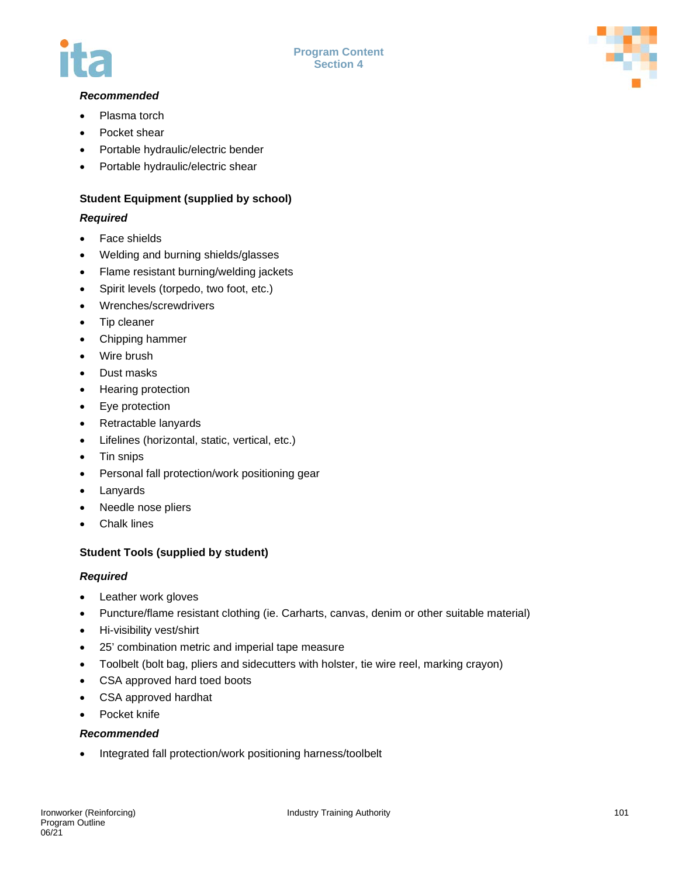***Recommended***

- Plasma torch
- Pocket shear
- Portable hydraulic/electric bender
- Portable hydraulic/electric shear

**Student Equipment (supplied by school)**

***Required***

- Face shields
- Welding and burning shields/glasses
- Flame resistant burning/welding jackets
- Spirit levels (torpedo, two foot, etc.)
- Wrenches/screwdrivers
- Tip cleaner
- Chipping hammer
- Wire brush
- Dust masks
- Hearing protection
- Eye protection
- Retractable lanyards
- Lifelines (horizontal, static, vertical, etc.)
- Tin snips
- Personal fall protection/work positioning gear
- Lanyards
- Needle nose pliers
- Chalk lines

**Student Tools (supplied by student)**

***Required***

- Leather work gloves
- Puncture/flame resistant clothing (ie. Carharts, canvas, denim or other suitable material)
- Hi-visibility vest/shirt
- 25' combination metric and imperial tape measure
- Toolbelt (bolt bag, pliers and sidecutters with holster, tie wire reel, marking crayon)
- CSA approved hard toed boots
- CSA approved hardhat
- Pocket knife

***Recommended***

- Integrated fall protection/work positioning harness/toolbelt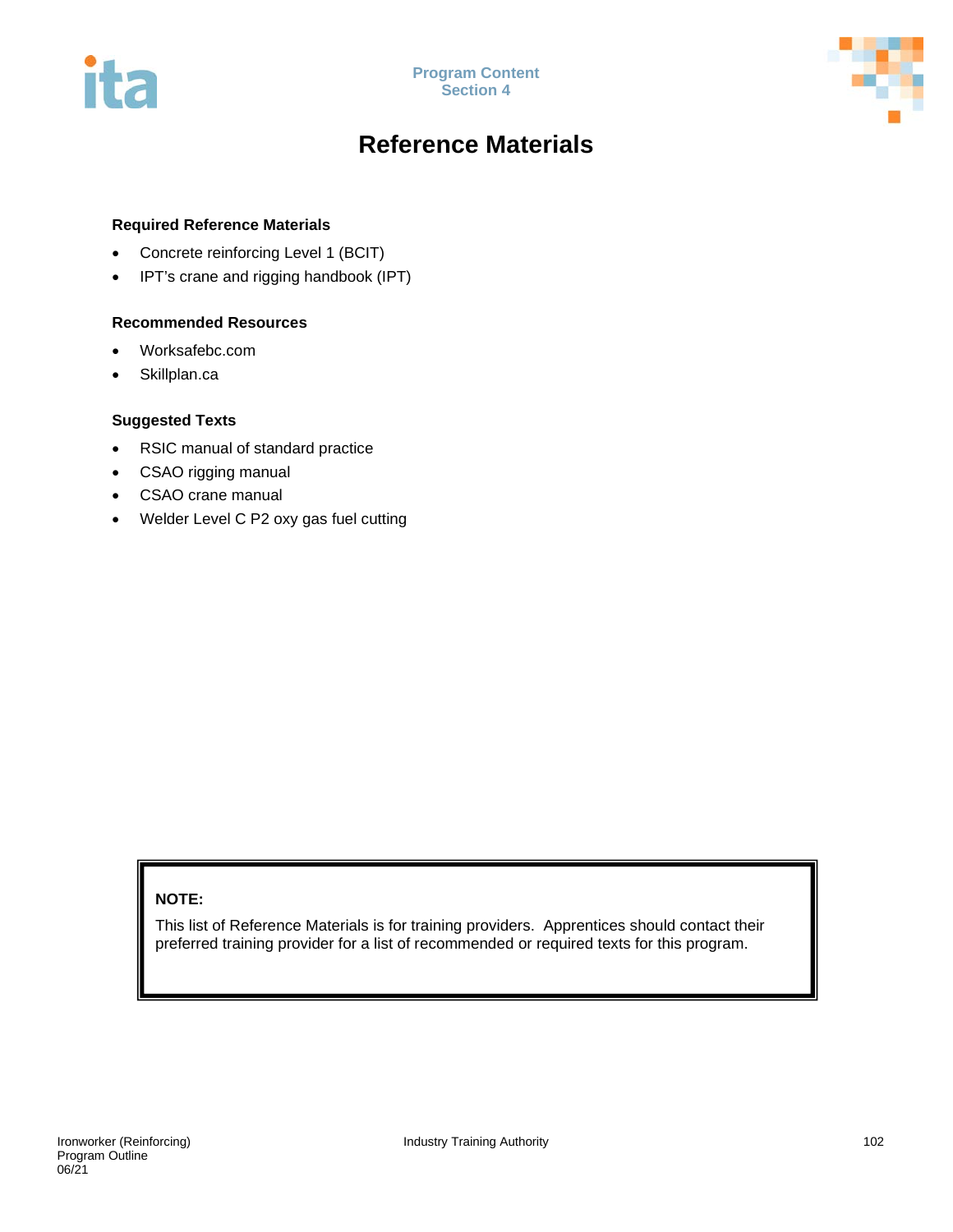# Reference Materials

### Required Reference Materials

- Concrete reinforcing Level 1 (BCIT)
- IPT's crane and rigging handbook (IPT)

### Recommended Resources

- Worksafebc.com
- Skillplan.ca

### Suggested Texts

- RSIC manual of standard practice
- CSAO rigging manual
- CSAO crane manual
- Welder Level C P2 oxy gas fuel cutting

> **NOTE:**
>
> This list of Reference Materials is for training providers. Apprentices should contact their preferred training provider for a list of recommended or required texts for this program.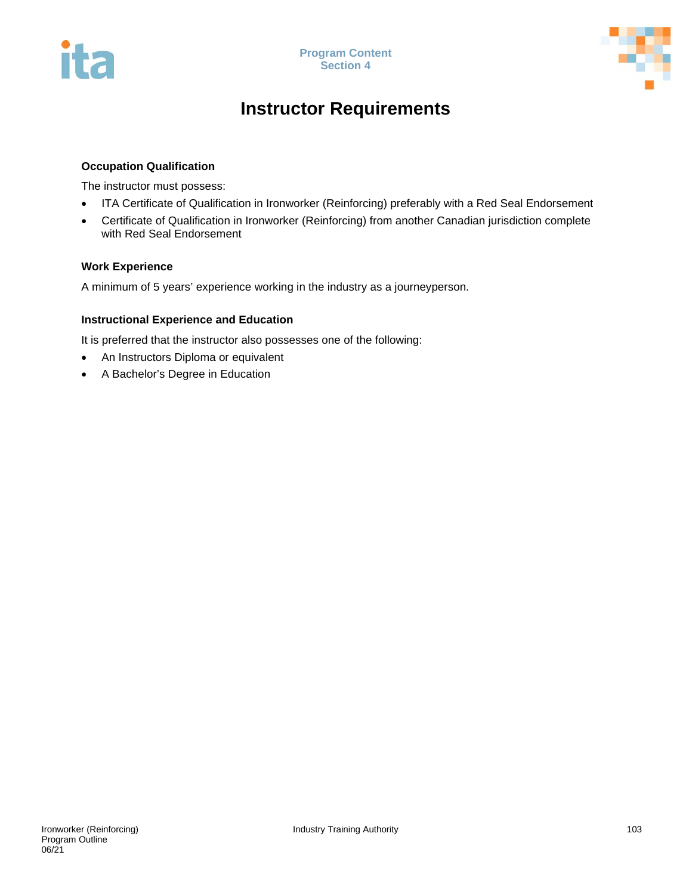# Instructor Requirements

### Occupation Qualification

The instructor must possess:

- ITA Certificate of Qualification in Ironworker (Reinforcing) preferably with a Red Seal Endorsement
- Certificate of Qualification in Ironworker (Reinforcing) from another Canadian jurisdiction complete with Red Seal Endorsement

### Work Experience

A minimum of 5 years' experience working in the industry as a journeyperson.

### Instructional Experience and Education

It is preferred that the instructor also possesses one of the following:

- An Instructors Diploma or equivalent
- A Bachelor's Degree in Education